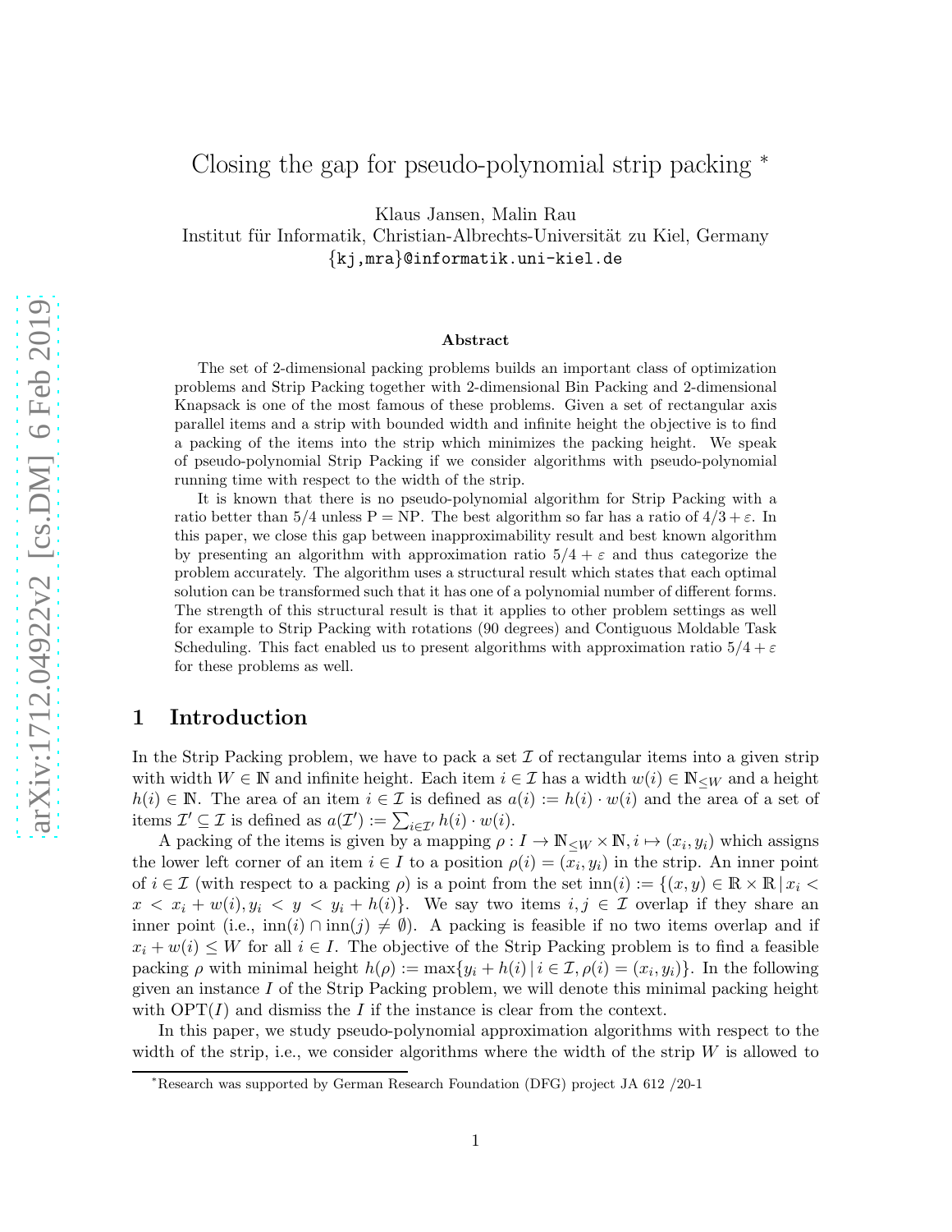# Closing the gap for pseudo-polynomial strip packing *

Klaus Jansen, Malin Rau

Institut für Informatik, Christian-Albrechts-Universität zu Kiel, Germany

{kj,mra}@informatik.uni-kiel.de

### Abstract

The set of 2-dimensional packing problems builds an important class of optimization problems and Strip Packing together with 2-dimensional Bin Packing and 2-dimensional Knapsack is one of the most famous of these problems. Given a set of rectangular axis parallel items and a strip with bounded width and infinite height the objective is to find a packing of the items into the strip which minimizes the packing height. We speak of pseudo-polynomial Strip Packing if we consider algorithms with pseudo-polynomial running time with respect to the width of the strip.

It is known that there is no pseudo-polynomial algorithm for Strip Packing with a ratio better than $5/4$ unless P = NP. The best algorithm so far has a ratio of $4/3+\varepsilon$. In this paper, we close this gap between inapproximability result and best known algorithm by presenting an algorithm with approximation ratio $5/4+\varepsilon$ and thus categorize the problem accurately. The algorithm uses a structural result which states that each optimal solution can be transformed such that it has one of a polynomial number of different forms. The strength of this structural result is that it applies to other problem settings as well for example to Strip Packing with rotations (90 degrees) and Contiguous Moldable Task Scheduling. This fact enabled us to present algorithms with approximation ratio $5/4+\varepsilon$ for these problems as well.

## 1 Introduction

In the Strip Packing problem, we have to pack a set $\mathcal{I}$ of rectangular items into a given strip with width $W \in \mathbb{N}$ and infinite height. Each item $i \in \mathcal{I}$ has a width $w(i) \in \mathbb{N}_{\leq W}$ and a height $h(i) \in \mathbb{N}$. The area of an item $i \in \mathcal{I}$ is defined as $a(i) := h(i) \cdot w(i)$ and the area of a set of items $\mathcal{I}' \subseteq \mathcal{I}$ is defined as $a(\mathcal{I}') := \sum_{i\in\mathcal{I}'} h(i) \cdot w(i)$.

A packing of the items is given by a mapping $\rho : I \to \mathbb{N}_{\leq W} \times \mathbb{N}, i \mapsto (x_i, y_i)$ which assigns the lower left corner of an item $i \in I$ to a position $\rho(i) = (x_i, y_i)$ in the strip. An inner point of $i \in \mathcal{I}$ (with respect to a packing $\rho$) is a point from the set $\text{inn}(i) := \{(x, y) \in \mathbb{R} \times \mathbb{R} \,|\, x_i < x < x_i + w(i), y_i < y < y_i + h(i)\}$. We say two items $i, j \in \mathcal{I}$ overlap if they share an inner point (i.e., $\text{inn}(i) \cap \text{inn}(j) \neq \emptyset$). A packing is feasible if no two items overlap and if $x_i + w(i) \leq W$ for all $i \in I$. The objective of the Strip Packing problem is to find a feasible packing $\rho$ with minimal height $h(\rho) := \max\{y_i + h(i) \,|\, i \in \mathcal{I}, \rho(i) = (x_i, y_i)\}$. In the following given an instance $I$ of the Strip Packing problem, we will denote this minimal packing height with $\text{OPT}(I)$ and dismiss the $I$ if the instance is clear from the context.

In this paper, we study pseudo-polynomial approximation algorithms with respect to the width of the strip, i.e., we consider algorithms where the width of the strip $W$ is allowed to

*Research was supported by German Research Foundation (DFG) project JA 612 /20-1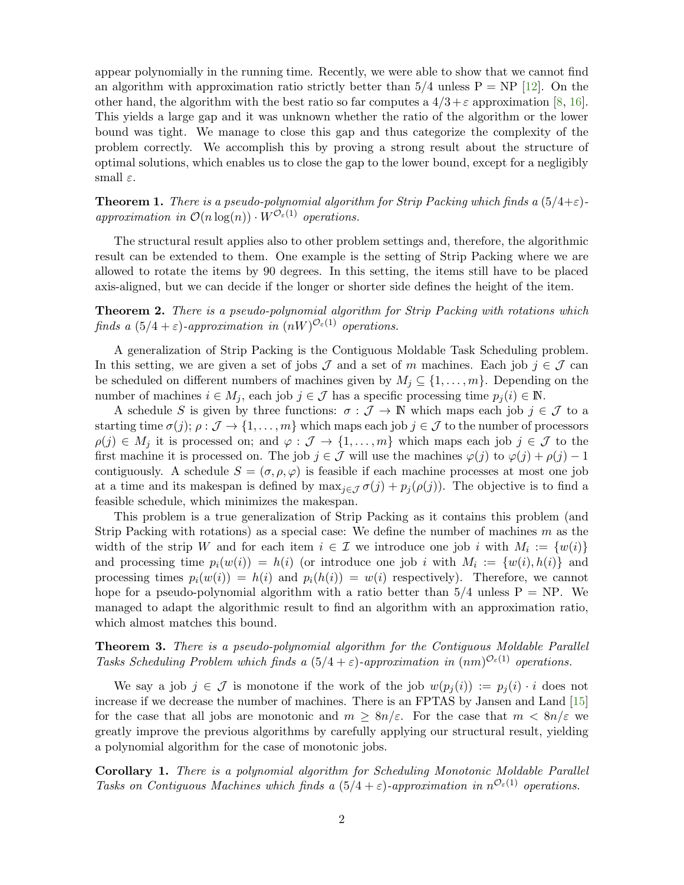appear polynomially in the running time. Recently, we were able to show that we cannot find an algorithm with approximation ratio strictly better than $5/4$ unless P = NP [12]. On the other hand, the algorithm with the best ratio so far computes a $4/3+\varepsilon$ approximation [8, 16]. This yields a large gap and it was unknown whether the ratio of the algorithm or the lower bound was tight. We manage to close this gap and thus categorize the complexity of the problem correctly. We accomplish this by proving a strong result about the structure of optimal solutions, which enables us to close the gap to the lower bound, except for a negligibly small $\varepsilon$.

**Theorem 1.** *There is a pseudo-polynomial algorithm for Strip Packing which finds a $(5/4+\varepsilon)$-approximation in $\mathcal{O}(n\log(n)) \cdot W^{\mathcal{O}_\varepsilon(1)}$ operations.*

The structural result applies also to other problem settings and, therefore, the algorithmic result can be extended to them. One example is the setting of Strip Packing where we are allowed to rotate the items by 90 degrees. In this setting, the items still have to be placed axis-aligned, but we can decide if the longer or shorter side defines the height of the item.

**Theorem 2.** *There is a pseudo-polynomial algorithm for Strip Packing with rotations which finds a $(5/4+\varepsilon)$-approximation in $(nW)^{\mathcal{O}_\varepsilon(1)}$ operations.*

A generalization of Strip Packing is the Contiguous Moldable Task Scheduling problem. In this setting, we are given a set of jobs $\mathcal{J}$ and a set of $m$ machines. Each job $j \in \mathcal{J}$ can be scheduled on different numbers of machines given by $M_j \subseteq \{1,\dots,m\}$. Depending on the number of machines $i \in M_j$, each job $j \in \mathcal{J}$ has a specific processing time $p_j(i) \in \mathbb{N}$.

A schedule $S$ is given by three functions: $\sigma : \mathcal{J} \to \mathbb{N}$ which maps each job $j \in \mathcal{J}$ to a starting time $\sigma(j)$; $\rho : \mathcal{J} \to \{1,\dots,m\}$ which maps each job $j \in \mathcal{J}$ to the number of processors $\rho(j) \in M_j$ it is processed on; and $\varphi : \mathcal{J} \to \{1,\dots,m\}$ which maps each job $j \in \mathcal{J}$ to the first machine it is processed on. The job $j \in \mathcal{J}$ will use the machines $\varphi(j)$ to $\varphi(j)+\rho(j)-1$ contiguously. A schedule $S = (\sigma,\rho,\varphi)$ is feasible if each machine processes at most one job at a time and its makespan is defined by $\max_{j\in\mathcal{J}} \sigma(j) + p_j(\rho(j))$. The objective is to find a feasible schedule, which minimizes the makespan.

This problem is a true generalization of Strip Packing as it contains this problem (and Strip Packing with rotations) as a special case: We define the number of machines $m$ as the width of the strip $W$ and for each item $i \in \mathcal{I}$ we introduce one job $i$ with $M_i := \{w(i)\}$ and processing time $p_i(w(i)) = h(i)$ (or introduce one job $i$ with $M_i := \{w(i), h(i)\}$ and processing times $p_i(w(i)) = h(i)$ and $p_i(h(i)) = w(i)$ respectively). Therefore, we cannot hope for a pseudo-polynomial algorithm with a ratio better than $5/4$ unless P = NP. We managed to adapt the algorithmic result to find an algorithm with an approximation ratio, which almost matches this bound.

**Theorem 3.** *There is a pseudo-polynomial algorithm for the Contiguous Moldable Parallel Tasks Scheduling Problem which finds a $(5/4+\varepsilon)$-approximation in $(nm)^{\mathcal{O}_\varepsilon(1)}$ operations.*

We say a job $j \in \mathcal{J}$ is monotone if the work of the job $w(p_j(i)) := p_j(i) \cdot i$ does not increase if we decrease the number of machines. There is an FPTAS by Jansen and Land [15] for the case that all jobs are monotonic and $m \geq 8n/\varepsilon$. For the case that $m < 8n/\varepsilon$ we greatly improve the previous algorithms by carefully applying our structural result, yielding a polynomial algorithm for the case of monotonic jobs.

**Corollary 1.** *There is a polynomial algorithm for Scheduling Monotonic Moldable Parallel Tasks on Contiguous Machines which finds a $(5/4+\varepsilon)$-approximation in $n^{\mathcal{O}_\varepsilon(1)}$ operations.*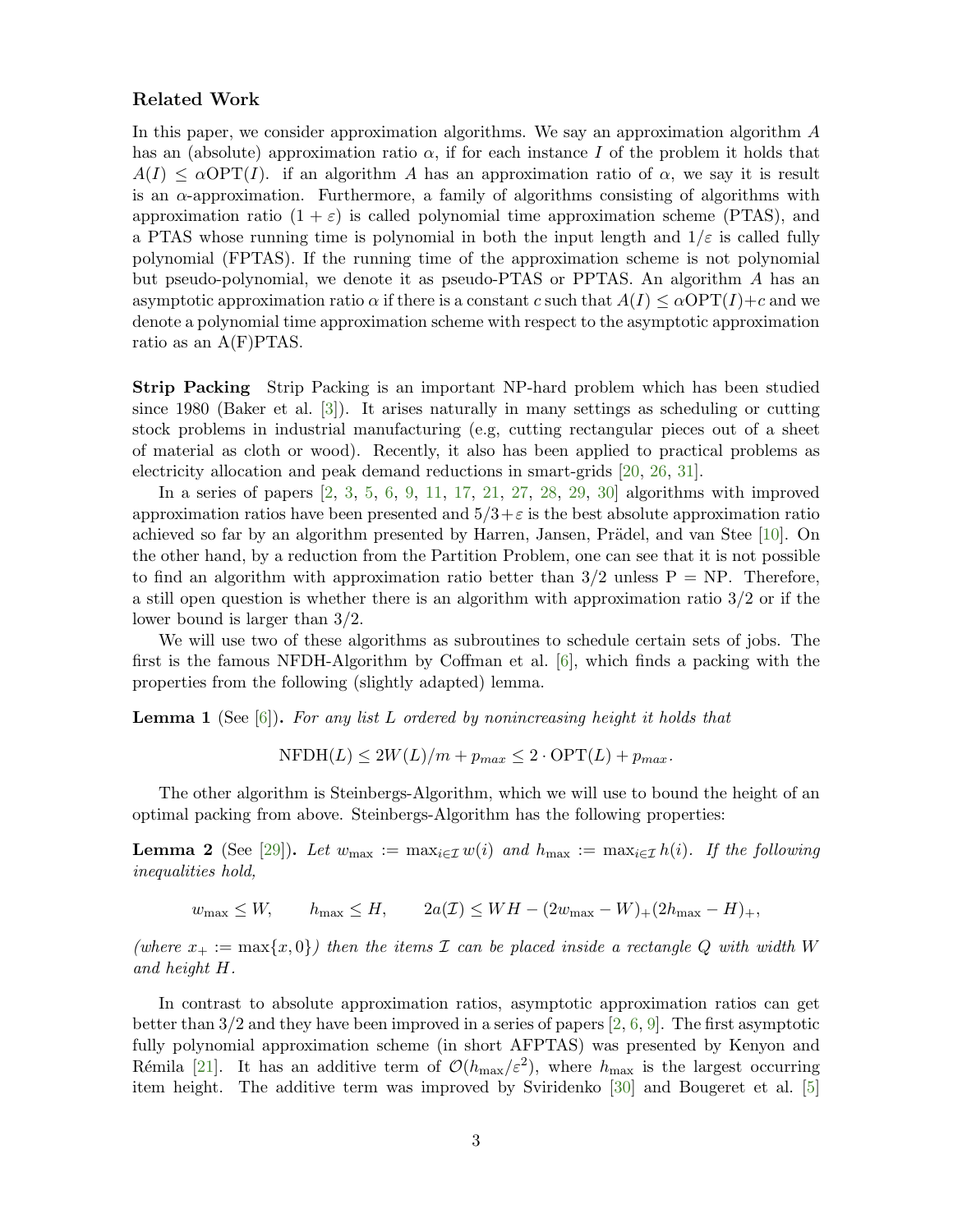### Related Work

In this paper, we consider approximation algorithms. We say an approximation algorithm $A$ has an (absolute) approximation ratio $\alpha$, if for each instance $I$ of the problem it holds that $A(I) \leq \alpha \mathrm{OPT}(I)$. if an algorithm $A$ has an approximation ratio of $\alpha$, we say it is result is an $\alpha$-approximation. Furthermore, a family of algorithms consisting of algorithms with approximation ratio $(1 + \varepsilon)$ is called polynomial time approximation scheme (PTAS), and a PTAS whose running time is polynomial in both the input length and $1/\varepsilon$ is called fully polynomial (FPTAS). If the running time of the approximation scheme is not polynomial but pseudo-polynomial, we denote it as pseudo-PTAS or PPTAS. An algorithm $A$ has an asymptotic approximation ratio $\alpha$ if there is a constant $c$ such that $A(I) \leq \alpha \mathrm{OPT}(I)+c$ and we denote a polynomial time approximation scheme with respect to the asymptotic approximation ratio as an A(F)PTAS.

**Strip Packing** Strip Packing is an important NP-hard problem which has been studied since 1980 (Baker et al. [3]). It arises naturally in many settings as scheduling or cutting stock problems in industrial manufacturing (e.g, cutting rectangular pieces out of a sheet of material as cloth or wood). Recently, it also has been applied to practical problems as electricity allocation and peak demand reductions in smart-grids [20, 26, 31].

In a series of papers [2, 3, 5, 6, 9, 11, 17, 21, 27, 28, 29, 30] algorithms with improved approximation ratios have been presented and $5/3+\varepsilon$ is the best absolute approximation ratio achieved so far by an algorithm presented by Harren, Jansen, Prädel, and van Stee [10]. On the other hand, by a reduction from the Partition Problem, one can see that it is not possible to find an algorithm with approximation ratio better than $3/2$ unless P = NP. Therefore, a still open question is whether there is an algorithm with approximation ratio $3/2$ or if the lower bound is larger than $3/2$.

We will use two of these algorithms as subroutines to schedule certain sets of jobs. The first is the famous NFDH-Algorithm by Coffman et al. [6], which finds a packing with the properties from the following (slightly adapted) lemma.

**Lemma 1** (See [6]). *For any list $L$ ordered by nonincreasing height it holds that*

$$\mathrm{NFDH}(L) \leq 2W(L)/m + p_{max} \leq 2 \cdot \mathrm{OPT}(L) + p_{max}.$$

The other algorithm is Steinbergs-Algorithm, which we will use to bound the height of an optimal packing from above. Steinbergs-Algorithm has the following properties:

**Lemma 2** (See [29]). *Let $w_{\max} := \max_{i \in \mathcal{I}} w(i)$ and $h_{\max} := \max_{i \in \mathcal{I}} h(i)$. If the following inequalities hold,*

$$w_{\max} \leq W, \qquad h_{\max} \leq H, \qquad 2a(\mathcal{I}) \leq WH - (2w_{\max} - W)_+(2h_{\max} - H)_+,$$

*(where $x_+ := \max\{x, 0\}$) then the items $\mathcal{I}$ can be placed inside a rectangle $Q$ with width $W$ and height $H$.*

In contrast to absolute approximation ratios, asymptotic approximation ratios can get better than $3/2$ and they have been improved in a series of papers [2, 6, 9]. The first asymptotic fully polynomial approximation scheme (in short AFPTAS) was presented by Kenyon and Rémila [21]. It has an additive term of $\mathcal{O}(h_{\max}/\varepsilon^2)$, where $h_{\max}$ is the largest occurring item height. The additive term was improved by Sviridenko [30] and Bougeret et al. [5]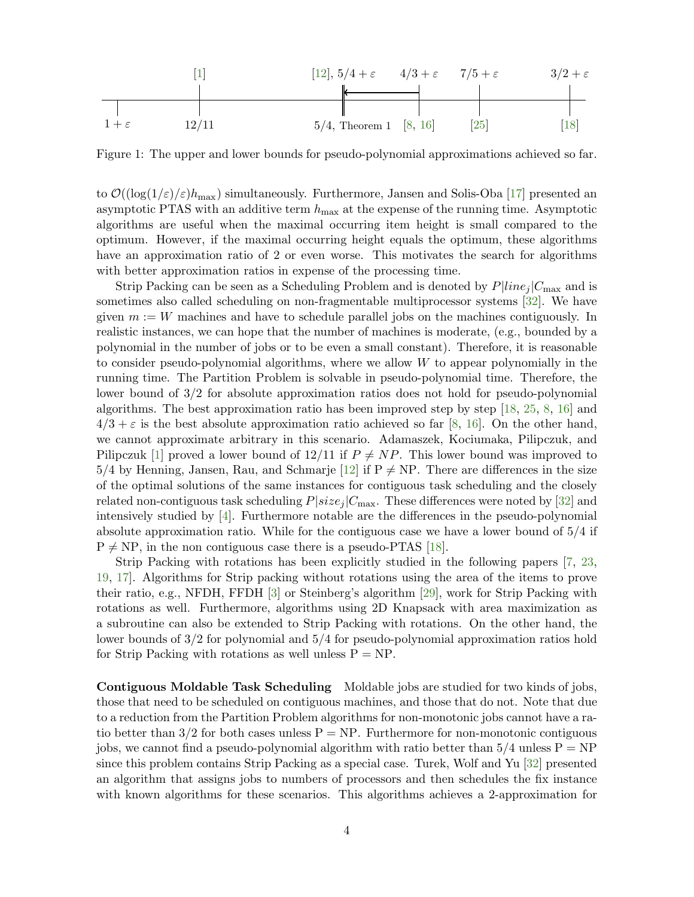Figure 1: The upper and lower bounds for pseudo-polynomial approximations achieved so far.

to $\mathcal{O}((\log(1/\varepsilon)/\varepsilon)h_{\max})$ simultaneously. Furthermore, Jansen and Solis-Oba [17] presented an asymptotic PTAS with an additive term $h_{\max}$ at the expense of the running time. Asymptotic algorithms are useful when the maximal occurring item height is small compared to the optimum. However, if the maximal occurring height equals the optimum, these algorithms have an approximation ratio of 2 or even worse. This motivates the search for algorithms with better approximation ratios in expense of the processing time.

Strip Packing can be seen as a Scheduling Problem and is denoted by $P|line_j|C_{\max}$ and is sometimes also called scheduling on non-fragmentable multiprocessor systems [32]. We have given $m := W$ machines and have to schedule parallel jobs on the machines contiguously. In realistic instances, we can hope that the number of machines is moderate, (e.g., bounded by a polynomial in the number of jobs or to be even a small constant). Therefore, it is reasonable to consider pseudo-polynomial algorithms, where we allow $W$ to appear polynomially in the running time. The Partition Problem is solvable in pseudo-polynomial time. Therefore, the lower bound of $3/2$ for absolute approximation ratios does not hold for pseudo-polynomial algorithms. The best approximation ratio has been improved step by step [18, 25, 8, 16] and $4/3 + \varepsilon$ is the best absolute approximation ratio achieved so far [8, 16]. On the other hand, we cannot approximate arbitrary in this scenario. Adamaszek, Kociumaka, Pilipczuk, and Pilipczuk [1] proved a lower bound of $12/11$ if $P \neq NP$. This lower bound was improved to $5/4$ by Henning, Jansen, Rau, and Schmarje [12] if $\mathrm{P} \neq \mathrm{NP}$. There are differences in the size of the optimal solutions of the same instances for contiguous task scheduling and the closely related non-contiguous task scheduling $P|size_j|C_{\max}$. These differences were noted by [32] and intensively studied by [4]. Furthermore notable are the differences in the pseudo-polynomial absolute approximation ratio. While for the contiguous case we have a lower bound of $5/4$ if $\mathrm{P} \neq \mathrm{NP}$, in the non contiguous case there is a pseudo-PTAS [18].

Strip Packing with rotations has been explicitly studied in the following papers [7, 23, 19, 17]. Algorithms for Strip packing without rotations using the area of the items to prove their ratio, e.g., NFDH, FFDH [3] or Steinberg's algorithm [29], work for Strip Packing with rotations as well. Furthermore, algorithms using 2D Knapsack with area maximization as a subroutine can also be extended to Strip Packing with rotations. On the other hand, the lower bounds of $3/2$ for polynomial and $5/4$ for pseudo-polynomial approximation ratios hold for Strip Packing with rotations as well unless $\mathrm{P} = \mathrm{NP}$.

**Contiguous Moldable Task Scheduling** Moldable jobs are studied for two kinds of jobs, those that need to be scheduled on contiguous machines, and those that do not. Note that due to a reduction from the Partition Problem algorithms for non-monotonic jobs cannot have a ratio better than $3/2$ for both cases unless $\mathrm{P} = \mathrm{NP}$. Furthermore for non-monotonic contiguous jobs, we cannot find a pseudo-polynomial algorithm with ratio better than $5/4$ unless $\mathrm{P} = \mathrm{NP}$ since this problem contains Strip Packing as a special case. Turek, Wolf and Yu [32] presented an algorithm that assigns jobs to numbers of processors and then schedules the fix instance with known algorithms for these scenarios. This algorithms achieves a 2-approximation for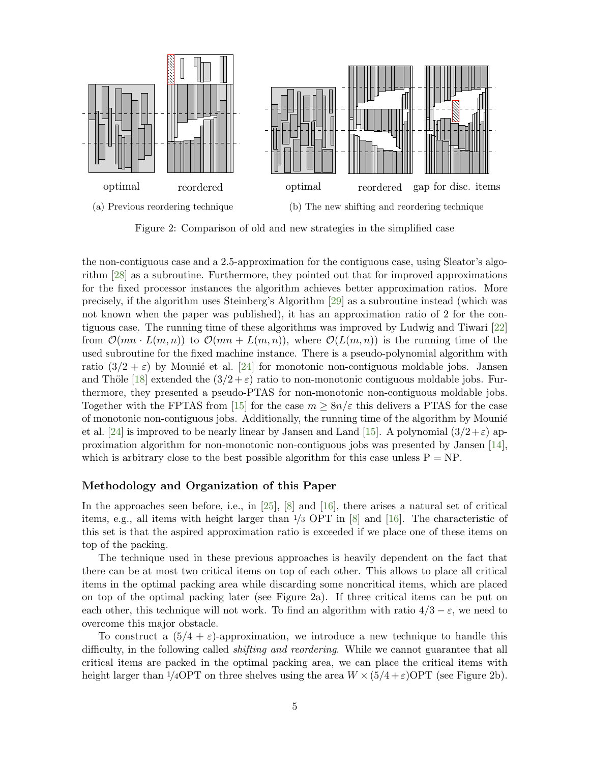optimal reordered

(a) Previous reordering technique

optimal reordered gap for disc. items

(b) The new shifting and reordering technique

Figure 2: Comparison of old and new strategies in the simplified case

the non-contiguous case and a 2.5-approximation for the contiguous case, using Sleator's algorithm [28] as a subroutine. Furthermore, they pointed out that for improved approximations for the fixed processor instances the algorithm achieves better approximation ratios. More precisely, if the algorithm uses Steinberg's Algorithm [29] as a subroutine instead (which was not known when the paper was published), it has an approximation ratio of 2 for the contiguous case. The running time of these algorithms was improved by Ludwig and Tiwari [22] from $\mathcal{O}(mn \cdot L(m,n))$ to $\mathcal{O}(mn + L(m,n))$, where $\mathcal{O}(L(m,n))$ is the running time of the used subroutine for the fixed machine instance. There is a pseudo-polynomial algorithm with ratio $(3/2+\varepsilon)$ by Mounié et al. [24] for monotonic non-contiguous moldable jobs. Jansen and Thöle [18] extended the $(3/2+\varepsilon)$ ratio to non-monotonic contiguous moldable jobs. Furthermore, they presented a pseudo-PTAS for non-monotonic non-contiguous moldable jobs. Together with the FPTAS from [15] for the case $m \geq 8n/\varepsilon$ this delivers a PTAS for the case of monotonic non-contiguous jobs. Additionally, the running time of the algorithm by Mounié et al. [24] is improved to be nearly linear by Jansen and Land [15]. A polynomial $(3/2+\varepsilon)$ approximation algorithm for non-monotonic non-contiguous jobs was presented by Jansen [14], which is arbitrary close to the best possible algorithm for this case unless P = NP.

### Methodology and Organization of this Paper

In the approaches seen before, i.e., in [25], [8] and [16], there arises a natural set of critical items, e.g., all items with height larger than $1/3$ OPT in [8] and [16]. The characteristic of this set is that the aspired approximation ratio is exceeded if we place one of these items on top of the packing.

The technique used in these previous approaches is heavily dependent on the fact that there can be at most two critical items on top of each other. This allows to place all critical items in the optimal packing area while discarding some noncritical items, which are placed on top of the optimal packing later (see Figure 2a). If three critical items can be put on each other, this technique will not work. To find an algorithm with ratio $4/3-\varepsilon$, we need to overcome this major obstacle.

To construct a $(5/4+\varepsilon)$-approximation, we introduce a new technique to handle this difficulty, in the following called *shifting and reordering*. While we cannot guarantee that all critical items are packed in the optimal packing area, we can place the critical items with height larger than $1/4$OPT on three shelves using the area $W \times (5/4+\varepsilon)$OPT (see Figure 2b).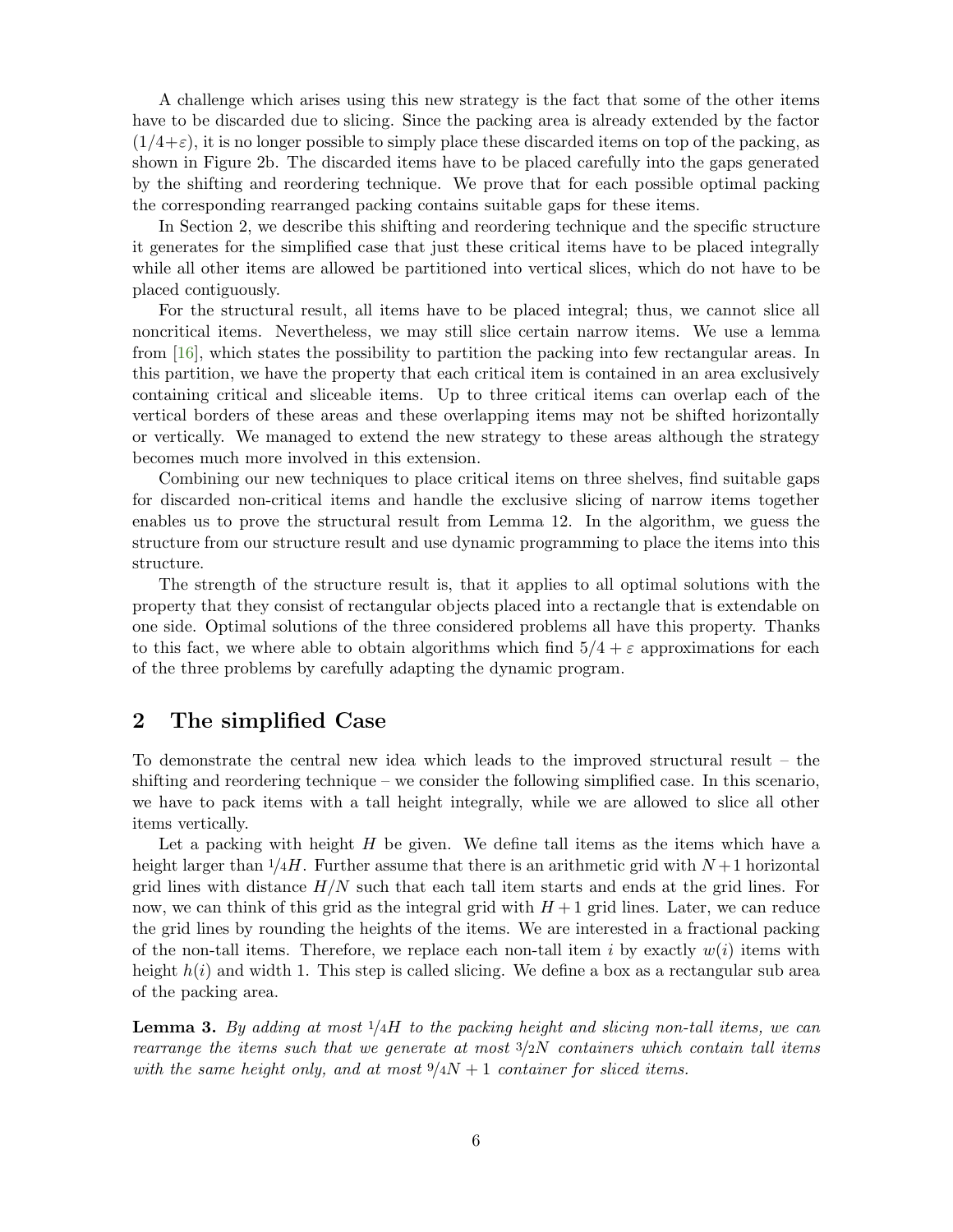A challenge which arises using this new strategy is the fact that some of the other items have to be discarded due to slicing. Since the packing area is already extended by the factor $(1/4+\varepsilon)$, it is no longer possible to simply place these discarded items on top of the packing, as shown in Figure 2b. The discarded items have to be placed carefully into the gaps generated by the shifting and reordering technique. We prove that for each possible optimal packing the corresponding rearranged packing contains suitable gaps for these items.

In Section 2, we describe this shifting and reordering technique and the specific structure it generates for the simplified case that just these critical items have to be placed integrally while all other items are allowed be partitioned into vertical slices, which do not have to be placed contiguously.

For the structural result, all items have to be placed integral; thus, we cannot slice all noncritical items. Nevertheless, we may still slice certain narrow items. We use a lemma from [16], which states the possibility to partition the packing into few rectangular areas. In this partition, we have the property that each critical item is contained in an area exclusively containing critical and sliceable items. Up to three critical items can overlap each of the vertical borders of these areas and these overlapping items may not be shifted horizontally or vertically. We managed to extend the new strategy to these areas although the strategy becomes much more involved in this extension.

Combining our new techniques to place critical items on three shelves, find suitable gaps for discarded non-critical items and handle the exclusive slicing of narrow items together enables us to prove the structural result from Lemma 12. In the algorithm, we guess the structure from our structure result and use dynamic programming to place the items into this structure.

The strength of the structure result is, that it applies to all optimal solutions with the property that they consist of rectangular objects placed into a rectangle that is extendable on one side. Optimal solutions of the three considered problems all have this property. Thanks to this fact, we where able to obtain algorithms which find $5/4 + \varepsilon$ approximations for each of the three problems by carefully adapting the dynamic program.

## 2 The simplified Case

To demonstrate the central new idea which leads to the improved structural result – the shifting and reordering technique – we consider the following simplified case. In this scenario, we have to pack items with a tall height integrally, while we are allowed to slice all other items vertically.

Let a packing with height $H$ be given. We define tall items as the items which have a height larger than $1/4 H$. Further assume that there is an arithmetic grid with $N+1$ horizontal grid lines with distance $H/N$ such that each tall item starts and ends at the grid lines. For now, we can think of this grid as the integral grid with $H+1$ grid lines. Later, we can reduce the grid lines by rounding the heights of the items. We are interested in a fractional packing of the non-tall items. Therefore, we replace each non-tall item $i$ by exactly $w(i)$ items with height $h(i)$ and width 1. This step is called slicing. We define a box as a rectangular sub area of the packing area.

**Lemma 3.** *By adding at most $1/4 H$ to the packing height and slicing non-tall items, we can rearrange the items such that we generate at most $3/2 N$ containers which contain tall items with the same height only, and at most $9/4 N + 1$ container for sliced items.*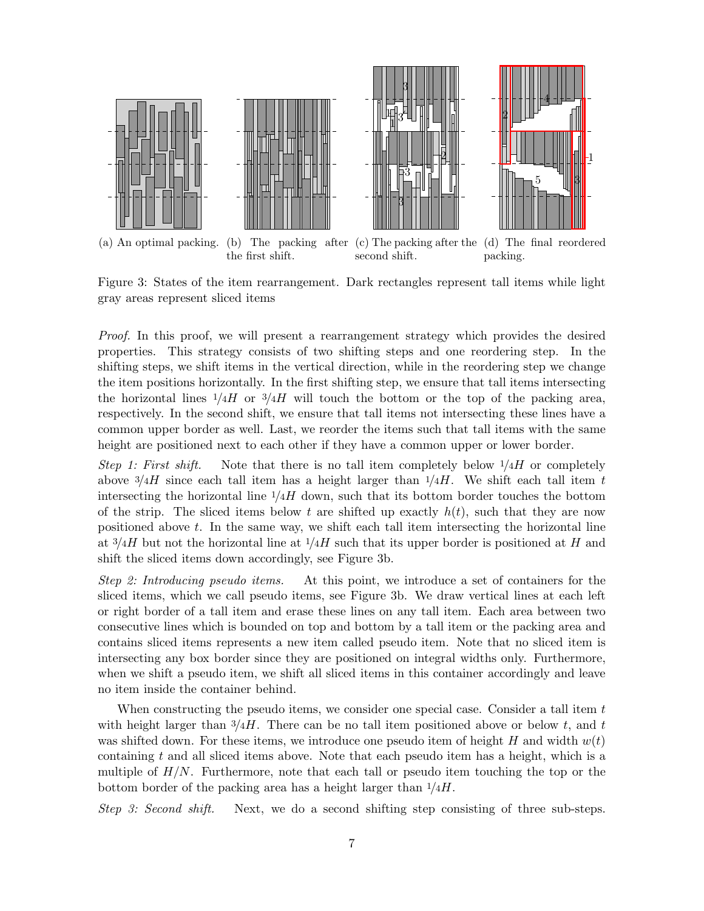(a) An optimal packing. (b) The packing after the first shift. (c) The packing after the second shift. (d) The final reordered packing.

Figure 3: States of the item rearrangement. Dark rectangles represent tall items while light gray areas represent sliced items

*Proof.* In this proof, we will present a rearrangement strategy which provides the desired properties. This strategy consists of two shifting steps and one reordering step. In the shifting steps, we shift items in the vertical direction, while in the reordering step we change the item positions horizontally. In the first shifting step, we ensure that tall items intersecting the horizontal lines $1/4H$ or $3/4H$ will touch the bottom or the top of the packing area, respectively. In the second shift, we ensure that tall items not intersecting these lines have a common upper border as well. Last, we reorder the items such that tall items with the same height are positioned next to each other if they have a common upper or lower border.

*Step 1: First shift.* Note that there is no tall item completely below $1/4H$ or completely above $3/4H$ since each tall item has a height larger than $1/4H$. We shift each tall item $t$ intersecting the horizontal line $1/4H$ down, such that its bottom border touches the bottom of the strip. The sliced items below $t$ are shifted up exactly $h(t)$, such that they are now positioned above $t$. In the same way, we shift each tall item intersecting the horizontal line at $3/4H$ but not the horizontal line at $1/4H$ such that its upper border is positioned at $H$ and shift the sliced items down accordingly, see Figure 3b.

*Step 2: Introducing pseudo items.* At this point, we introduce a set of containers for the sliced items, which we call pseudo items, see Figure 3b. We draw vertical lines at each left or right border of a tall item and erase these lines on any tall item. Each area between two consecutive lines which is bounded on top and bottom by a tall item or the packing area and contains sliced items represents a new item called pseudo item. Note that no sliced item is intersecting any box border since they are positioned on integral widths only. Furthermore, when we shift a pseudo item, we shift all sliced items in this container accordingly and leave no item inside the container behind.

When constructing the pseudo items, we consider one special case. Consider a tall item $t$ with height larger than $3/4H$. There can be no tall item positioned above or below $t$, and $t$ was shifted down. For these items, we introduce one pseudo item of height $H$ and width $w(t)$ containing $t$ and all sliced items above. Note that each pseudo item has a height, which is a multiple of $H/N$. Furthermore, note that each tall or pseudo item touching the top or the bottom border of the packing area has a height larger than $1/4H$.

*Step 3: Second shift.* Next, we do a second shifting step consisting of three sub-steps.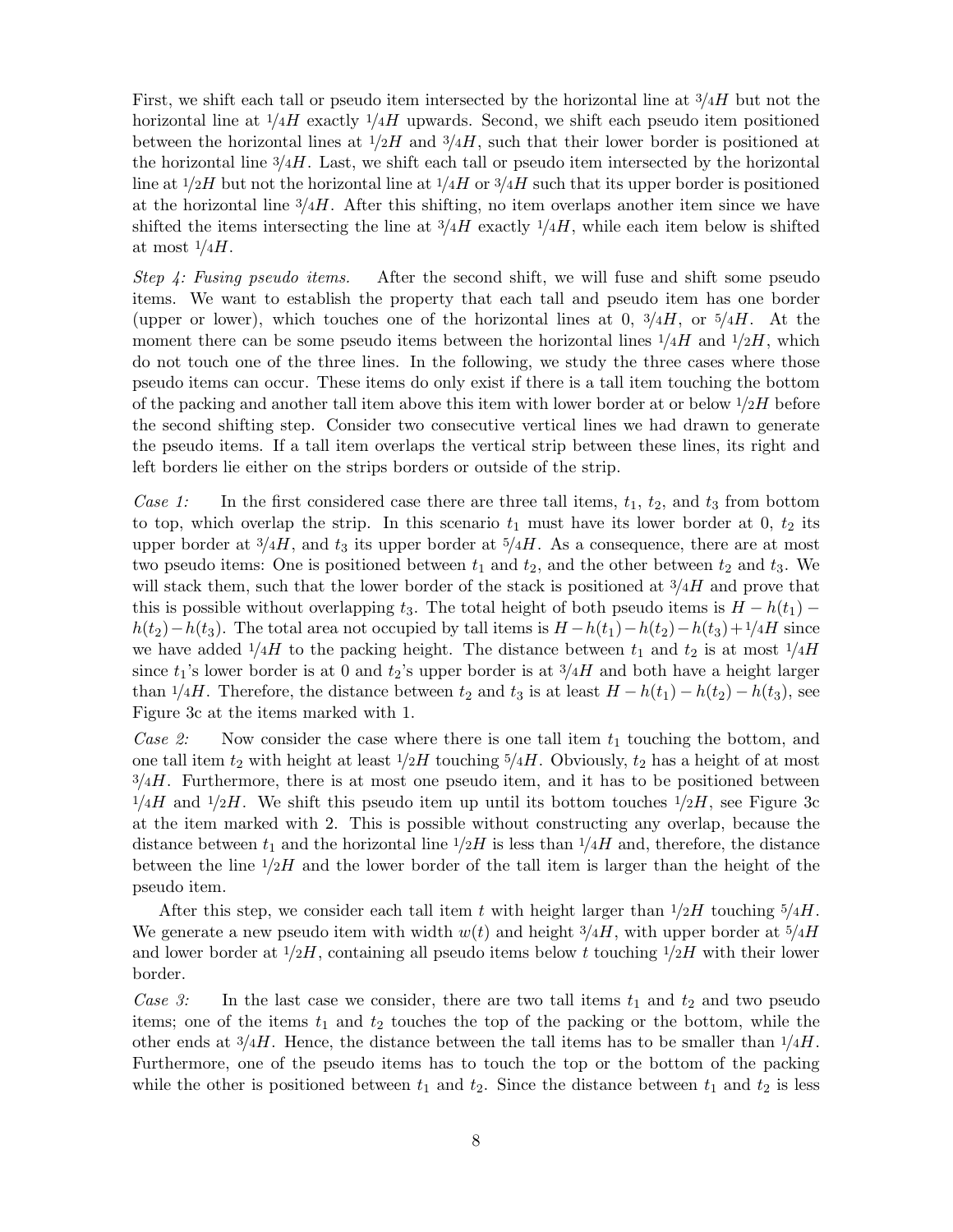First, we shift each tall or pseudo item intersected by the horizontal line at $3/4H$ but not the horizontal line at $1/4H$ exactly $1/4H$ upwards. Second, we shift each pseudo item positioned between the horizontal lines at $1/2H$ and $3/4H$, such that their lower border is positioned at the horizontal line $3/4H$. Last, we shift each tall or pseudo item intersected by the horizontal line at $1/2H$ but not the horizontal line at $1/4H$ or $3/4H$ such that its upper border is positioned at the horizontal line $3/4H$. After this shifting, no item overlaps another item since we have shifted the items intersecting the line at $3/4H$ exactly $1/4H$, while each item below is shifted at most $1/4H$.

*Step 4: Fusing pseudo items.* After the second shift, we will fuse and shift some pseudo items. We want to establish the property that each tall and pseudo item has one border (upper or lower), which touches one of the horizontal lines at 0, $3/4H$, or $5/4H$. At the moment there can be some pseudo items between the horizontal lines $1/4H$ and $1/2H$, which do not touch one of the three lines. In the following, we study the three cases where those pseudo items can occur. These items do only exist if there is a tall item touching the bottom of the packing and another tall item above this item with lower border at or below $1/2H$ before the second shifting step. Consider two consecutive vertical lines we had drawn to generate the pseudo items. If a tall item overlaps the vertical strip between these lines, its right and left borders lie either on the strips borders or outside of the strip.

*Case 1:* In the first considered case there are three tall items, $t_1$, $t_2$, and $t_3$ from bottom to top, which overlap the strip. In this scenario $t_1$ must have its lower border at 0, $t_2$ its upper border at $3/4H$, and $t_3$ its upper border at $5/4H$. As a consequence, there are at most two pseudo items: One is positioned between $t_1$ and $t_2$, and the other between $t_2$ and $t_3$. We will stack them, such that the lower border of the stack is positioned at $3/4H$ and prove that this is possible without overlapping $t_3$. The total height of both pseudo items is $H - h(t_1) - h(t_2) - h(t_3)$. The total area not occupied by tall items is $H - h(t_1) - h(t_2) - h(t_3) + 1/4H$ since we have added $1/4H$ to the packing height. The distance between $t_1$ and $t_2$ is at most $1/4H$ since $t_1$'s lower border is at 0 and $t_2$'s upper border is at $3/4H$ and both have a height larger than $1/4H$. Therefore, the distance between $t_2$ and $t_3$ is at least $H - h(t_1) - h(t_2) - h(t_3)$, see Figure 3c at the items marked with 1.

*Case 2:* Now consider the case where there is one tall item $t_1$ touching the bottom, and one tall item $t_2$ with height at least $1/2H$ touching $5/4H$. Obviously, $t_2$ has a height of at most $3/4H$. Furthermore, there is at most one pseudo item, and it has to be positioned between $1/4H$ and $1/2H$. We shift this pseudo item up until its bottom touches $1/2H$, see Figure 3c at the item marked with 2. This is possible without constructing any overlap, because the distance between $t_1$ and the horizontal line $1/2H$ is less than $1/4H$ and, therefore, the distance between the line $1/2H$ and the lower border of the tall item is larger than the height of the pseudo item.

After this step, we consider each tall item $t$ with height larger than $1/2H$ touching $5/4H$. We generate a new pseudo item with width $w(t)$ and height $3/4H$, with upper border at $5/4H$ and lower border at $1/2H$, containing all pseudo items below $t$ touching $1/2H$ with their lower border.

*Case 3:* In the last case we consider, there are two tall items $t_1$ and $t_2$ and two pseudo items; one of the items $t_1$ and $t_2$ touches the top of the packing or the bottom, while the other ends at $3/4H$. Hence, the distance between the tall items has to be smaller than $1/4H$. Furthermore, one of the pseudo items has to touch the top or the bottom of the packing while the other is positioned between $t_1$ and $t_2$. Since the distance between $t_1$ and $t_2$ is less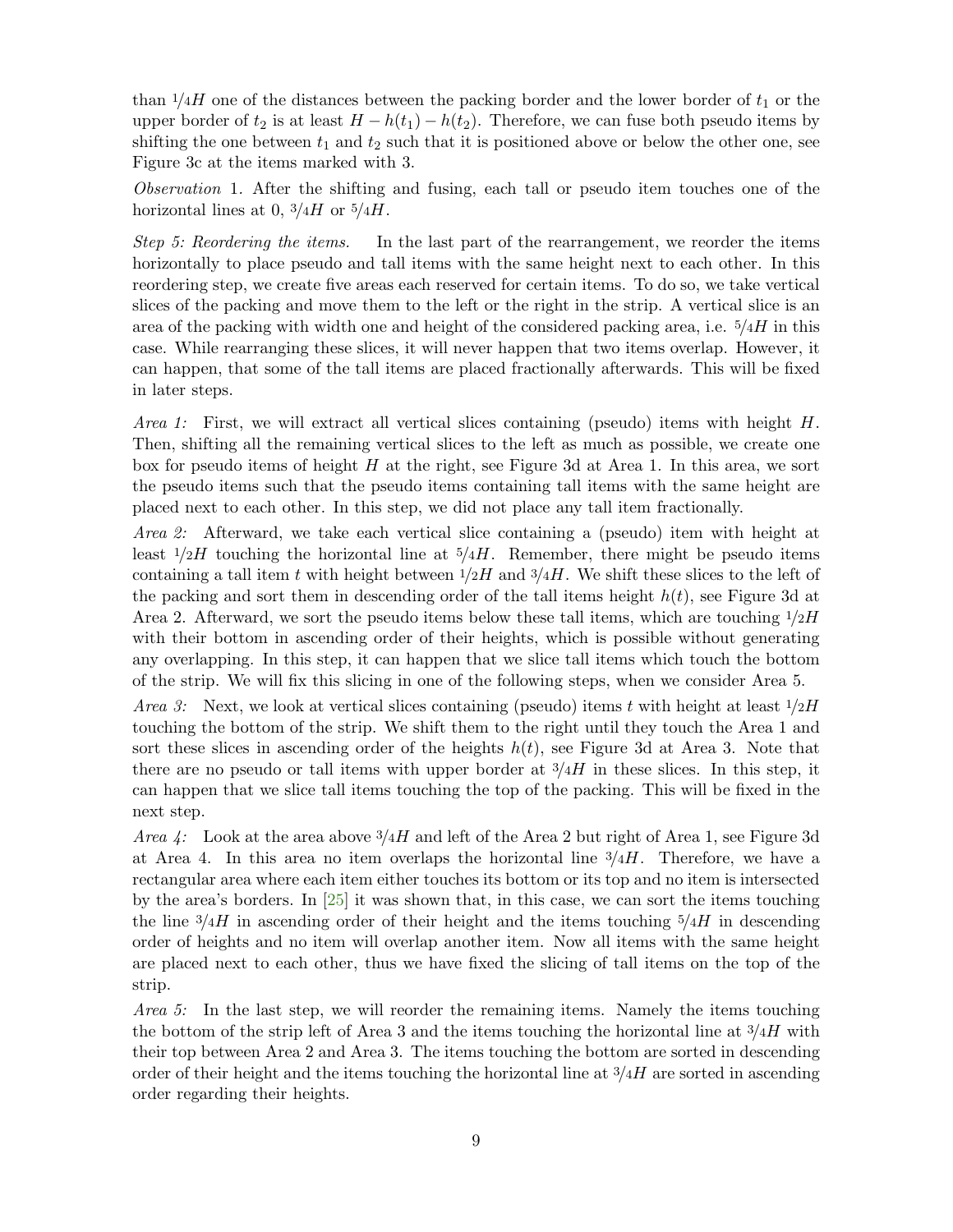than $1/4H$ one of the distances between the packing border and the lower border of $t_1$ or the upper border of $t_2$ is at least $H - h(t_1) - h(t_2)$. Therefore, we can fuse both pseudo items by shifting the one between $t_1$ and $t_2$ such that it is positioned above or below the other one, see Figure 3c at the items marked with 3.

*Observation* 1. After the shifting and fusing, each tall or pseudo item touches one of the horizontal lines at 0, $3/4H$ or $5/4H$.

*Step 5: Reordering the items.* In the last part of the rearrangement, we reorder the items horizontally to place pseudo and tall items with the same height next to each other. In this reordering step, we create five areas each reserved for certain items. To do so, we take vertical slices of the packing and move them to the left or the right in the strip. A vertical slice is an area of the packing with width one and height of the considered packing area, i.e. $5/4H$ in this case. While rearranging these slices, it will never happen that two items overlap. However, it can happen, that some of the tall items are placed fractionally afterwards. This will be fixed in later steps.

*Area 1:* First, we will extract all vertical slices containing (pseudo) items with height $H$. Then, shifting all the remaining vertical slices to the left as much as possible, we create one box for pseudo items of height $H$ at the right, see Figure 3d at Area 1. In this area, we sort the pseudo items such that the pseudo items containing tall items with the same height are placed next to each other. In this step, we did not place any tall item fractionally.

*Area 2:* Afterward, we take each vertical slice containing a (pseudo) item with height at least $1/2H$ touching the horizontal line at $5/4H$. Remember, there might be pseudo items containing a tall item $t$ with height between $1/2H$ and $3/4H$. We shift these slices to the left of the packing and sort them in descending order of the tall items height $h(t)$, see Figure 3d at Area 2. Afterward, we sort the pseudo items below these tall items, which are touching $1/2H$ with their bottom in ascending order of their heights, which is possible without generating any overlapping. In this step, it can happen that we slice tall items which touch the bottom of the strip. We will fix this slicing in one of the following steps, when we consider Area 5.

*Area 3:* Next, we look at vertical slices containing (pseudo) items $t$ with height at least $1/2H$ touching the bottom of the strip. We shift them to the right until they touch the Area 1 and sort these slices in ascending order of the heights $h(t)$, see Figure 3d at Area 3. Note that there are no pseudo or tall items with upper border at $3/4H$ in these slices. In this step, it can happen that we slice tall items touching the top of the packing. This will be fixed in the next step.

*Area 4:* Look at the area above $3/4H$ and left of the Area 2 but right of Area 1, see Figure 3d at Area 4. In this area no item overlaps the horizontal line $3/4H$. Therefore, we have a rectangular area where each item either touches its bottom or its top and no item is intersected by the area's borders. In [25] it was shown that, in this case, we can sort the items touching the line $3/4H$ in ascending order of their height and the items touching $5/4H$ in descending order of heights and no item will overlap another item. Now all items with the same height are placed next to each other, thus we have fixed the slicing of tall items on the top of the strip.

*Area 5:* In the last step, we will reorder the remaining items. Namely the items touching the bottom of the strip left of Area 3 and the items touching the horizontal line at $3/4H$ with their top between Area 2 and Area 3. The items touching the bottom are sorted in descending order of their height and the items touching the horizontal line at $3/4H$ are sorted in ascending order regarding their heights.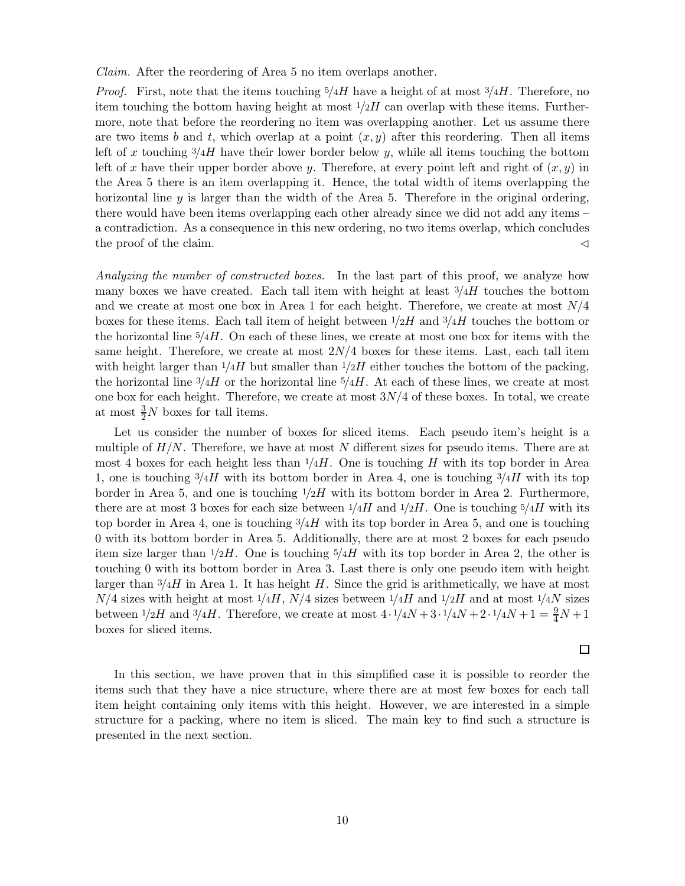*Claim.* After the reordering of Area 5 no item overlaps another.

*Proof.* First, note that the items touching $5/4H$ have a height of at most $3/4H$. Therefore, no item touching the bottom having height at most $1/2H$ can overlap with these items. Furthermore, note that before the reordering no item was overlapping another. Let us assume there are two items $b$ and $t$, which overlap at a point $(x, y)$ after this reordering. Then all items left of $x$ touching $3/4H$ have their lower border below $y$, while all items touching the bottom left of $x$ have their upper border above $y$. Therefore, at every point left and right of $(x, y)$ in the Area 5 there is an item overlapping it. Hence, the total width of items overlapping the horizontal line $y$ is larger than the width of the Area 5. Therefore in the original ordering, there would have been items overlapping each other already since we did not add any items – a contradiction. As a consequence in this new ordering, no two items overlap, which concludes the proof of the claim. $\lhd$

*Analyzing the number of constructed boxes.* In the last part of this proof, we analyze how many boxes we have created. Each tall item with height at least $3/4H$ touches the bottom and we create at most one box in Area 1 for each height. Therefore, we create at most $N/4$ boxes for these items. Each tall item of height between $1/2H$ and $3/4H$ touches the bottom or the horizontal line $5/4H$. On each of these lines, we create at most one box for items with the same height. Therefore, we create at most $2N/4$ boxes for these items. Last, each tall item with height larger than $1/4H$ but smaller than $1/2H$ either touches the bottom of the packing, the horizontal line $3/4H$ or the horizontal line $5/4H$. At each of these lines, we create at most one box for each height. Therefore, we create at most $3N/4$ of these boxes. In total, we create at most $\frac{3}{2}N$ boxes for tall items.

Let us consider the number of boxes for sliced items. Each pseudo item's height is a multiple of $H/N$. Therefore, we have at most $N$ different sizes for pseudo items. There are at most 4 boxes for each height less than $1/4H$. One is touching $H$ with its top border in Area 1, one is touching $3/4H$ with its bottom border in Area 4, one is touching $3/4H$ with its top border in Area 5, and one is touching $1/2H$ with its bottom border in Area 2. Furthermore, there are at most 3 boxes for each size between $1/4H$ and $1/2H$. One is touching $5/4H$ with its top border in Area 4, one is touching $3/4H$ with its top border in Area 5, and one is touching 0 with its bottom border in Area 5. Additionally, there are at most 2 boxes for each pseudo item size larger than $1/2H$. One is touching $5/4H$ with its top border in Area 2, the other is touching 0 with its bottom border in Area 3. Last there is only one pseudo item with height larger than $3/4H$ in Area 1. It has height $H$. Since the grid is arithmetically, we have at most $N/4$ sizes with height at most $1/4H$, $N/4$ sizes between $1/4H$ and $1/2H$ and at most $1/4N$ sizes between $1/2H$ and $3/4H$. Therefore, we create at most $4 \cdot 1/4N + 3 \cdot 1/4N + 2 \cdot 1/4N + 1 = \frac{9}{4}N + 1$ boxes for sliced items.

$\square$

In this section, we have proven that in this simplified case it is possible to reorder the items such that they have a nice structure, where there are at most few boxes for each tall item height containing only items with this height. However, we are interested in a simple structure for a packing, where no item is sliced. The main key to find such a structure is presented in the next section.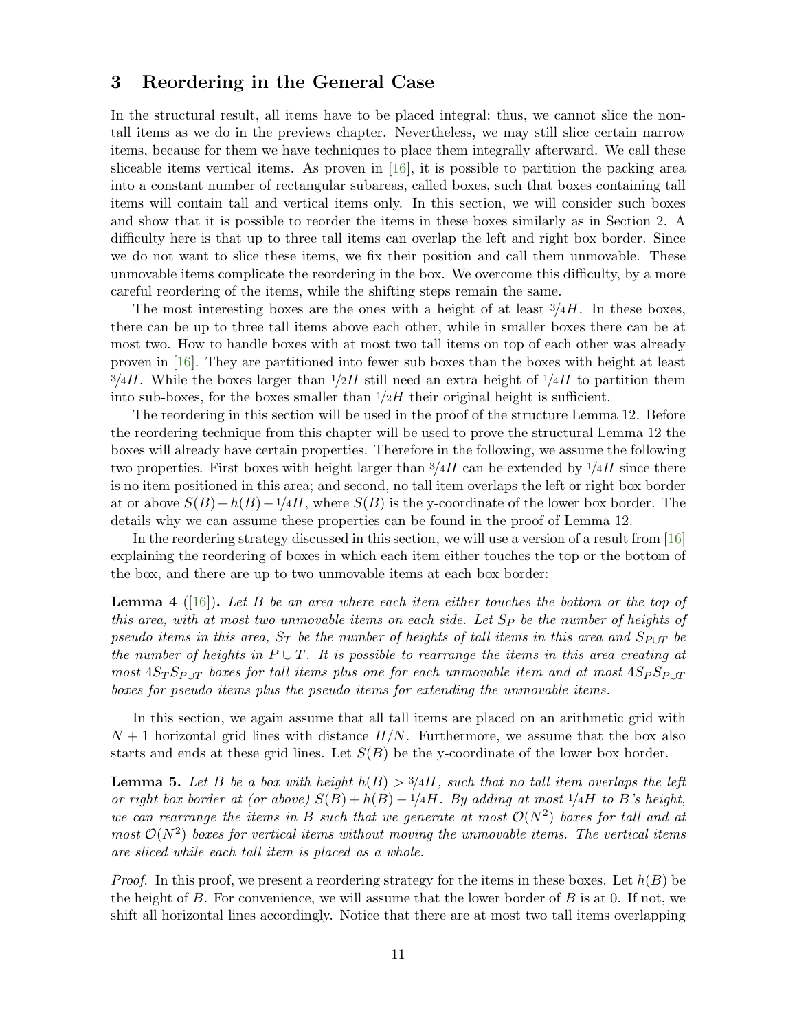## 3 Reordering in the General Case

In the structural result, all items have to be placed integral; thus, we cannot slice the non-tall items as we do in the previews chapter. Nevertheless, we may still slice certain narrow items, because for them we have techniques to place them integrally afterward. We call these sliceable items vertical items. As proven in [16], it is possible to partition the packing area into a constant number of rectangular subareas, called boxes, such that boxes containing tall items will contain tall and vertical items only. In this section, we will consider such boxes and show that it is possible to reorder the items in these boxes similarly as in Section 2. A difficulty here is that up to three tall items can overlap the left and right box border. Since we do not want to slice these items, we fix their position and call them unmovable. These unmovable items complicate the reordering in the box. We overcome this difficulty, by a more careful reordering of the items, while the shifting steps remain the same.

The most interesting boxes are the ones with a height of at least $3/4H$. In these boxes, there can be up to three tall items above each other, while in smaller boxes there can be at most two. How to handle boxes with at most two tall items on top of each other was already proven in [16]. They are partitioned into fewer sub boxes than the boxes with height at least $3/4H$. While the boxes larger than $1/2H$ still need an extra height of $1/4H$ to partition them into sub-boxes, for the boxes smaller than $1/2H$ their original height is sufficient.

The reordering in this section will be used in the proof of the structure Lemma 12. Before the reordering technique from this chapter will be used to prove the structural Lemma 12 the boxes will already have certain properties. Therefore in the following, we assume the following two properties. First boxes with height larger than $3/4H$ can be extended by $1/4H$ since there is no item positioned in this area; and second, no tall item overlaps the left or right box border at or above $S(B)+h(B)-1/4H$, where $S(B)$ is the y-coordinate of the lower box border. The details why we can assume these properties can be found in the proof of Lemma 12.

In the reordering strategy discussed in this section, we will use a version of a result from [16] explaining the reordering of boxes in which each item either touches the top or the bottom of the box, and there are up to two unmovable items at each box border:

**Lemma 4** ([16]). *Let $B$ be an area where each item either touches the bottom or the top of this area, with at most two unmovable items on each side. Let $S_P$ be the number of heights of pseudo items in this area, $S_T$ be the number of heights of tall items in this area and $S_{P\cup T}$ be the number of heights in $P \cup T$. It is possible to rearrange the items in this area creating at most $4S_T S_{P\cup T}$ boxes for tall items plus one for each unmovable item and at most $4S_P S_{P\cup T}$ boxes for pseudo items plus the pseudo items for extending the unmovable items.*

In this section, we again assume that all tall items are placed on an arithmetic grid with $N+1$ horizontal grid lines with distance $H/N$. Furthermore, we assume that the box also starts and ends at these grid lines. Let $S(B)$ be the y-coordinate of the lower box border.

**Lemma 5.** *Let $B$ be a box with height $h(B) > 3/4H$, such that no tall item overlaps the left or right box border at (or above) $S(B)+h(B)-1/4H$. By adding at most $1/4H$ to $B$'s height, we can rearrange the items in $B$ such that we generate at most $\mathcal{O}(N^2)$ boxes for tall and at most $\mathcal{O}(N^2)$ boxes for vertical items without moving the unmovable items. The vertical items are sliced while each tall item is placed as a whole.*

*Proof.* In this proof, we present a reordering strategy for the items in these boxes. Let $h(B)$ be the height of $B$. For convenience, we will assume that the lower border of $B$ is at 0. If not, we shift all horizontal lines accordingly. Notice that there are at most two tall items overlapping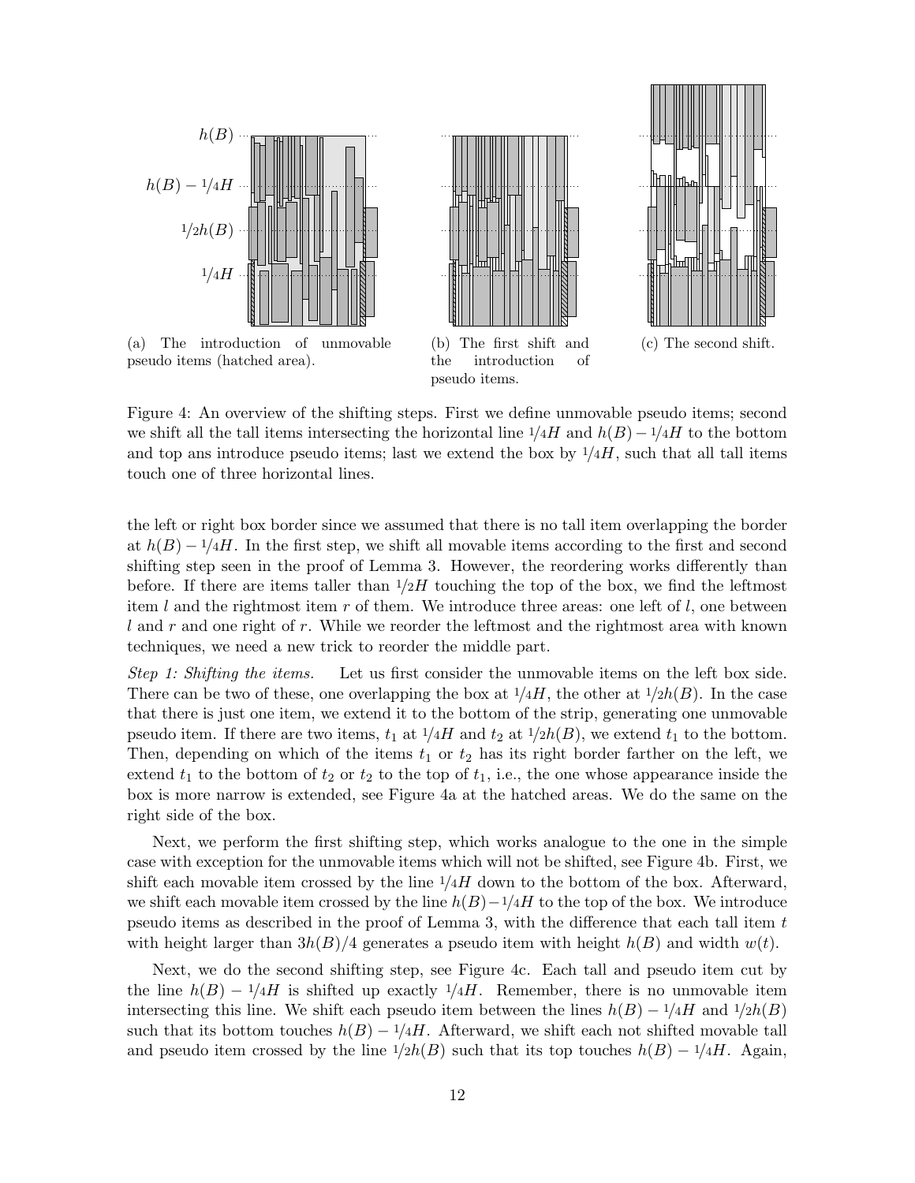(a) The introduction of unmovable pseudo items (hatched area).

(b) The first shift and the introduction of pseudo items.

(c) The second shift.

Figure 4: An overview of the shifting steps. First we define unmovable pseudo items; second we shift all the tall items intersecting the horizontal line $1/4H$ and $h(B) - 1/4H$ to the bottom and top ans introduce pseudo items; last we extend the box by $1/4H$, such that all tall items touch one of three horizontal lines.

the left or right box border since we assumed that there is no tall item overlapping the border at $h(B) - 1/4H$. In the first step, we shift all movable items according to the first and second shifting step seen in the proof of Lemma 3. However, the reordering works differently than before. If there are items taller than $1/2H$ touching the top of the box, we find the leftmost item $l$ and the rightmost item $r$ of them. We introduce three areas: one left of $l$, one between $l$ and $r$ and one right of $r$. While we reorder the leftmost and the rightmost area with known techniques, we need a new trick to reorder the middle part.

*Step 1: Shifting the items.* Let us first consider the unmovable items on the left box side. There can be two of these, one overlapping the box at $1/4H$, the other at $1/2h(B)$. In the case that there is just one item, we extend it to the bottom of the strip, generating one unmovable pseudo item. If there are two items, $t_1$ at $1/4H$ and $t_2$ at $1/2h(B)$, we extend $t_1$ to the bottom. Then, depending on which of the items $t_1$ or $t_2$ has its right border farther on the left, we extend $t_1$ to the bottom of $t_2$ or $t_2$ to the top of $t_1$, i.e., the one whose appearance inside the box is more narrow is extended, see Figure 4a at the hatched areas. We do the same on the right side of the box.

Next, we perform the first shifting step, which works analogue to the one in the simple case with exception for the unmovable items which will not be shifted, see Figure 4b. First, we shift each movable item crossed by the line $1/4H$ down to the bottom of the box. Afterward, we shift each movable item crossed by the line $h(B) - 1/4H$ to the top of the box. We introduce pseudo items as described in the proof of Lemma 3, with the difference that each tall item $t$ with height larger than $3h(B)/4$ generates a pseudo item with height $h(B)$ and width $w(t)$.

Next, we do the second shifting step, see Figure 4c. Each tall and pseudo item cut by the line $h(B) - 1/4H$ is shifted up exactly $1/4H$. Remember, there is no unmovable item intersecting this line. We shift each pseudo item between the lines $h(B) - 1/4H$ and $1/2h(B)$ such that its bottom touches $h(B) - 1/4H$. Afterward, we shift each not shifted movable tall and pseudo item crossed by the line $1/2h(B)$ such that its top touches $h(B) - 1/4H$. Again,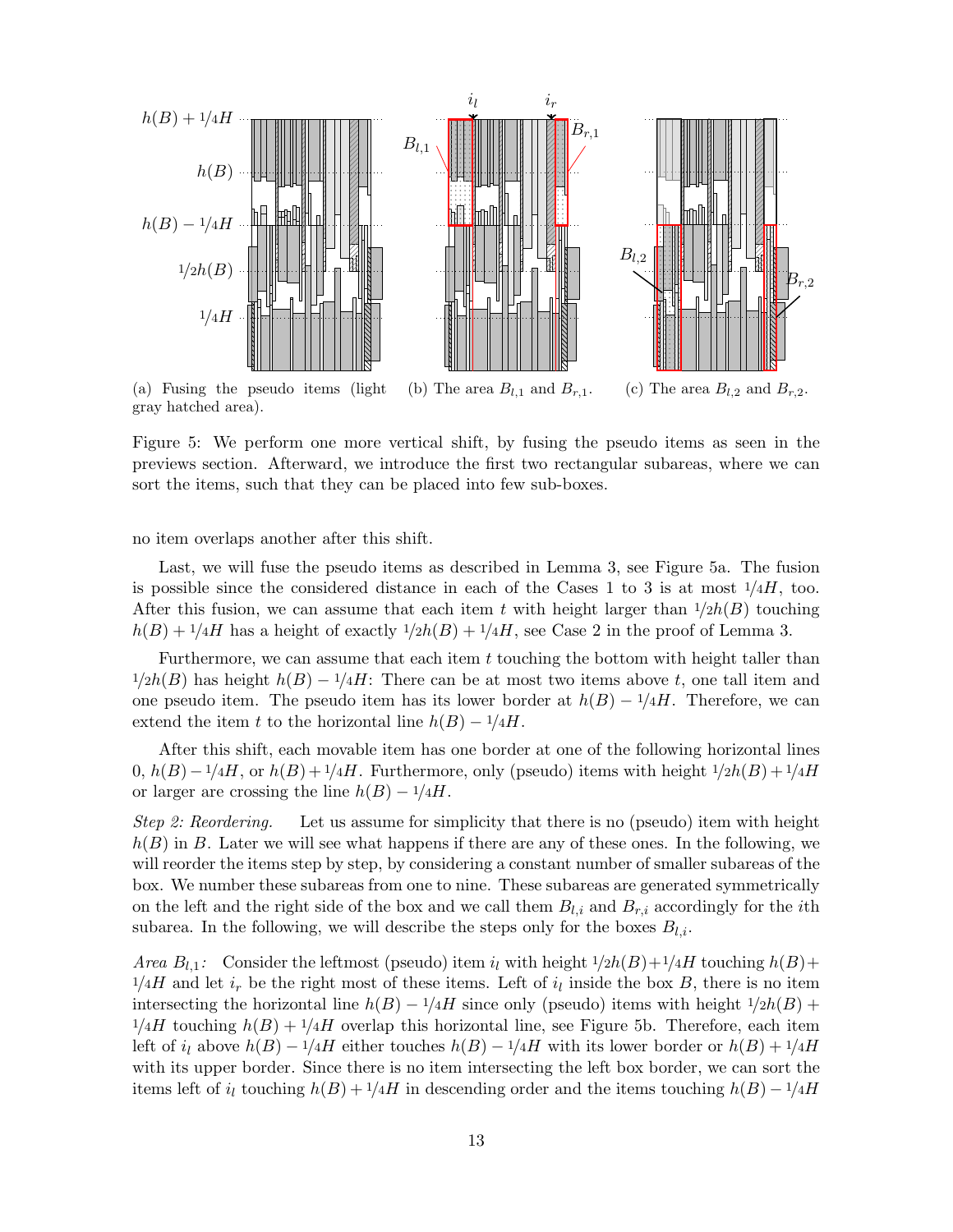(a) Fusing the pseudo items (light gray hatched area).

(b) The area $B_{l,1}$ and $B_{r,1}$.

(c) The area $B_{l,2}$ and $B_{r,2}$.

Figure 5: We perform one more vertical shift, by fusing the pseudo items as seen in the previews section. Afterward, we introduce the first two rectangular subareas, where we can sort the items, such that they can be placed into few sub-boxes.

no item overlaps another after this shift.

Last, we will fuse the pseudo items as described in Lemma 3, see Figure 5a. The fusion is possible since the considered distance in each of the Cases 1 to 3 is at most $1/4H$, too. After this fusion, we can assume that each item $t$ with height larger than $1/2h(B)$ touching $h(B) + 1/4H$ has a height of exactly $1/2h(B) + 1/4H$, see Case 2 in the proof of Lemma 3.

Furthermore, we can assume that each item $t$ touching the bottom with height taller than $1/2h(B)$ has height $h(B) - 1/4H$: There can be at most two items above $t$, one tall item and one pseudo item. The pseudo item has its lower border at $h(B) - 1/4H$. Therefore, we can extend the item $t$ to the horizontal line $h(B) - 1/4H$.

After this shift, each movable item has one border at one of the following horizontal lines $0$, $h(B) - 1/4H$, or $h(B) + 1/4H$. Furthermore, only (pseudo) items with height $1/2h(B) + 1/4H$ or larger are crossing the line $h(B) - 1/4H$.

*Step 2: Reordering.* Let us assume for simplicity that there is no (pseudo) item with height $h(B)$ in $B$. Later we will see what happens if there are any of these ones. In the following, we will reorder the items step by step, by considering a constant number of smaller subareas of the box. We number these subareas from one to nine. These subareas are generated symmetrically on the left and the right side of the box and we call them $B_{l,i}$ and $B_{r,i}$ accordingly for the $i$th subarea. In the following, we will describe the steps only for the boxes $B_{l,i}$.

*Area $B_{l,1}$:* Consider the leftmost (pseudo) item $i_l$ with height $1/2h(B) + 1/4H$ touching $h(B) + 1/4H$ and let $i_r$ be the right most of these items. Left of $i_l$ inside the box $B$, there is no item intersecting the horizontal line $h(B) - 1/4H$ since only (pseudo) items with height $1/2h(B) + 1/4H$ touching $h(B) + 1/4H$ overlap this horizontal line, see Figure 5b. Therefore, each item left of $i_l$ above $h(B) - 1/4H$ either touches $h(B) - 1/4H$ with its lower border or $h(B) + 1/4H$ with its upper border. Since there is no item intersecting the left box border, we can sort the items left of $i_l$ touching $h(B) + 1/4H$ in descending order and the items touching $h(B) - 1/4H$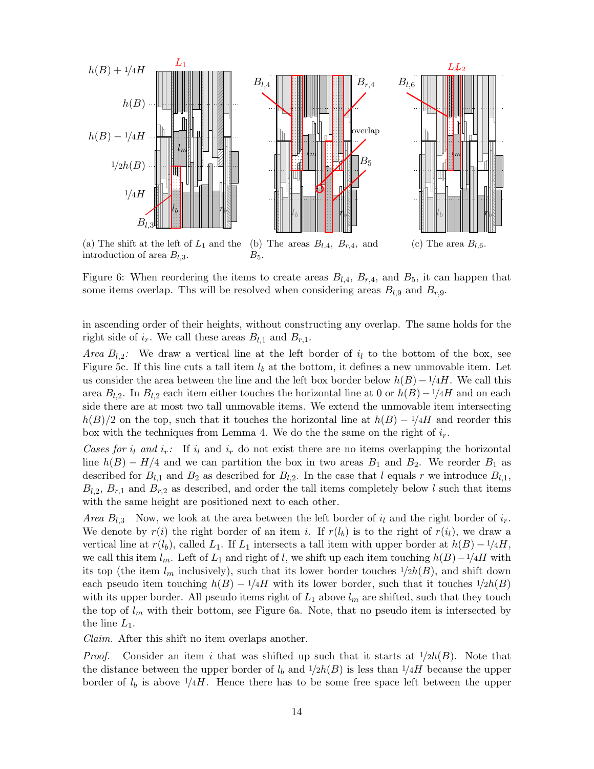(a) The shift at the left of $L_1$ and the introduction of area $B_{l,3}$.

(b) The areas $B_{l,4}$, $B_{r,4}$, and $B_5$.

(c) The area $B_{l,6}$.

Figure 6: When reordering the items to create areas $B_{l,4}$, $B_{r,4}$, and $B_5$, it can happen that some items overlap. Ths will be resolved when considering areas $B_{l,9}$ and $B_{r,9}$.

in ascending order of their heights, without constructing any overlap. The same holds for the right side of $i_r$. We call these areas $B_{l,1}$ and $B_{r,1}$.

*Area $B_{l,2}$:* We draw a vertical line at the left border of $i_l$ to the bottom of the box, see Figure 5c. If this line cuts a tall item $l_b$ at the bottom, it defines a new unmovable item. Let us consider the area between the line and the left box border below $h(B) - 1/4H$. We call this area $B_{l,2}$. In $B_{l,2}$ each item either touches the horizontal line at 0 or $h(B) - 1/4H$ and on each side there are at most two tall unmovable items. We extend the unmovable item intersecting $h(B)/2$ on the top, such that it touches the horizontal line at $h(B) - 1/4H$ and reorder this box with the techniques from Lemma 4. We do the the same on the right of $i_r$.

*Cases for $i_l$ and $i_r$:* If $i_l$ and $i_r$ do not exist there are no items overlapping the horizontal line $h(B) - H/4$ and we can partition the box in two areas $B_1$ and $B_2$. We reorder $B_1$ as described for $B_{l,1}$ and $B_2$ as described for $B_{l,2}$. In the case that $l$ equals $r$ we introduce $B_{l,1}$, $B_{l,2}$, $B_{r,1}$ and $B_{r,2}$ as described, and order the tall items completely below $l$ such that items with the same height are positioned next to each other.

*Area $B_{l,3}$* Now, we look at the area between the left border of $i_l$ and the right border of $i_r$. We denote by $r(i)$ the right border of an item $i$. If $r(l_b)$ is to the right of $r(i_l)$, we draw a vertical line at $r(l_b)$, called $L_1$. If $L_1$ intersects a tall item with upper border at $h(B) - 1/4H$, we call this item $l_m$. Left of $L_1$ and right of $l$, we shift up each item touching $h(B) - 1/4H$ with its top (the item $l_m$ inclusively), such that its lower border touches $1/2h(B)$, and shift down each pseudo item touching $h(B) - 1/4H$ with its lower border, such that it touches $1/2h(B)$ with its upper border. All pseudo items right of $L_1$ above $l_m$ are shifted, such that they touch the top of $l_m$ with their bottom, see Figure 6a. Note, that no pseudo item is intersected by the line $L_1$.

*Claim.* After this shift no item overlaps another.

*Proof.* Consider an item $i$ that was shifted up such that it starts at $1/2h(B)$. Note that the distance between the upper border of $l_b$ and $1/2h(B)$ is less than $1/4H$ because the upper border of $l_b$ is above $1/4H$. Hence there has to be some free space left between the upper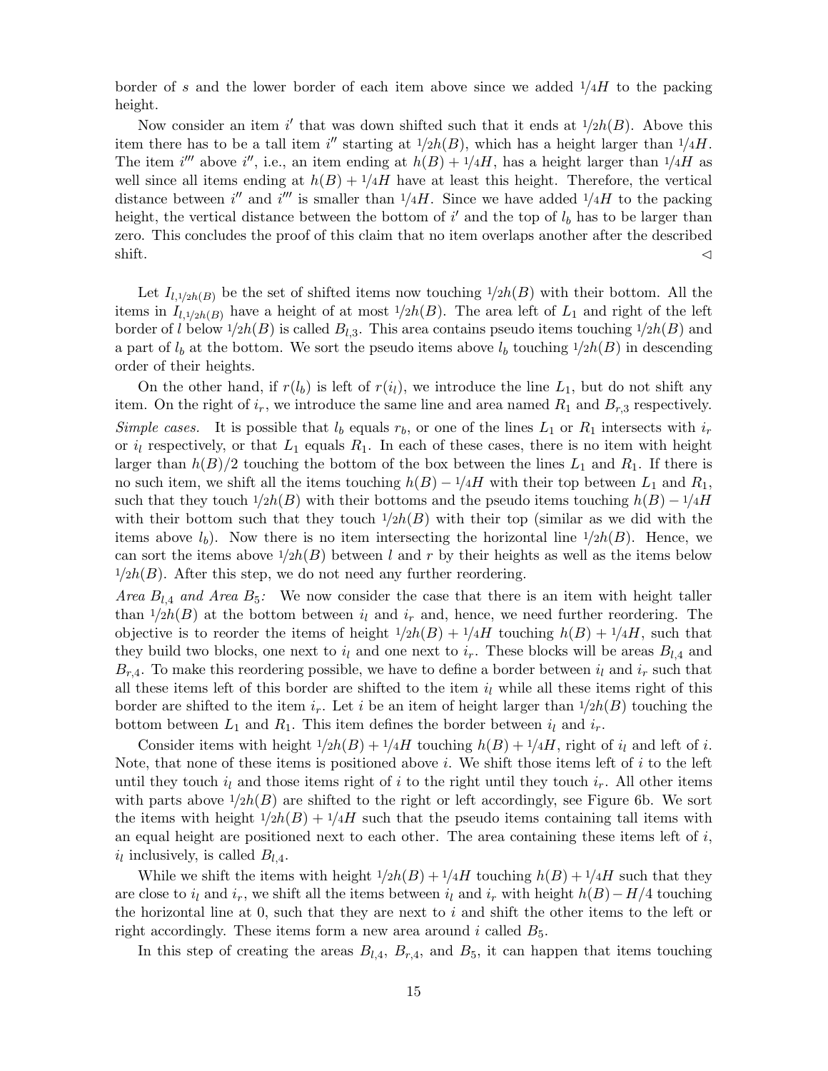border of $s$ and the lower border of each item above since we added $1/4H$ to the packing height.

Now consider an item $i'$ that was down shifted such that it ends at $1/2h(B)$. Above this item there has to be a tall item $i''$ starting at $1/2h(B)$, which has a height larger than $1/4H$. The item $i'''$ above $i''$, i.e., an item ending at $h(B) + 1/4H$, has a height larger than $1/4H$ as well since all items ending at $h(B) + 1/4H$ have at least this height. Therefore, the vertical distance between $i''$ and $i'''$ is smaller than $1/4H$. Since we have added $1/4H$ to the packing height, the vertical distance between the bottom of $i'$ and the top of $l_b$ has to be larger than zero. This concludes the proof of this claim that no item overlaps another after the described shift. ◁

Let $I_{l,1/2h(B)}$ be the set of shifted items now touching $1/2h(B)$ with their bottom. All the items in $I_{l,1/2h(B)}$ have a height of at most $1/2h(B)$. The area left of $L_1$ and right of the left border of $l$ below $1/2h(B)$ is called $B_{l,3}$. This area contains pseudo items touching $1/2h(B)$ and a part of $l_b$ at the bottom. We sort the pseudo items above $l_b$ touching $1/2h(B)$ in descending order of their heights.

On the other hand, if $r(l_b)$ is left of $r(i_l)$, we introduce the line $L_1$, but do not shift any item. On the right of $i_r$, we introduce the same line and area named $R_1$ and $B_{r,3}$ respectively.

*Simple cases.* It is possible that $l_b$ equals $r_b$, or one of the lines $L_1$ or $R_1$ intersects with $i_r$ or $i_l$ respectively, or that $L_1$ equals $R_1$. In each of these cases, there is no item with height larger than $h(B)/2$ touching the bottom of the box between the lines $L_1$ and $R_1$. If there is no such item, we shift all the items touching $h(B) - 1/4H$ with their top between $L_1$ and $R_1$, such that they touch $1/2h(B)$ with their bottoms and the pseudo items touching $h(B) - 1/4H$ with their bottom such that they touch $1/2h(B)$ with their top (similar as we did with the items above $l_b$). Now there is no item intersecting the horizontal line $1/2h(B)$. Hence, we can sort the items above $1/2h(B)$ between $l$ and $r$ by their heights as well as the items below $1/2h(B)$. After this step, we do not need any further reordering.

*Area $B_{l,4}$ and Area $B_5$:* We now consider the case that there is an item with height taller than $1/2h(B)$ at the bottom between $i_l$ and $i_r$ and, hence, we need further reordering. The objective is to reorder the items of height $1/2h(B) + 1/4H$ touching $h(B) + 1/4H$, such that they build two blocks, one next to $i_l$ and one next to $i_r$. These blocks will be areas $B_{l,4}$ and $B_{r,4}$. To make this reordering possible, we have to define a border between $i_l$ and $i_r$ such that all these items left of this border are shifted to the item $i_l$ while all these items right of this border are shifted to the item $i_r$. Let $i$ be an item of height larger than $1/2h(B)$ touching the bottom between $L_1$ and $R_1$. This item defines the border between $i_l$ and $i_r$.

Consider items with height $1/2h(B) + 1/4H$ touching $h(B) + 1/4H$, right of $i_l$ and left of $i$. Note, that none of these items is positioned above $i$. We shift those items left of $i$ to the left until they touch $i_l$ and those items right of $i$ to the right until they touch $i_r$. All other items with parts above $1/2h(B)$ are shifted to the right or left accordingly, see Figure 6b. We sort the items with height $1/2h(B) + 1/4H$ such that the pseudo items containing tall items with an equal height are positioned next to each other. The area containing these items left of $i$, $i_l$ inclusively, is called $B_{l,4}$.

While we shift the items with height $1/2h(B) + 1/4H$ touching $h(B) + 1/4H$ such that they are close to $i_l$ and $i_r$, we shift all the items between $i_l$ and $i_r$ with height $h(B) - H/4$ touching the horizontal line at 0, such that they are next to $i$ and shift the other items to the left or right accordingly. These items form a new area around $i$ called $B_5$.

In this step of creating the areas $B_{l,4}$, $B_{r,4}$, and $B_5$, it can happen that items touching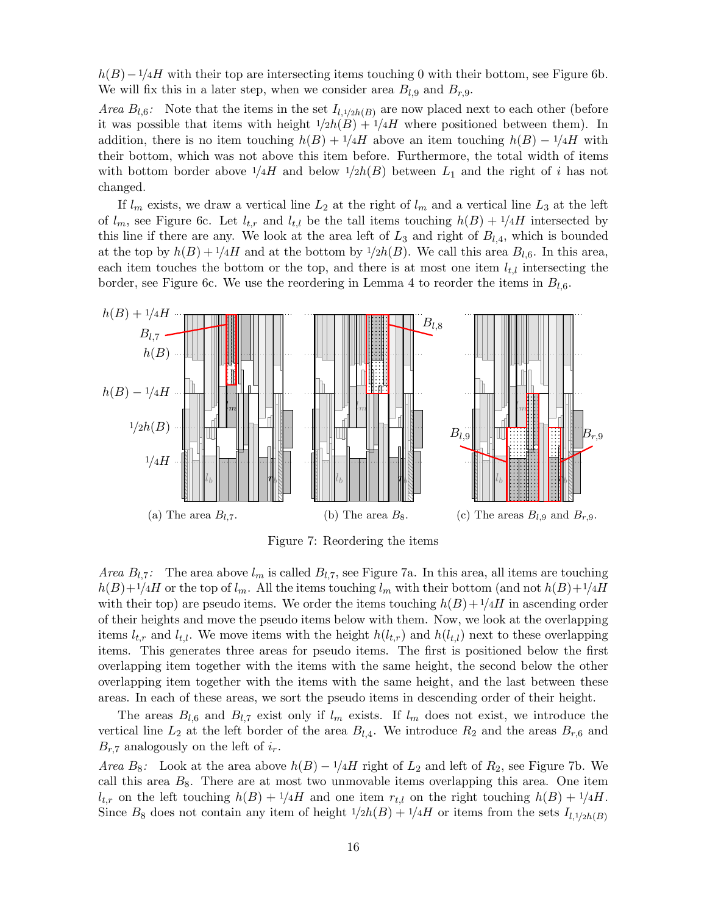$h(B) - 1/4H$ with their top are intersecting items touching 0 with their bottom, see Figure 6b. We will fix this in a later step, when we consider area $B_{l,9}$ and $B_{r,9}$.

*Area $B_{l,6}$:* Note that the items in the set $I_{l,1/2h(B)}$ are now placed next to each other (before it was possible that items with height $1/2h(B) + 1/4H$ where positioned between them). In addition, there is no item touching $h(B) + 1/4H$ above an item touching $h(B) - 1/4H$ with their bottom, which was not above this item before. Furthermore, the total width of items with bottom border above $1/4H$ and below $1/2h(B)$ between $L_1$ and the right of $i$ has not changed.

If $l_m$ exists, we draw a vertical line $L_2$ at the right of $l_m$ and a vertical line $L_3$ at the left of $l_m$, see Figure 6c. Let $l_{t,r}$ and $l_{t,l}$ be the tall items touching $h(B) + 1/4H$ intersected by this line if there are any. We look at the area left of $L_3$ and right of $B_{l,4}$, which is bounded at the top by $h(B) + 1/4H$ and at the bottom by $1/2h(B)$. We call this area $B_{l,6}$. In this area, each item touches the bottom or the top, and there is at most one item $l_{t,l}$ intersecting the border, see Figure 6c. We use the reordering in Lemma 4 to reorder the items in $B_{l,6}$.

(a) The area $B_{l,7}$. (b) The area $B_8$. (c) The areas $B_{l,9}$ and $B_{r,9}$.

Figure 7: Reordering the items

*Area $B_{l,7}$:* The area above $l_m$ is called $B_{l,7}$, see Figure 7a. In this area, all items are touching $h(B)+1/4H$ or the top of $l_m$. All the items touching $l_m$ with their bottom (and not $h(B)+1/4H$ with their top) are pseudo items. We order the items touching $h(B)+1/4H$ in ascending order of their heights and move the pseudo items below with them. Now, we look at the overlapping items $l_{t,r}$ and $l_{t,l}$. We move items with the height $h(l_{t,r})$ and $h(l_{t,l})$ next to these overlapping items. This generates three areas for pseudo items. The first is positioned below the first overlapping item together with the items with the same height, the second below the other overlapping item together with the items with the same height, and the last between these areas. In each of these areas, we sort the pseudo items in descending order of their height.

The areas $B_{l,6}$ and $B_{l,7}$ exist only if $l_m$ exists. If $l_m$ does not exist, we introduce the vertical line $L_2$ at the left border of the area $B_{l,4}$. We introduce $R_2$ and the areas $B_{r,6}$ and $B_{r,7}$ analogously on the left of $i_r$.

*Area $B_8$:* Look at the area above $h(B) - 1/4H$ right of $L_2$ and left of $R_2$, see Figure 7b. We call this area $B_8$. There are at most two unmovable items overlapping this area. One item $l_{t,r}$ on the left touching $h(B) + 1/4H$ and one item $r_{t,l}$ on the right touching $h(B) + 1/4H$. Since $B_8$ does not contain any item of height $1/2h(B) + 1/4H$ or items from the sets $I_{l,1/2h(B)}$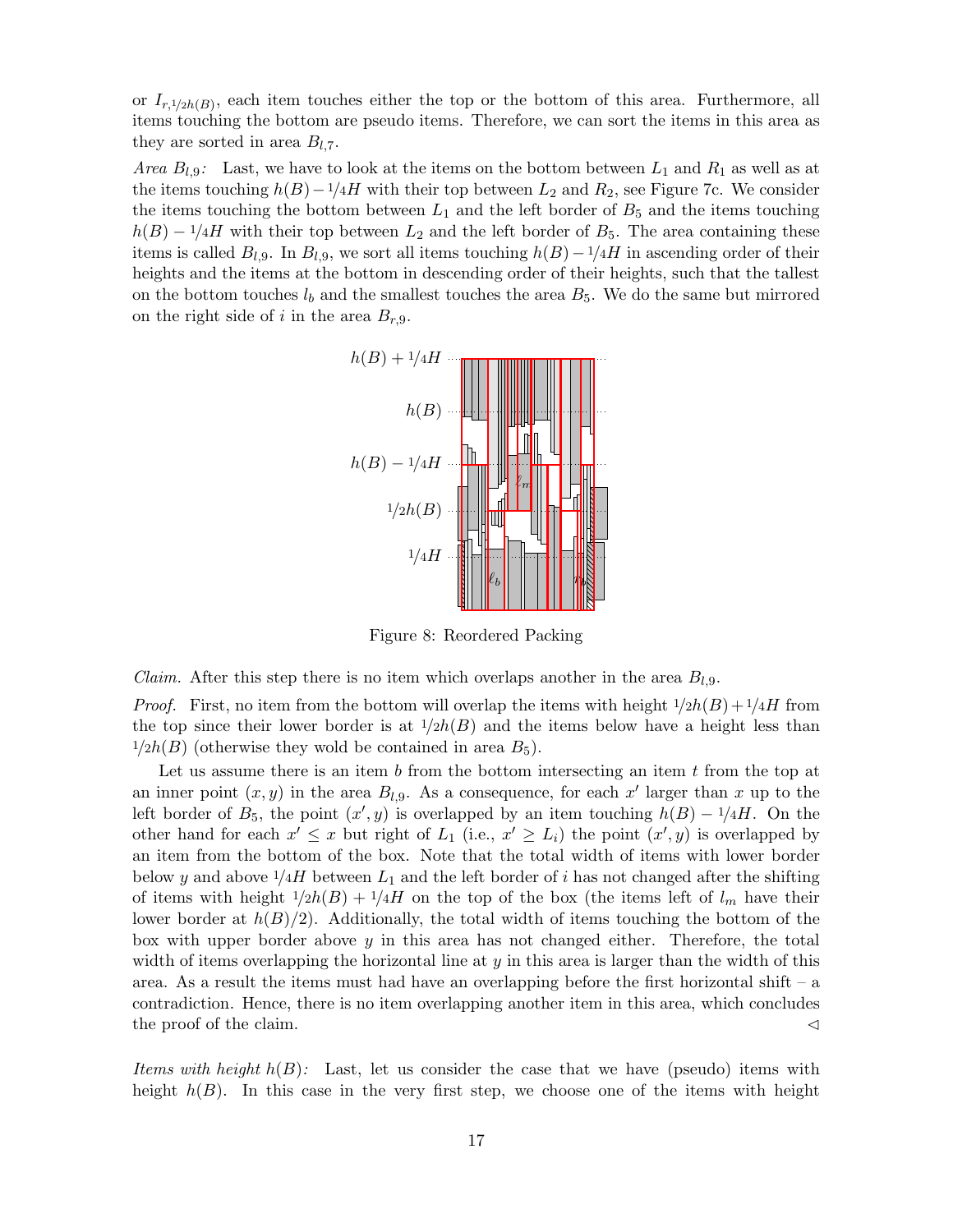or $I_{r,1/2h(B)}$, each item touches either the top or the bottom of this area. Furthermore, all items touching the bottom are pseudo items. Therefore, we can sort the items in this area as they are sorted in area $B_{l,7}$.

*Area $B_{l,9}$:* Last, we have to look at the items on the bottom between $L_1$ and $R_1$ as well as at the items touching $h(B) - 1/4H$ with their top between $L_2$ and $R_2$, see Figure 7c. We consider the items touching the bottom between $L_1$ and the left border of $B_5$ and the items touching $h(B) - 1/4H$ with their top between $L_2$ and the left border of $B_5$. The area containing these items is called $B_{l,9}$. In $B_{l,9}$, we sort all items touching $h(B) - 1/4H$ in ascending order of their heights and the items at the bottom in descending order of their heights, such that the tallest on the bottom touches $l_b$ and the smallest touches the area $B_5$. We do the same but mirrored on the right side of $i$ in the area $B_{r,9}$.

Figure 8: Reordered Packing

*Claim.* After this step there is no item which overlaps another in the area $B_{l,9}$.

*Proof.* First, no item from the bottom will overlap the items with height $1/2h(B) + 1/4H$ from the top since their lower border is at $1/2h(B)$ and the items below have a height less than $1/2h(B)$ (otherwise they wold be contained in area $B_5$).

Let us assume there is an item $b$ from the bottom intersecting an item $t$ from the top at an inner point $(x, y)$ in the area $B_{l,9}$. As a consequence, for each $x'$ larger than $x$ up to the left border of $B_5$, the point $(x', y)$ is overlapped by an item touching $h(B) - 1/4H$. On the other hand for each $x' \leq x$ but right of $L_1$ (i.e., $x' \geq L_i$) the point $(x', y)$ is overlapped by an item from the bottom of the box. Note that the total width of items with lower border below $y$ and above $1/4H$ between $L_1$ and the left border of $i$ has not changed after the shifting of items with height $1/2h(B) + 1/4H$ on the top of the box (the items left of $l_m$ have their lower border at $h(B)/2$). Additionally, the total width of items touching the bottom of the box with upper border above $y$ in this area has not changed either. Therefore, the total width of items overlapping the horizontal line at $y$ in this area is larger than the width of this area. As a result the items must had have an overlapping before the first horizontal shift – a contradiction. Hence, there is no item overlapping another item in this area, which concludes the proof of the claim. ◁

*Items with height $h(B)$:* Last, let us consider the case that we have (pseudo) items with height $h(B)$. In this case in the very first step, we choose one of the items with height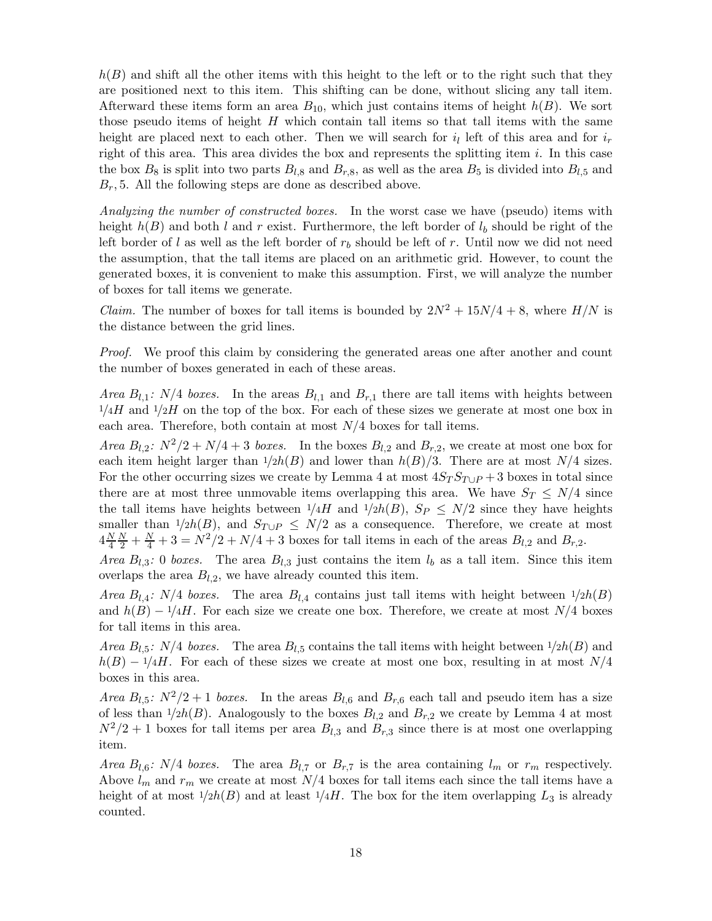$h(B)$ and shift all the other items with this height to the left or to the right such that they are positioned next to this item. This shifting can be done, without slicing any tall item. Afterward these items form an area $B_{10}$, which just contains items of height $h(B)$. We sort those pseudo items of height $H$ which contain tall items so that tall items with the same height are placed next to each other. Then we will search for $i_l$ left of this area and for $i_r$ right of this area. This area divides the box and represents the splitting item $i$. In this case the box $B_8$ is split into two parts $B_{l,8}$ and $B_{r,8}$, as well as the area $B_5$ is divided into $B_{l,5}$ and $B_r, 5$. All the following steps are done as described above.

*Analyzing the number of constructed boxes.* In the worst case we have (pseudo) items with height $h(B)$ and both $l$ and $r$ exist. Furthermore, the left border of $l_b$ should be right of the left border of $l$ as well as the left border of $r_b$ should be left of $r$. Until now we did not need the assumption, that the tall items are placed on an arithmetic grid. However, to count the generated boxes, it is convenient to make this assumption. First, we will analyze the number of boxes for tall items we generate.

*Claim.* The number of boxes for tall items is bounded by $2N^2 + 15N/4 + 8$, where $H/N$ is the distance between the grid lines.

*Proof.* We proof this claim by considering the generated areas one after another and count the number of boxes generated in each of these areas.

*Area $B_{l,1}$: $N/4$ boxes.* In the areas $B_{l,1}$ and $B_{r,1}$ there are tall items with heights between $1/4H$ and $1/2H$ on the top of the box. For each of these sizes we generate at most one box in each area. Therefore, both contain at most $N/4$ boxes for tall items.

*Area $B_{l,2}$: $N^2/2 + N/4 + 3$ boxes.* In the boxes $B_{l,2}$ and $B_{r,2}$, we create at most one box for each item height larger than $1/2h(B)$ and lower than $h(B)/3$. There are at most $N/4$ sizes. For the other occurring sizes we create by Lemma 4 at most $4S_T S_{T\cup P} + 3$ boxes in total since there are at most three unmovable items overlapping this area. We have $S_T \leq N/4$ since the tall items have heights between $1/4H$ and $1/2h(B)$, $S_P \leq N/2$ since they have heights smaller than $1/2h(B)$, and $S_{T\cup P} \leq N/2$ as a consequence. Therefore, we create at most $4\frac{N}{4}\frac{N}{2} + \frac{N}{4} + 3 = N^2/2 + N/4 + 3$ boxes for tall items in each of the areas $B_{l,2}$ and $B_{r,2}$.

*Area $B_{l,3}$: 0 boxes.* The area $B_{l,3}$ just contains the item $l_b$ as a tall item. Since this item overlaps the area $B_{l,2}$, we have already counted this item.

*Area $B_{l,4}$: $N/4$ boxes.* The area $B_{l,4}$ contains just tall items with height between $1/2h(B)$ and $h(B) - 1/4H$. For each size we create one box. Therefore, we create at most $N/4$ boxes for tall items in this area.

*Area $B_{l,5}$: $N/4$ boxes.* The area $B_{l,5}$ contains the tall items with height between $1/2h(B)$ and $h(B) - 1/4H$. For each of these sizes we create at most one box, resulting in at most $N/4$ boxes in this area.

*Area $B_{l,5}$: $N^2/2 + 1$ boxes.* In the areas $B_{l,6}$ and $B_{r,6}$ each tall and pseudo item has a size of less than $1/2h(B)$. Analogously to the boxes $B_{l,2}$ and $B_{r,2}$ we create by Lemma 4 at most $N^2/2 + 1$ boxes for tall items per area $B_{l,3}$ and $B_{r,3}$ since there is at most one overlapping item.

*Area $B_{l,6}$: $N/4$ boxes.* The area $B_{l,7}$ or $B_{r,7}$ is the area containing $l_m$ or $r_m$ respectively. Above $l_m$ and $r_m$ we create at most $N/4$ boxes for tall items each since the tall items have a height of at most $1/2h(B)$ and at least $1/4H$. The box for the item overlapping $L_3$ is already counted.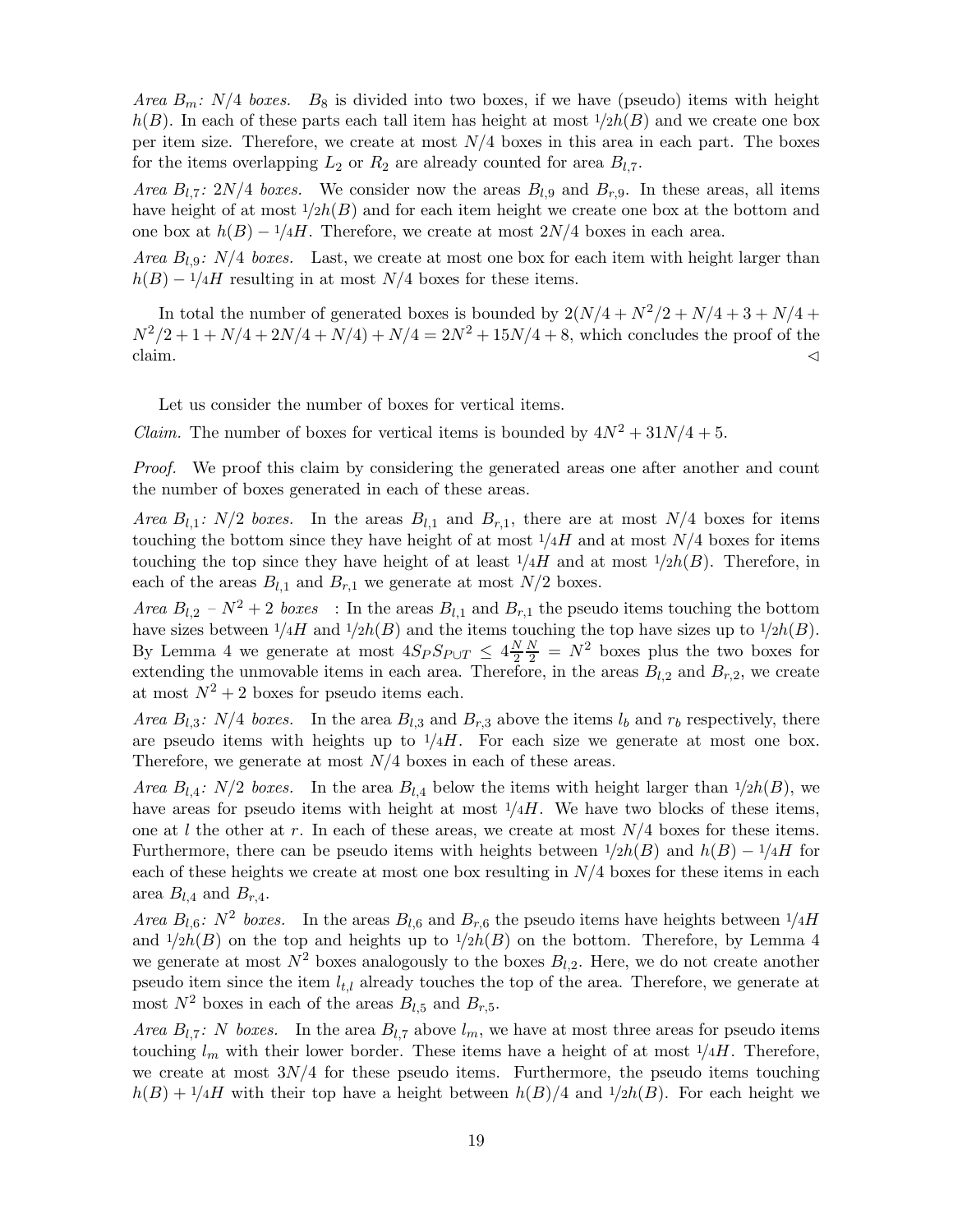*Area $B_m$: $N/4$ boxes.* $B_8$ is divided into two boxes, if we have (pseudo) items with height $h(B)$. In each of these parts each tall item has height at most $1/2h(B)$ and we create one box per item size. Therefore, we create at most $N/4$ boxes in this area in each part. The boxes for the items overlapping $L_2$ or $R_2$ are already counted for area $B_{l,7}$.

*Area $B_{l,7}$: $2N/4$ boxes.* We consider now the areas $B_{l,9}$ and $B_{r,9}$. In these areas, all items have height of at most $1/2h(B)$ and for each item height we create one box at the bottom and one box at $h(B) - 1/4H$. Therefore, we create at most $2N/4$ boxes in each area.

*Area $B_{l,9}$: $N/4$ boxes.* Last, we create at most one box for each item with height larger than $h(B) - 1/4H$ resulting in at most $N/4$ boxes for these items.

In total the number of generated boxes is bounded by $2(N/4 + N^2/2 + N/4 + 3 + N/4 + N^2/2 + 1 + N/4 + 2N/4 + N/4) + N/4 = 2N^2 + 15N/4 + 8$, which concludes the proof of the claim. $\triangleleft$

Let us consider the number of boxes for vertical items.

*Claim.* The number of boxes for vertical items is bounded by $4N^2 + 31N/4 + 5$.

*Proof.* We proof this claim by considering the generated areas one after another and count the number of boxes generated in each of these areas.

*Area $B_{l,1}$: $N/2$ boxes.* In the areas $B_{l,1}$ and $B_{r,1}$, there are at most $N/4$ boxes for items touching the bottom since they have height of at most $1/4H$ and at most $N/4$ boxes for items touching the top since they have height of at least $1/4H$ and at most $1/2h(B)$. Therefore, in each of the areas $B_{l,1}$ and $B_{r,1}$ we generate at most $N/2$ boxes.

*Area $B_{l,2}$ – $N^2 + 2$ boxes* : In the areas $B_{l,1}$ and $B_{r,1}$ the pseudo items touching the bottom have sizes between $1/4H$ and $1/2h(B)$ and the items touching the top have sizes up to $1/2h(B)$. By Lemma 4 we generate at most $4S_P S_{P\cup T} \leq 4\frac{N}{2}\frac{N}{2} = N^2$ boxes plus the two boxes for extending the unmovable items in each area. Therefore, in the areas $B_{l,2}$ and $B_{r,2}$, we create at most $N^2 + 2$ boxes for pseudo items each.

*Area $B_{l,3}$: $N/4$ boxes.* In the area $B_{l,3}$ and $B_{r,3}$ above the items $l_b$ and $r_b$ respectively, there are pseudo items with heights up to $1/4H$. For each size we generate at most one box. Therefore, we generate at most $N/4$ boxes in each of these areas.

*Area $B_{l,4}$: $N/2$ boxes.* In the area $B_{l,4}$ below the items with height larger than $1/2h(B)$, we have areas for pseudo items with height at most $1/4H$. We have two blocks of these items, one at $l$ the other at $r$. In each of these areas, we create at most $N/4$ boxes for these items. Furthermore, there can be pseudo items with heights between $1/2h(B)$ and $h(B) - 1/4H$ for each of these heights we create at most one box resulting in $N/4$ boxes for these items in each area $B_{l,4}$ and $B_{r,4}$.

*Area $B_{l,6}$: $N^2$ boxes.* In the areas $B_{l,6}$ and $B_{r,6}$ the pseudo items have heights between $1/4H$ and $1/2h(B)$ on the top and heights up to $1/2h(B)$ on the bottom. Therefore, by Lemma 4 we generate at most $N^2$ boxes analogously to the boxes $B_{l,2}$. Here, we do not create another pseudo item since the item $l_{t,l}$ already touches the top of the area. Therefore, we generate at most $N^2$ boxes in each of the areas $B_{l,5}$ and $B_{r,5}$.

*Area $B_{l,7}$: $N$ boxes.* In the area $B_{l,7}$ above $l_m$, we have at most three areas for pseudo items touching $l_m$ with their lower border. These items have a height of at most $1/4H$. Therefore, we create at most $3N/4$ for these pseudo items. Furthermore, the pseudo items touching $h(B) + 1/4H$ with their top have a height between $h(B)/4$ and $1/2h(B)$. For each height we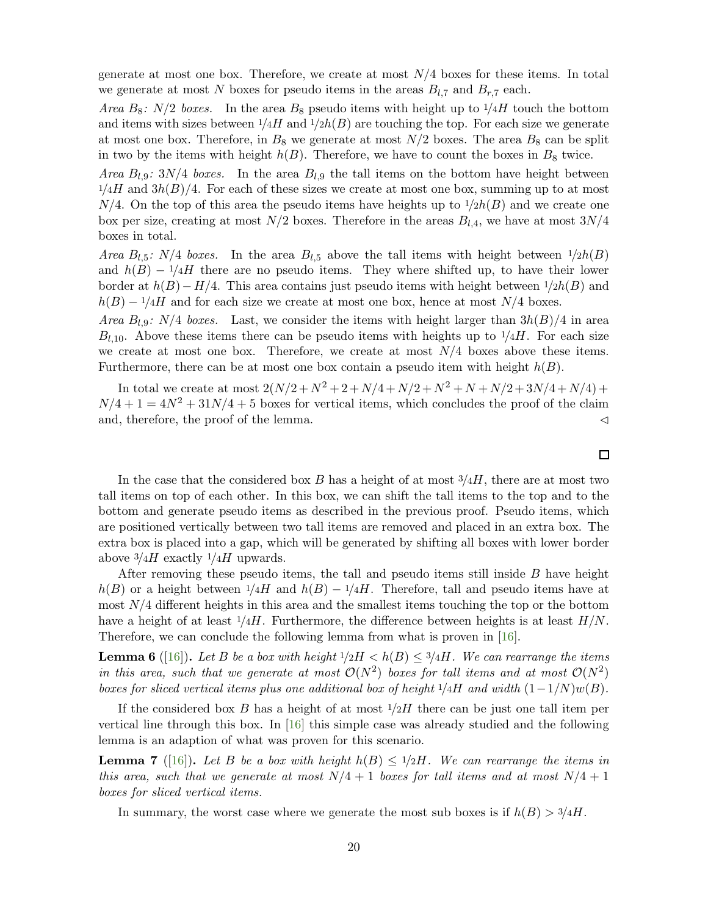generate at most one box. Therefore, we create at most $N/4$ boxes for these items. In total we generate at most $N$ boxes for pseudo items in the areas $B_{l,7}$ and $B_{r,7}$ each.

*Area $B_8$: $N/2$ boxes.* In the area $B_8$ pseudo items with height up to $1/4H$ touch the bottom and items with sizes between $1/4H$ and $1/2h(B)$ are touching the top. For each size we generate at most one box. Therefore, in $B_8$ we generate at most $N/2$ boxes. The area $B_8$ can be split in two by the items with height $h(B)$. Therefore, we have to count the boxes in $B_8$ twice.

*Area $B_{l,9}$: $3N/4$ boxes.* In the area $B_{l,9}$ the tall items on the bottom have height between $1/4H$ and $3h(B)/4$. For each of these sizes we create at most one box, summing up to at most $N/4$. On the top of this area the pseudo items have heights up to $1/2h(B)$ and we create one box per size, creating at most $N/2$ boxes. Therefore in the areas $B_{l,4}$, we have at most $3N/4$ boxes in total.

*Area $B_{l,5}$: $N/4$ boxes.* In the area $B_{l,5}$ above the tall items with height between $1/2h(B)$ and $h(B) - 1/4H$ there are no pseudo items. They where shifted up, to have their lower border at $h(B) - H/4$. This area contains just pseudo items with height between $1/2h(B)$ and $h(B) - 1/4H$ and for each size we create at most one box, hence at most $N/4$ boxes.

*Area $B_{l,9}$: $N/4$ boxes.* Last, we consider the items with height larger than $3h(B)/4$ in area $B_{l,10}$. Above these items there can be pseudo items with heights up to $1/4H$. For each size we create at most one box. Therefore, we create at most $N/4$ boxes above these items. Furthermore, there can be at most one box contain a pseudo item with height $h(B)$.

In total we create at most $2(N/2 + N^2 + 2 + N/4 + N/2 + N^2 + N + N/2 + 3N/4 + N/4) + N/4 + 1 = 4N^2 + 31N/4 + 5$ boxes for vertical items, which concludes the proof of the claim and, therefore, the proof of the lemma. ◁

□

In the case that the considered box $B$ has a height of at most $3/4H$, there are at most two tall items on top of each other. In this box, we can shift the tall items to the top and to the bottom and generate pseudo items as described in the previous proof. Pseudo items, which are positioned vertically between two tall items are removed and placed in an extra box. The extra box is placed into a gap, which will be generated by shifting all boxes with lower border above $3/4H$ exactly $1/4H$ upwards.

After removing these pseudo items, the tall and pseudo items still inside $B$ have height $h(B)$ or a height between $1/4H$ and $h(B) - 1/4H$. Therefore, tall and pseudo items have at most $N/4$ different heights in this area and the smallest items touching the top or the bottom have a height of at least $1/4H$. Furthermore, the difference between heights is at least $H/N$. Therefore, we can conclude the following lemma from what is proven in [16].

**Lemma 6** ([16])**.** *Let $B$ be a box with height $1/2H < h(B) \leq 3/4H$. We can rearrange the items in this area, such that we generate at most $\mathcal{O}(N^2)$ boxes for tall items and at most $\mathcal{O}(N^2)$ boxes for sliced vertical items plus one additional box of height $1/4H$ and width $(1 - 1/N)w(B)$.*

If the considered box $B$ has a height of at most $1/2H$ there can be just one tall item per vertical line through this box. In [16] this simple case was already studied and the following lemma is an adaption of what was proven for this scenario.

**Lemma 7** ([16])**.** *Let $B$ be a box with height $h(B) \leq 1/2H$. We can rearrange the items in this area, such that we generate at most $N/4 + 1$ boxes for tall items and at most $N/4 + 1$ boxes for sliced vertical items.*

In summary, the worst case where we generate the most sub boxes is if $h(B) > 3/4H$.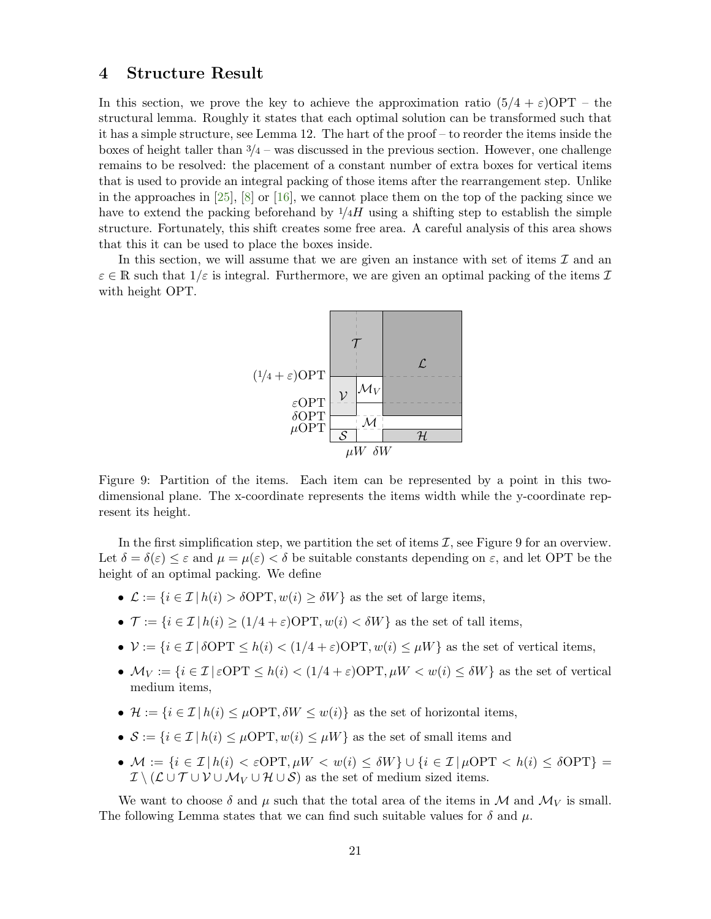# 4 Structure Result

In this section, we prove the key to achieve the approximation ratio $(5/4 + \varepsilon)\mathrm{OPT}$ – the structural lemma. Roughly it states that each optimal solution can be transformed such that it has a simple structure, see Lemma 12. The hart of the proof – to reorder the items inside the boxes of height taller than $3/4$ – was discussed in the previous section. However, one challenge remains to be resolved: the placement of a constant number of extra boxes for vertical items that is used to provide an integral packing of those items after the rearrangement step. Unlike in the approaches in [25], [8] or [16], we cannot place them on the top of the packing since we have to extend the packing beforehand by $1/4H$ using a shifting step to establish the simple structure. Fortunately, this shift creates some free area. A careful analysis of this area shows that this it can be used to place the boxes inside.

In this section, we will assume that we are given an instance with set of items $\mathcal{I}$ and an $\varepsilon \in \mathbb{R}$ such that $1/\varepsilon$ is integral. Furthermore, we are given an optimal packing of the items $\mathcal{I}$ with height OPT.

Figure 9: Partition of the items. Each item can be represented by a point in this two-dimensional plane. The x-coordinate represents the items width while the y-coordinate represent its height.

In the first simplification step, we partition the set of items $\mathcal{I}$, see Figure 9 for an overview. Let $\delta = \delta(\varepsilon) \leq \varepsilon$ and $\mu = \mu(\varepsilon) < \delta$ be suitable constants depending on $\varepsilon$, and let OPT be the height of an optimal packing. We define

- $\mathcal{L} := \{i \in \mathcal{I} \,|\, h(i) > \delta\mathrm{OPT}, w(i) \geq \delta W\}$ as the set of large items,
- $\mathcal{T} := \{i \in \mathcal{I} \,|\, h(i) \geq (1/4 + \varepsilon)\mathrm{OPT}, w(i) < \delta W\}$ as the set of tall items,
- $\mathcal{V} := \{i \in \mathcal{I} \,|\, \delta\mathrm{OPT} \leq h(i) < (1/4 + \varepsilon)\mathrm{OPT}, w(i) \leq \mu W\}$ as the set of vertical items,
- $\mathcal{M}_V := \{i \in \mathcal{I} \,|\, \varepsilon\mathrm{OPT} \leq h(i) < (1/4 + \varepsilon)\mathrm{OPT}, \mu W < w(i) \leq \delta W\}$ as the set of vertical medium items,
- $\mathcal{H} := \{i \in \mathcal{I} \,|\, h(i) \leq \mu\mathrm{OPT}, \delta W \leq w(i)\}$ as the set of horizontal items,
- $\mathcal{S} := \{i \in \mathcal{I} \,|\, h(i) \leq \mu\mathrm{OPT}, w(i) \leq \mu W\}$ as the set of small items and
- $\mathcal{M} := \{i \in \mathcal{I} \,|\, h(i) < \varepsilon\mathrm{OPT}, \mu W < w(i) \leq \delta W\} \cup \{i \in \mathcal{I} \,|\, \mu\mathrm{OPT} < h(i) \leq \delta\mathrm{OPT}\} = \mathcal{I} \setminus (\mathcal{L} \cup \mathcal{T} \cup \mathcal{V} \cup \mathcal{M}_V \cup \mathcal{H} \cup \mathcal{S})$ as the set of medium sized items.

We want to choose $\delta$ and $\mu$ such that the total area of the items in $\mathcal{M}$ and $\mathcal{M}_V$ is small. The following Lemma states that we can find such suitable values for $\delta$ and $\mu$.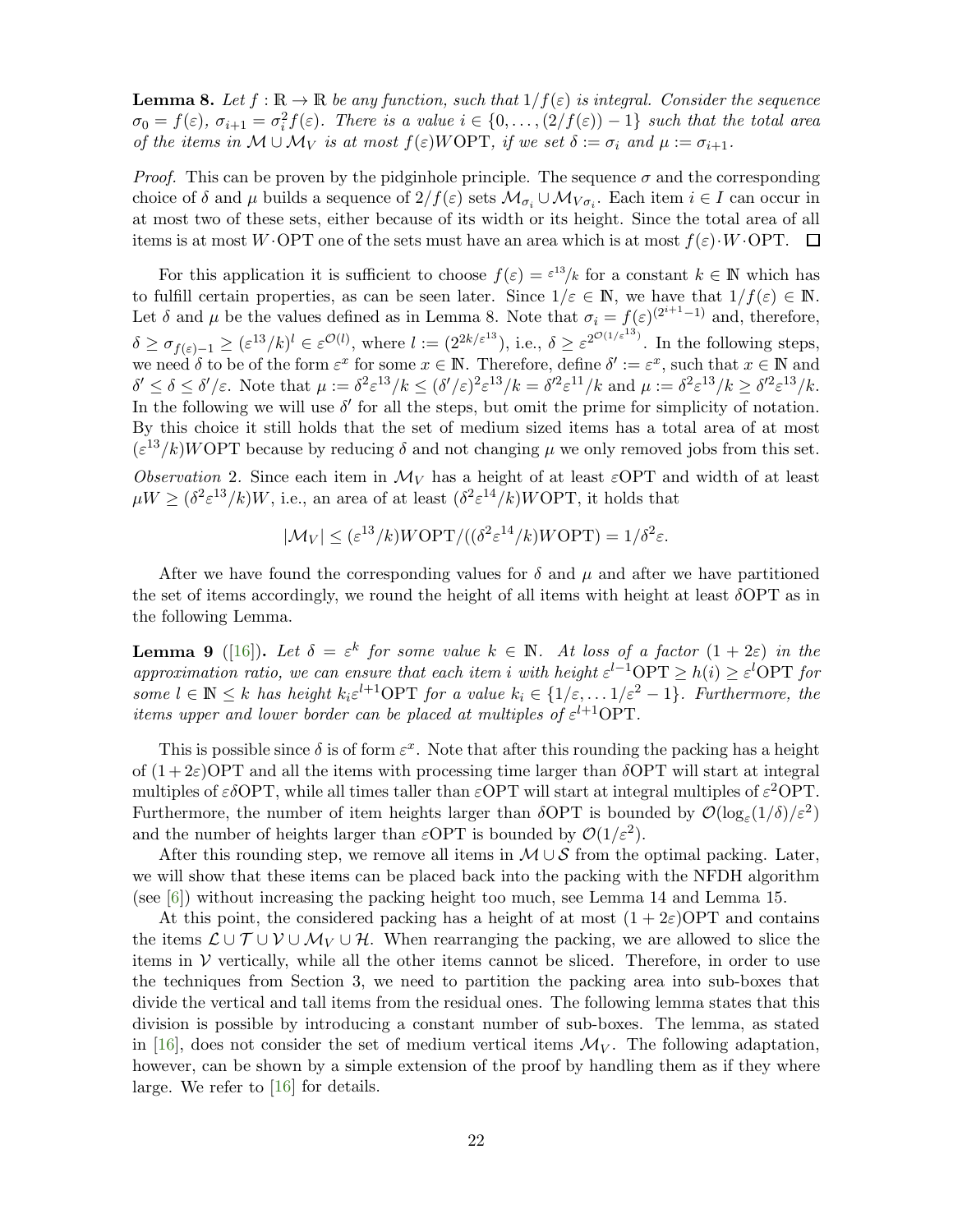**Lemma 8.** *Let $f : \mathbb{R} \to \mathbb{R}$ be any function, such that $1/f(\varepsilon)$ is integral. Consider the sequence $\sigma_0 = f(\varepsilon)$, $\sigma_{i+1} = \sigma_i^2 f(\varepsilon)$. There is a value $i \in \{0, \ldots, (2/f(\varepsilon)) - 1\}$ such that the total area of the items in $\mathcal{M} \cup \mathcal{M}_V$ is at most $f(\varepsilon)W\mathrm{OPT}$, if we set $\delta := \sigma_i$ and $\mu := \sigma_{i+1}$.*

*Proof.* This can be proven by the pidginhole principle. The sequence $\sigma$ and the corresponding choice of $\delta$ and $\mu$ builds a sequence of $2/f(\varepsilon)$ sets $\mathcal{M}_{\sigma_i} \cup \mathcal{M}_{V\sigma_i}$. Each item $i \in I$ can occur in at most two of these sets, either because of its width or its height. Since the total area of all items is at most $W \cdot \mathrm{OPT}$ one of the sets must have an area which is at most $f(\varepsilon) \cdot W \cdot \mathrm{OPT}$. $\square$

For this application it is sufficient to choose $f(\varepsilon) = \varepsilon^{13}/k$ for a constant $k \in \mathbb{N}$ which has to fulfill certain properties, as can be seen later. Since $1/\varepsilon \in \mathbb{N}$, we have that $1/f(\varepsilon) \in \mathbb{N}$. Let $\delta$ and $\mu$ be the values defined as in Lemma 8. Note that $\sigma_i = f(\varepsilon)^{(2^{i+1}-1)}$ and, therefore, $\delta \geq \sigma_{f(\varepsilon)-1} \geq (\varepsilon^{13}/k)^l \in \varepsilon^{\mathcal{O}(l)}$, where $l := (2^{2k/\varepsilon^{13}})$, i.e., $\delta \geq \varepsilon^{2^{\mathcal{O}(1/\varepsilon^{13})}}$. In the following steps, we need $\delta$ to be of the form $\varepsilon^x$ for some $x \in \mathbb{N}$. Therefore, define $\delta' := \varepsilon^x$, such that $x \in \mathbb{N}$ and $\delta' \leq \delta \leq \delta'/\varepsilon$. Note that $\mu := \delta^2\varepsilon^{13}/k \leq (\delta'/\varepsilon)^2\varepsilon^{13}/k = \delta'^2\varepsilon^{11}/k$ and $\mu := \delta^2\varepsilon^{13}/k \geq \delta'^2\varepsilon^{13}/k$. In the following we will use $\delta'$ for all the steps, but omit the prime for simplicity of notation. By this choice it still holds that the set of medium sized items has a total area of at most $(\varepsilon^{13}/k)W\mathrm{OPT}$ because by reducing $\delta$ and not changing $\mu$ we only removed jobs from this set.

*Observation* 2. Since each item in $\mathcal{M}_V$ has a height of at least $\varepsilon\mathrm{OPT}$ and width of at least $\mu W \geq (\delta^2\varepsilon^{13}/k)W$, i.e., an area of at least $(\delta^2\varepsilon^{14}/k)W\mathrm{OPT}$, it holds that

$$|\mathcal{M}_V| \leq (\varepsilon^{13}/k)W\mathrm{OPT}/((\delta^2\varepsilon^{14}/k)W\mathrm{OPT}) = 1/\delta^2\varepsilon.$$

After we have found the corresponding values for $\delta$ and $\mu$ and after we have partitioned the set of items accordingly, we round the height of all items with height at least $\delta\mathrm{OPT}$ as in the following Lemma.

**Lemma 9** ([16])**.** *Let $\delta = \varepsilon^k$ for some value $k \in \mathbb{N}$. At loss of a factor $(1 + 2\varepsilon)$ in the approximation ratio, we can ensure that each item $i$ with height $\varepsilon^{l-1}\mathrm{OPT} \geq h(i) \geq \varepsilon^l\mathrm{OPT}$ for some $l \in \mathbb{N} \leq k$ has height $k_i\varepsilon^{l+1}\mathrm{OPT}$ for a value $k_i \in \{1/\varepsilon, \ldots 1/\varepsilon^2 - 1\}$. Furthermore, the items upper and lower border can be placed at multiples of $\varepsilon^{l+1}\mathrm{OPT}$.*

This is possible since $\delta$ is of form $\varepsilon^x$. Note that after this rounding the packing has a height of $(1 + 2\varepsilon)\mathrm{OPT}$ and all the items with processing time larger than $\delta\mathrm{OPT}$ will start at integral multiples of $\varepsilon\delta\mathrm{OPT}$, while all times taller than $\varepsilon\mathrm{OPT}$ will start at integral multiples of $\varepsilon^2\mathrm{OPT}$. Furthermore, the number of item heights larger than $\delta\mathrm{OPT}$ is bounded by $\mathcal{O}(\log_\varepsilon(1/\delta)/\varepsilon^2)$ and the number of heights larger than $\varepsilon\mathrm{OPT}$ is bounded by $\mathcal{O}(1/\varepsilon^2)$.

After this rounding step, we remove all items in $\mathcal{M} \cup \mathcal{S}$ from the optimal packing. Later, we will show that these items can be placed back into the packing with the NFDH algorithm (see [6]) without increasing the packing height too much, see Lemma 14 and Lemma 15.

At this point, the considered packing has a height of at most $(1 + 2\varepsilon)\mathrm{OPT}$ and contains the items $\mathcal{L} \cup \mathcal{T} \cup \mathcal{V} \cup \mathcal{M}_V \cup \mathcal{H}$. When rearranging the packing, we are allowed to slice the items in $\mathcal{V}$ vertically, while all the other items cannot be sliced. Therefore, in order to use the techniques from Section 3, we need to partition the packing area into sub-boxes that divide the vertical and tall items from the residual ones. The following lemma states that this division is possible by introducing a constant number of sub-boxes. The lemma, as stated in [16], does not consider the set of medium vertical items $\mathcal{M}_V$. The following adaptation, however, can be shown by a simple extension of the proof by handling them as if they where large. We refer to [16] for details.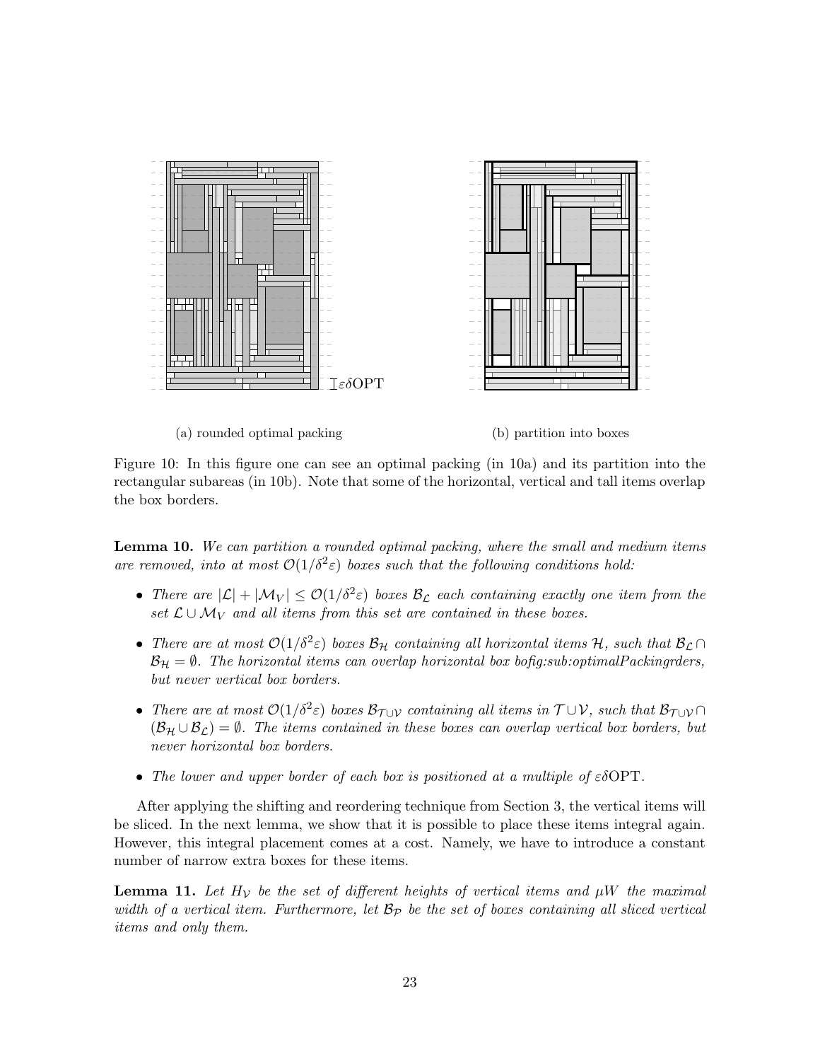(a) rounded optimal packing

(b) partition into boxes

Figure 10: In this figure one can see an optimal packing (in 10a) and its partition into the rectangular subareas (in 10b). Note that some of the horizontal, vertical and tall items overlap the box borders.

**Lemma 10.** *We can partition a rounded optimal packing, where the small and medium items are removed, into at most $\mathcal{O}(1/\delta^2\varepsilon)$ boxes such that the following conditions hold:*

- *There are $|\mathcal{L}| + |\mathcal{M}_V| \leq \mathcal{O}(1/\delta^2\varepsilon)$ boxes $\mathcal{B}_{\mathcal{L}}$ each containing exactly one item from the set $\mathcal{L} \cup \mathcal{M}_V$ and all items from this set are contained in these boxes.*
- *There are at most $\mathcal{O}(1/\delta^2\varepsilon)$ boxes $\mathcal{B}_{\mathcal{H}}$ containing all horizontal items $\mathcal{H}$, such that $\mathcal{B}_{\mathcal{L}} \cap \mathcal{B}_{\mathcal{H}} = \emptyset$. The horizontal items can overlap horizontal box bofig:sub:optimalPackingrders, but never vertical box borders.*
- *There are at most $\mathcal{O}(1/\delta^2\varepsilon)$ boxes $\mathcal{B}_{\mathcal{T}\cup\mathcal{V}}$ containing all items in $\mathcal{T} \cup \mathcal{V}$, such that $\mathcal{B}_{\mathcal{T}\cup\mathcal{V}} \cap (\mathcal{B}_{\mathcal{H}} \cup \mathcal{B}_{\mathcal{L}}) = \emptyset$. The items contained in these boxes can overlap vertical box borders, but never horizontal box borders.*
- *The lower and upper border of each box is positioned at a multiple of $\varepsilon\delta\mathrm{OPT}$.*

After applying the shifting and reordering technique from Section 3, the vertical items will be sliced. In the next lemma, we show that it is possible to place these items integral again. However, this integral placement comes at a cost. Namely, we have to introduce a constant number of narrow extra boxes for these items.

**Lemma 11.** *Let $H_{\mathcal{V}}$ be the set of different heights of vertical items and $\mu W$ the maximal width of a vertical item. Furthermore, let $\mathcal{B}_{\mathcal{P}}$ be the set of boxes containing all sliced vertical items and only them.*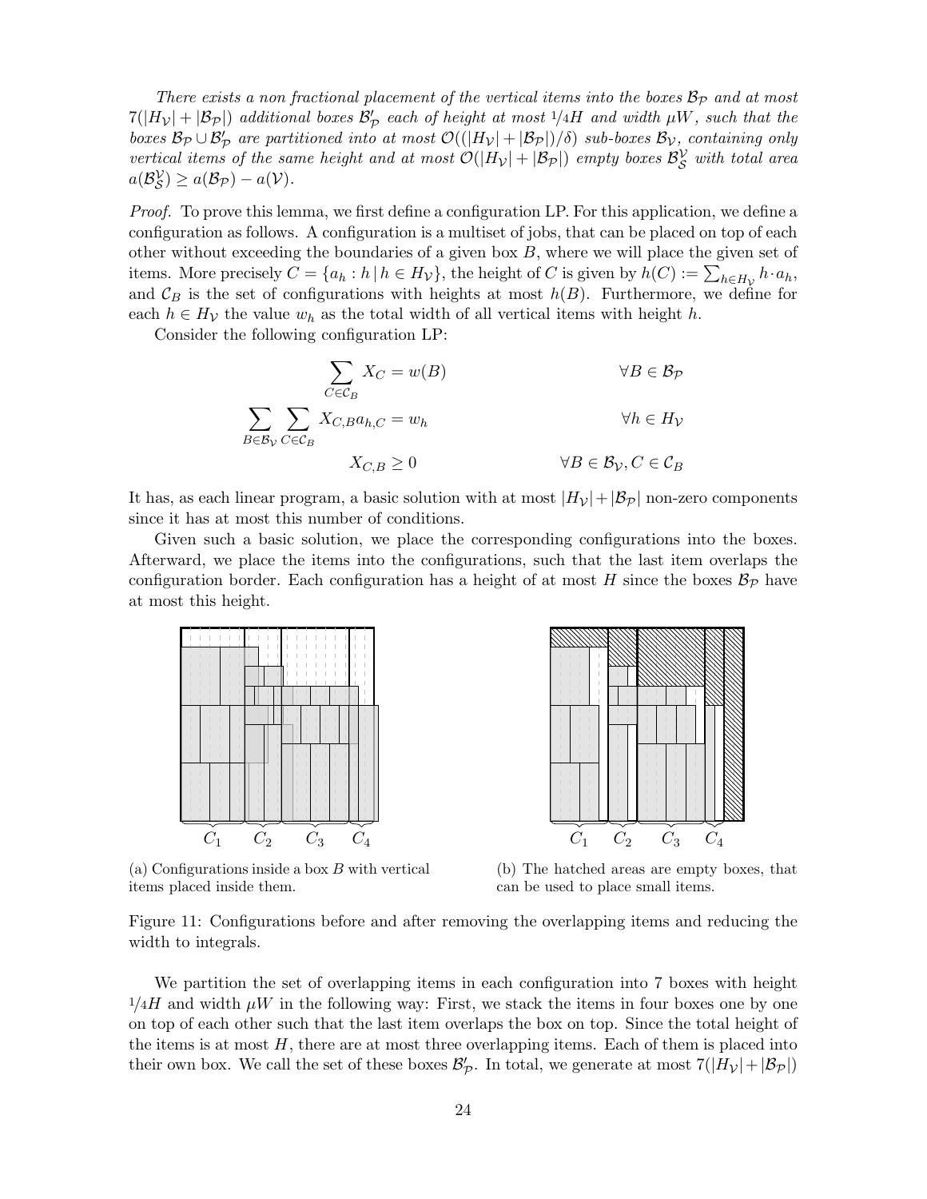*There exists a non fractional placement of the vertical items into the boxes $\mathcal{B}_{\mathcal{P}}$ and at most $7(|H_{\mathcal{V}}| + |\mathcal{B}_{\mathcal{P}}|)$ additional boxes $\mathcal{B}'_{\mathcal{P}}$ each of height at most $1/4H$ and width $\mu W$, such that the boxes $\mathcal{B}_{\mathcal{P}} \cup \mathcal{B}'_{\mathcal{P}}$ are partitioned into at most $\mathcal{O}((|H_{\mathcal{V}}| + |\mathcal{B}_{\mathcal{P}}|)/\delta)$ sub-boxes $\mathcal{B}_{\mathcal{V}}$, containing only vertical items of the same height and at most $\mathcal{O}(|H_{\mathcal{V}}| + |\mathcal{B}_{\mathcal{P}}|)$ empty boxes $\mathcal{B}_{\mathcal{S}}^{\mathcal{V}}$ with total area $a(\mathcal{B}_{\mathcal{S}}^{\mathcal{V}}) \geq a(\mathcal{B}_{\mathcal{P}}) - a(\mathcal{V})$.*

*Proof.* To prove this lemma, we first define a configuration LP. For this application, we define a configuration as follows. A configuration is a multiset of jobs, that can be placed on top of each other without exceeding the boundaries of a given box $B$, where we will place the given set of items. More precisely $C = \{a_h : h \,|\, h \in H_{\mathcal{V}}\}$, the height of $C$ is given by $h(C) := \sum_{h \in H_{\mathcal{V}}} h \cdot a_h$, and $\mathcal{C}_B$ is the set of configurations with heights at most $h(B)$. Furthermore, we define for each $h \in H_{\mathcal{V}}$ the value $w_h$ as the total width of all vertical items with height $h$.

Consider the following configuration LP:

$$\sum_{C \in \mathcal{C}_B} X_C = w(B) \qquad \forall B \in \mathcal{B}_{\mathcal{P}}$$

$$\sum_{B \in \mathcal{B}_{\mathcal{V}}} \sum_{C \in \mathcal{C}_B} X_{C,B} a_{h,C} = w_h \qquad \forall h \in H_{\mathcal{V}}$$

$$X_{C,B} \geq 0 \qquad \forall B \in \mathcal{B}_{\mathcal{V}}, C \in \mathcal{C}_B$$

It has, as each linear program, a basic solution with at most $|H_{\mathcal{V}}| + |\mathcal{B}_{\mathcal{P}}|$ non-zero components since it has at most this number of conditions.

Given such a basic solution, we place the corresponding configurations into the boxes. Afterward, we place the items into the configurations, such that the last item overlaps the configuration border. Each configuration has a height of at most $H$ since the boxes $\mathcal{B}_{\mathcal{P}}$ have at most this height.

(a) Configurations inside a box $B$ with vertical items placed inside them.

(b) The hatched areas are empty boxes, that can be used to place small items.

Figure 11: Configurations before and after removing the overlapping items and reducing the width to integrals.

We partition the set of overlapping items in each configuration into 7 boxes with height $1/4H$ and width $\mu W$ in the following way: First, we stack the items in four boxes one by one on top of each other such that the last item overlaps the box on top. Since the total height of the items is at most $H$, there are at most three overlapping items. Each of them is placed into their own box. We call the set of these boxes $\mathcal{B}'_{\mathcal{P}}$. In total, we generate at most $7(|H_{\mathcal{V}}| + |\mathcal{B}_{\mathcal{P}}|)$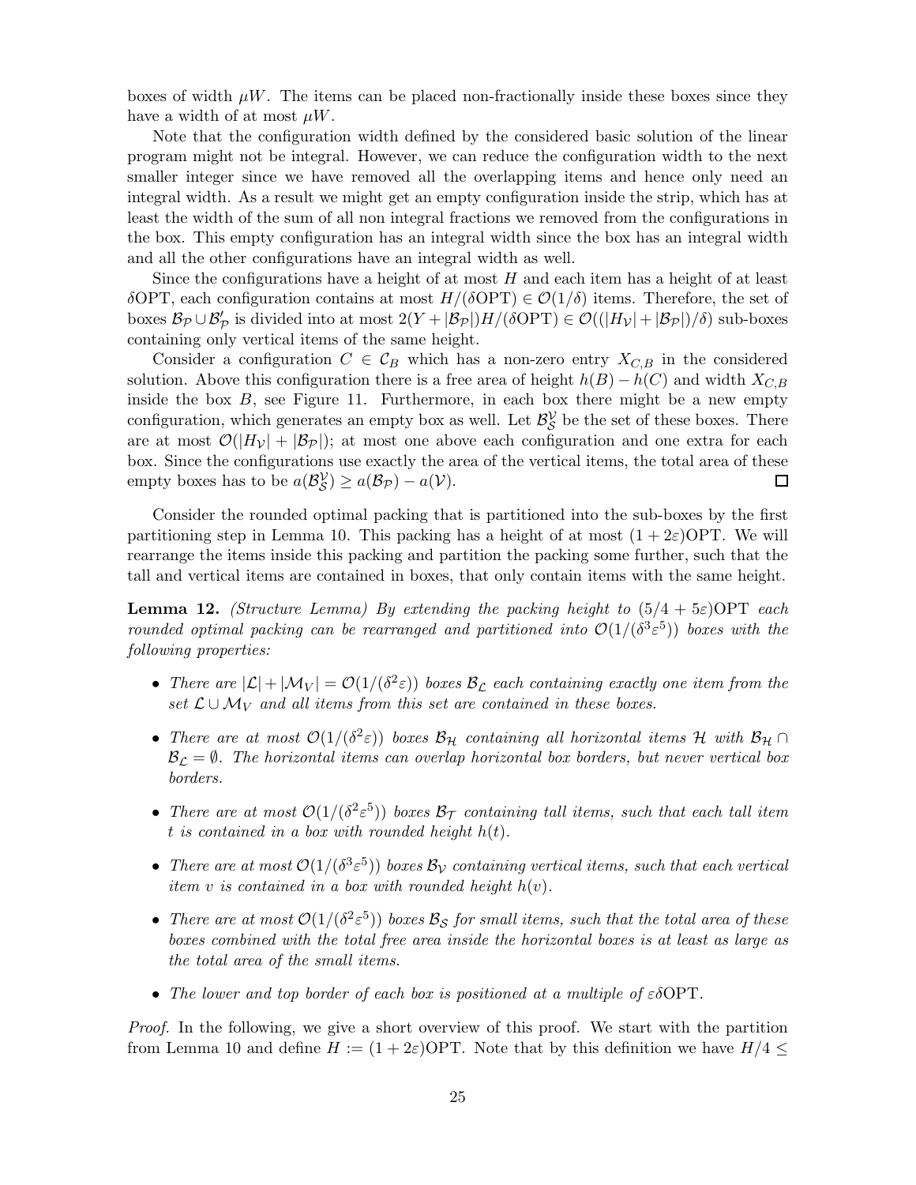boxes of width $\mu W$. The items can be placed non-fractionally inside these boxes since they have a width of at most $\mu W$.

Note that the configuration width defined by the considered basic solution of the linear program might not be integral. However, we can reduce the configuration width to the next smaller integer since we have removed all the overlapping items and hence only need an integral width. As a result we might get an empty configuration inside the strip, which has at least the width of the sum of all non integral fractions we removed from the configurations in the box. This empty configuration has an integral width since the box has an integral width and all the other configurations have an integral width as well.

Since the configurations have a height of at most $H$ and each item has a height of at least $\delta\mathrm{OPT}$, each configuration contains at most $H/(\delta\mathrm{OPT}) \in \mathcal{O}(1/\delta)$ items. Therefore, the set of boxes $\mathcal{B}_{\mathcal{P}} \cup \mathcal{B}'_{\mathcal{P}}$ is divided into at most $2(Y + |\mathcal{B}_{\mathcal{P}}|)H/(\delta\mathrm{OPT}) \in \mathcal{O}((|H_{\mathcal{V}}| + |\mathcal{B}_{\mathcal{P}}|)/\delta)$ sub-boxes containing only vertical items of the same height.

Consider a configuration $C \in \mathcal{C}_B$ which has a non-zero entry $X_{C,B}$ in the considered solution. Above this configuration there is a free area of height $h(B) - h(C)$ and width $X_{C,B}$ inside the box $B$, see Figure 11. Furthermore, in each box there might be a new empty configuration, which generates an empty box as well. Let $\mathcal{B}_{\mathcal{S}}^{\mathcal{V}}$ be the set of these boxes. There are at most $\mathcal{O}(|H_{\mathcal{V}}| + |\mathcal{B}_{\mathcal{P}}|)$; at most one above each configuration and one extra for each box. Since the configurations use exactly the area of the vertical items, the total area of these empty boxes has to be $a(\mathcal{B}_{\mathcal{S}}^{\mathcal{V}}) \geq a(\mathcal{B}_{\mathcal{P}}) - a(\mathcal{V})$. ◻

Consider the rounded optimal packing that is partitioned into the sub-boxes by the first partitioning step in Lemma 10. This packing has a height of at most $(1 + 2\varepsilon)\mathrm{OPT}$. We will rearrange the items inside this packing and partition the packing some further, such that the tall and vertical items are contained in boxes, that only contain items with the same height.

**Lemma 12.** *(Structure Lemma) By extending the packing height to $(5/4 + 5\varepsilon)\mathrm{OPT}$ each rounded optimal packing can be rearranged and partitioned into $\mathcal{O}(1/(\delta^3\varepsilon^5))$ boxes with the following properties:*

- *There are $|\mathcal{L}| + |\mathcal{M}_V| = \mathcal{O}(1/(\delta^2\varepsilon))$ boxes $\mathcal{B}_{\mathcal{L}}$ each containing exactly one item from the set $\mathcal{L} \cup \mathcal{M}_V$ and all items from this set are contained in these boxes.*
- *There are at most $\mathcal{O}(1/(\delta^2\varepsilon))$ boxes $\mathcal{B}_{\mathcal{H}}$ containing all horizontal items $\mathcal{H}$ with $\mathcal{B}_{\mathcal{H}} \cap \mathcal{B}_{\mathcal{L}} = \emptyset$. The horizontal items can overlap horizontal box borders, but never vertical box borders.*
- *There are at most $\mathcal{O}(1/(\delta^2\varepsilon^5))$ boxes $\mathcal{B}_{\mathcal{T}}$ containing tall items, such that each tall item $t$ is contained in a box with rounded height $h(t)$.*
- *There are at most $\mathcal{O}(1/(\delta^3\varepsilon^5))$ boxes $\mathcal{B}_{\mathcal{V}}$ containing vertical items, such that each vertical item $v$ is contained in a box with rounded height $h(v)$.*
- *There are at most $\mathcal{O}(1/(\delta^2\varepsilon^5))$ boxes $\mathcal{B}_{\mathcal{S}}$ for small items, such that the total area of these boxes combined with the total free area inside the horizontal boxes is at least as large as the total area of the small items.*
- *The lower and top border of each box is positioned at a multiple of $\varepsilon\delta\mathrm{OPT}$.*

*Proof.* In the following, we give a short overview of this proof. We start with the partition from Lemma 10 and define $H := (1 + 2\varepsilon)\mathrm{OPT}$. Note that by this definition we have $H/4 \leq$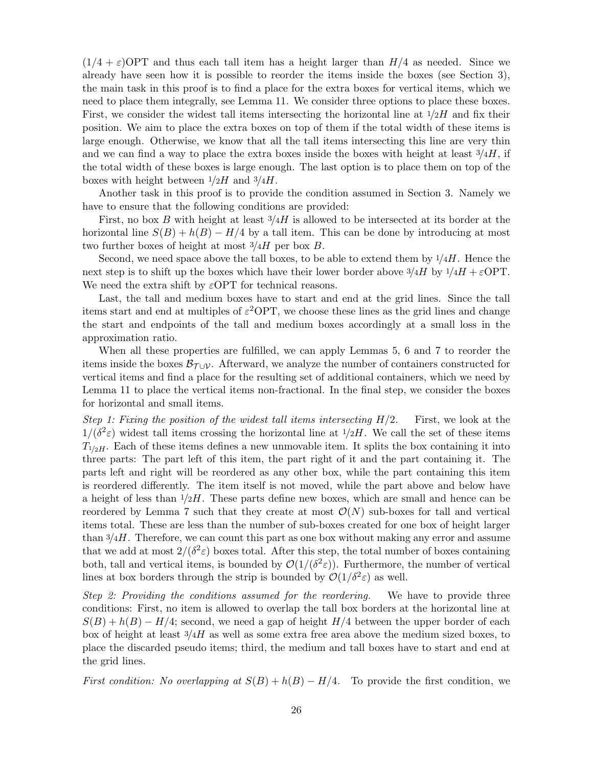$(1/4 + \varepsilon)\mathrm{OPT}$ and thus each tall item has a height larger than $H/4$ as needed. Since we already have seen how it is possible to reorder the items inside the boxes (see Section 3), the main task in this proof is to find a place for the extra boxes for vertical items, which we need to place them integrally, see Lemma 11. We consider three options to place these boxes. First, we consider the widest tall items intersecting the horizontal line at $1/2 H$ and fix their position. We aim to place the extra boxes on top of them if the total width of these items is large enough. Otherwise, we know that all the tall items intersecting this line are very thin and we can find a way to place the extra boxes inside the boxes with height at least $3/4 H$, if the total width of these boxes is large enough. The last option is to place them on top of the boxes with height between $1/2 H$ and $3/4 H$.

Another task in this proof is to provide the condition assumed in Section 3. Namely we have to ensure that the following conditions are provided:

First, no box $B$ with height at least $3/4 H$ is allowed to be intersected at its border at the horizontal line $S(B) + h(B) - H/4$ by a tall item. This can be done by introducing at most two further boxes of height at most $3/4 H$ per box $B$.

Second, we need space above the tall boxes, to be able to extend them by $1/4 H$. Hence the next step is to shift up the boxes which have their lower border above $3/4 H$ by $1/4 H + \varepsilon\mathrm{OPT}$. We need the extra shift by $\varepsilon\mathrm{OPT}$ for technical reasons.

Last, the tall and medium boxes have to start and end at the grid lines. Since the tall items start and end at multiples of $\varepsilon^2\mathrm{OPT}$, we choose these lines as the grid lines and change the start and endpoints of the tall and medium boxes accordingly at a small loss in the approximation ratio.

When all these properties are fulfilled, we can apply Lemmas 5, 6 and 7 to reorder the items inside the boxes $\mathcal{B}_{\mathcal{T}\cup\mathcal{V}}$. Afterward, we analyze the number of containers constructed for vertical items and find a place for the resulting set of additional containers, which we need by Lemma 11 to place the vertical items non-fractional. In the final step, we consider the boxes for horizontal and small items.

*Step 1: Fixing the position of the widest tall items intersecting $H/2$.* First, we look at the $1/(\delta^2\varepsilon)$ widest tall items crossing the horizontal line at $1/2 H$. We call the set of these items $T_{1/2H}$. Each of these items defines a new unmovable item. It splits the box containing it into three parts: The part left of this item, the part right of it and the part containing it. The parts left and right will be reordered as any other box, while the part containing this item is reordered differently. The item itself is not moved, while the part above and below have a height of less than $1/2 H$. These parts define new boxes, which are small and hence can be reordered by Lemma 7 such that they create at most $\mathcal{O}(N)$ sub-boxes for tall and vertical items total. These are less than the number of sub-boxes created for one box of height larger than $3/4 H$. Therefore, we can count this part as one box without making any error and assume that we add at most $2/(\delta^2\varepsilon)$ boxes total. After this step, the total number of boxes containing both, tall and vertical items, is bounded by $\mathcal{O}(1/(\delta^2\varepsilon))$. Furthermore, the number of vertical lines at box borders through the strip is bounded by $\mathcal{O}(1/\delta^2\varepsilon)$ as well.

*Step 2: Providing the conditions assumed for the reordering.* We have to provide three conditions: First, no item is allowed to overlap the tall box borders at the horizontal line at $S(B) + h(B) - H/4$; second, we need a gap of height $H/4$ between the upper border of each box of height at least $3/4 H$ as well as some extra free area above the medium sized boxes, to place the discarded pseudo items; third, the medium and tall boxes have to start and end at the grid lines.

*First condition: No overlapping at $S(B) + h(B) - H/4$.* To provide the first condition, we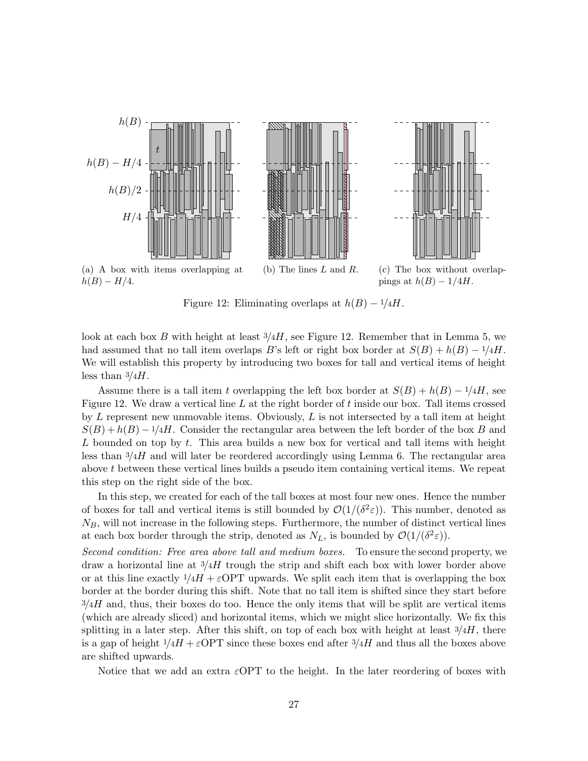(a) A box with items overlapping at $h(B) - H/4$.

(b) The lines $L$ and $R$.

(c) The box without overlappings at $h(B) - 1/4H$.

Figure 12: Eliminating overlaps at $h(B) - 1/4H$.

look at each box $B$ with height at least $3/4H$, see Figure 12. Remember that in Lemma 5, we had assumed that no tall item overlaps $B$'s left or right box border at $S(B) + h(B) - 1/4H$. We will establish this property by introducing two boxes for tall and vertical items of height less than $3/4H$.

Assume there is a tall item $t$ overlapping the left box border at $S(B) + h(B) - 1/4H$, see Figure 12. We draw a vertical line $L$ at the right border of $t$ inside our box. Tall items crossed by $L$ represent new unmovable items. Obviously, $L$ is not intersected by a tall item at height $S(B) + h(B) - 1/4H$. Consider the rectangular area between the left border of the box $B$ and $L$ bounded on top by $t$. This area builds a new box for vertical and tall items with height less than $3/4H$ and will later be reordered accordingly using Lemma 6. The rectangular area above $t$ between these vertical lines builds a pseudo item containing vertical items. We repeat this step on the right side of the box.

In this step, we created for each of the tall boxes at most four new ones. Hence the number of boxes for tall and vertical items is still bounded by $\mathcal{O}(1/(\delta^2\varepsilon))$. This number, denoted as $N_B$, will not increase in the following steps. Furthermore, the number of distinct vertical lines at each box border through the strip, denoted as $N_L$, is bounded by $\mathcal{O}(1/(\delta^2\varepsilon))$.

*Second condition: Free area above tall and medium boxes.* To ensure the second property, we draw a horizontal line at $3/4H$ trough the strip and shift each box with lower border above or at this line exactly $1/4H + \varepsilon\mathrm{OPT}$ upwards. We split each item that is overlapping the box border at the border during this shift. Note that no tall item is shifted since they start before $3/4H$ and, thus, their boxes do too. Hence the only items that will be split are vertical items (which are already sliced) and horizontal items, which we might slice horizontally. We fix this splitting in a later step. After this shift, on top of each box with height at least $3/4H$, there is a gap of height $1/4H + \varepsilon\mathrm{OPT}$ since these boxes end after $3/4H$ and thus all the boxes above are shifted upwards.

Notice that we add an extra $\varepsilon\mathrm{OPT}$ to the height. In the later reordering of boxes with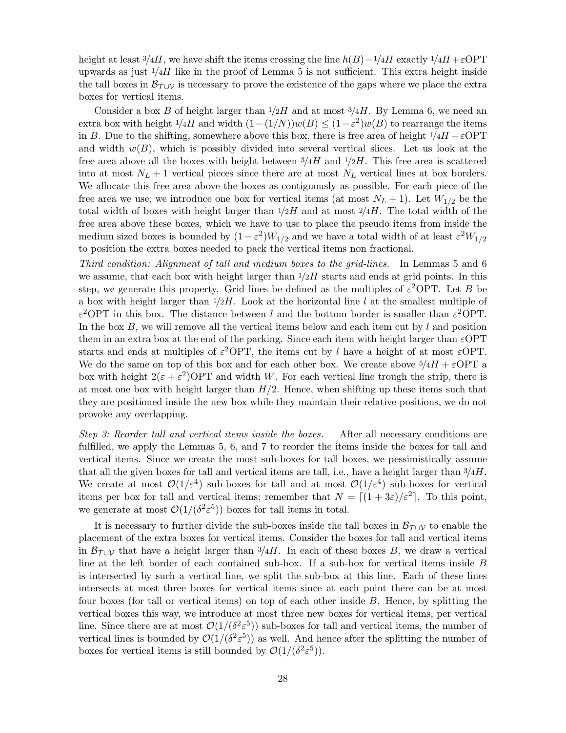height at least $3/4H$, we have shift the items crossing the line $h(B) - 1/4H$ exactly $1/4H + \varepsilon\mathrm{OPT}$ upwards as just $1/4H$ like in the proof of Lemma 5 is not sufficient. This extra height inside the tall boxes in $\mathcal{B}_{\mathcal{T}\cup\mathcal{V}}$ is necessary to prove the existence of the gaps where we place the extra boxes for vertical items.

Consider a box $B$ of height larger than $1/2H$ and at most $3/4H$. By Lemma 6, we need an extra box with height $1/4H$ and width $(1-(1/N))w(B) \leq (1-\varepsilon^2)w(B)$ to rearrange the items in $B$. Due to the shifting, somewhere above this box, there is free area of height $1/4H + \varepsilon\mathrm{OPT}$ and width $w(B)$, which is possibly divided into several vertical slices. Let us look at the free area above all the boxes with height between $3/4H$ and $1/2H$. This free area is scattered into at most $N_L + 1$ vertical pieces since there are at most $N_L$ vertical lines at box borders. We allocate this free area above the boxes as contiguously as possible. For each piece of the free area we use, we introduce one box for vertical items (at most $N_L + 1$). Let $W_{1/2}$ be the total width of boxes with height larger than $1/2H$ and at most $2/4H$. The total width of the free area above these boxes, which we have to use to place the pseudo items from inside the medium sized boxes is bounded by $(1-\varepsilon^2)W_{1/2}$ and we have a total width of at least $\varepsilon^2 W_{1/2}$ to position the extra boxes needed to pack the vertical items non fractional.

*Third condition: Alignment of tall and medium boxes to the grid-lines.* In Lemmas 5 and 6 we assume, that each box with height larger than $1/2H$ starts and ends at grid points. In this step, we generate this property. Grid lines be defined as the multiples of $\varepsilon^2\mathrm{OPT}$. Let $B$ be a box with height larger than $1/2H$. Look at the horizontal line $l$ at the smallest multiple of $\varepsilon^2\mathrm{OPT}$ in this box. The distance between $l$ and the bottom border is smaller than $\varepsilon^2\mathrm{OPT}$. In the box $B$, we will remove all the vertical items below and each item cut by $l$ and position them in an extra box at the end of the packing. Since each item with height larger than $\varepsilon\mathrm{OPT}$ starts and ends at multiples of $\varepsilon^2\mathrm{OPT}$, the items cut by $l$ have a height of at most $\varepsilon\mathrm{OPT}$. We do the same on top of this box and for each other box. We create above $5/4H + \varepsilon\mathrm{OPT}$ a box with height $2(\varepsilon + \varepsilon^2)\mathrm{OPT}$ and width $W$. For each vertical line trough the strip, there is at most one box with height larger than $H/2$. Hence, when shifting up these items such that they are positioned inside the new box while they maintain their relative positions, we do not provoke any overlapping.

*Step 3: Reorder tall and vertical items inside the boxes.* After all necessary conditions are fulfilled, we apply the Lemmas 5, 6, and 7 to reorder the items inside the boxes for tall and vertical items. Since we create the most sub-boxes for tall boxes, we pessimistically assume that all the given boxes for tall and vertical items are tall, i.e., have a height larger than $3/4H$. We create at most $\mathcal{O}(1/\varepsilon^4)$ sub-boxes for tall and at most $\mathcal{O}(1/\varepsilon^4)$ sub-boxes for vertical items per box for tall and vertical items; remember that $N = \lceil(1+3\varepsilon)/\varepsilon^2\rceil$. To this point, we generate at most $\mathcal{O}(1/(\delta^2\varepsilon^5))$ boxes for tall items in total.

It is necessary to further divide the sub-boxes inside the tall boxes in $\mathcal{B}_{\mathcal{T}\cup\mathcal{V}}$ to enable the placement of the extra boxes for vertical items. Consider the boxes for tall and vertical items in $\mathcal{B}_{\mathcal{T}\cup\mathcal{V}}$ that have a height larger than $3/4H$. In each of these boxes $B$, we draw a vertical line at the left border of each contained sub-box. If a sub-box for vertical items inside $B$ is intersected by such a vertical line, we split the sub-box at this line. Each of these lines intersects at most three boxes for vertical items since at each point there can be at most four boxes (for tall or vertical items) on top of each other inside $B$. Hence, by splitting the vertical boxes this way, we introduce at most three new boxes for vertical items, per vertical line. Since there are at most $\mathcal{O}(1/(\delta^2\varepsilon^5))$ sub-boxes for tall and vertical items, the number of vertical lines is bounded by $\mathcal{O}(1/(\delta^2\varepsilon^5))$ as well. And hence after the splitting the number of boxes for vertical items is still bounded by $\mathcal{O}(1/(\delta^2\varepsilon^5))$.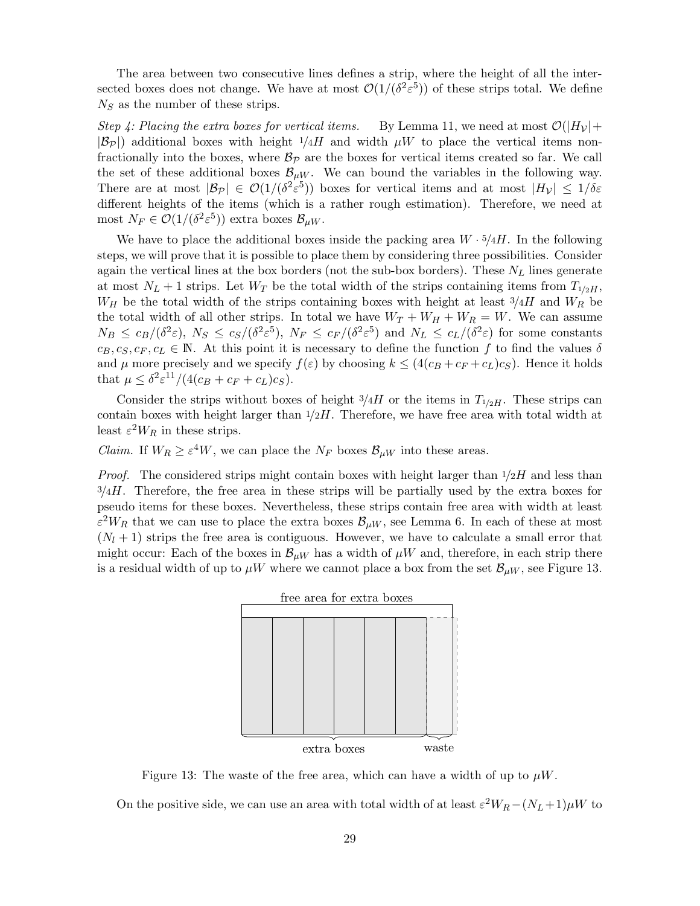The area between two consecutive lines defines a strip, where the height of all the intersected boxes does not change. We have at most $\mathcal{O}(1/(\delta^2\varepsilon^5))$ of these strips total. We define $N_S$ as the number of these strips.

*Step 4: Placing the extra boxes for vertical items.* By Lemma 11, we need at most $\mathcal{O}(|H_\mathcal{V}| + |\mathcal{B}_\mathcal{P}|)$ additional boxes with height $1/4H$ and width $\mu W$ to place the vertical items non-fractionally into the boxes, where $\mathcal{B}_\mathcal{P}$ are the boxes for vertical items created so far. We call the set of these additional boxes $\mathcal{B}_{\mu W}$. We can bound the variables in the following way. There are at most $|\mathcal{B}_\mathcal{P}| \in \mathcal{O}(1/(\delta^2\varepsilon^5))$ boxes for vertical items and at most $|H_\mathcal{V}| \leq 1/\delta\varepsilon$ different heights of the items (which is a rather rough estimation). Therefore, we need at most $N_F \in \mathcal{O}(1/(\delta^2\varepsilon^5))$ extra boxes $\mathcal{B}_{\mu W}$.

We have to place the additional boxes inside the packing area $W \cdot 5/4H$. In the following steps, we will prove that it is possible to place them by considering three possibilities. Consider again the vertical lines at the box borders (not the sub-box borders). These $N_L$ lines generate at most $N_L + 1$ strips. Let $W_T$ be the total width of the strips containing items from $T_{1/2H}$, $W_H$ be the total width of the strips containing boxes with height at least $3/4H$ and $W_R$ be the total width of all other strips. In total we have $W_T + W_H + W_R = W$. We can assume $N_B \leq c_B/(\delta^2\varepsilon)$, $N_S \leq c_S/(\delta^2\varepsilon^5)$, $N_F \leq c_F/(\delta^2\varepsilon^5)$ and $N_L \leq c_L/(\delta^2\varepsilon)$ for some constants $c_B, c_S, c_F, c_L \in \mathbb{N}$. At this point it is necessary to define the function $f$ to find the values $\delta$ and $\mu$ more precisely and we specify $f(\varepsilon)$ by choosing $k \leq (4(c_B + c_F + c_L)c_S)$. Hence it holds that $\mu \leq \delta^2\varepsilon^{11}/(4(c_B + c_F + c_L)c_S)$.

Consider the strips without boxes of height $3/4H$ or the items in $T_{1/2H}$. These strips can contain boxes with height larger than $1/2H$. Therefore, we have free area with total width at least $\varepsilon^2 W_R$ in these strips.

*Claim.* If $W_R \geq \varepsilon^4 W$, we can place the $N_F$ boxes $\mathcal{B}_{\mu W}$ into these areas.

*Proof.* The considered strips might contain boxes with height larger than $1/2H$ and less than $3/4H$. Therefore, the free area in these strips will be partially used by the extra boxes for pseudo items for these boxes. Nevertheless, these strips contain free area with width at least $\varepsilon^2 W_R$ that we can use to place the extra boxes $\mathcal{B}_{\mu W}$, see Lemma 6. In each of these at most $(N_l + 1)$ strips the free area is contiguous. However, we have to calculate a small error that might occur: Each of the boxes in $\mathcal{B}_{\mu W}$ has a width of $\mu W$ and, therefore, in each strip there is a residual width of up to $\mu W$ where we cannot place a box from the set $\mathcal{B}_{\mu W}$, see Figure 13.

Figure 13: The waste of the free area, which can have a width of up to $\mu W$.

On the positive side, we can use an area with total width of at least $\varepsilon^2 W_R - (N_L + 1)\mu W$ to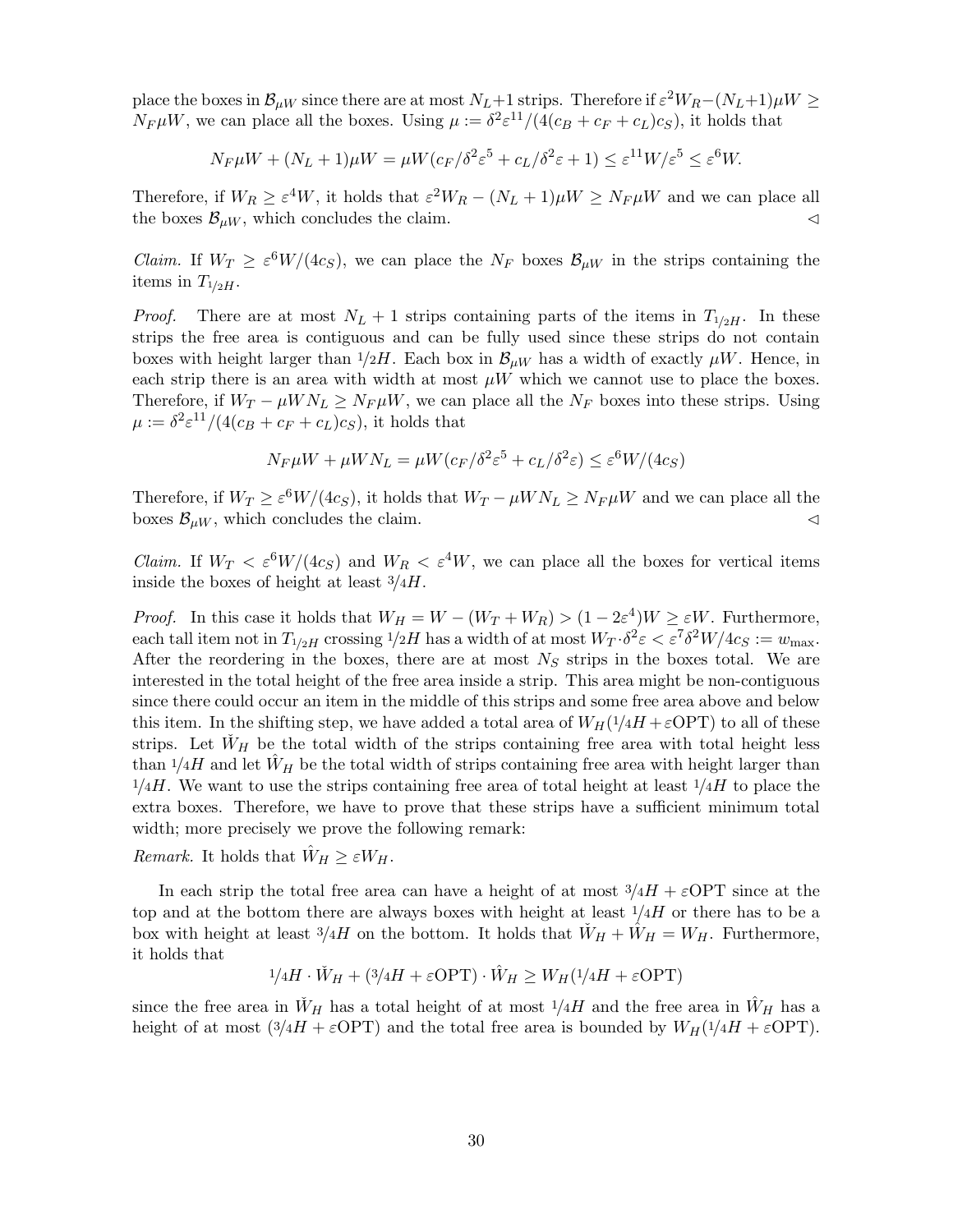place the boxes in $\mathcal{B}_{\mu W}$ since there are at most $N_L+1$ strips. Therefore if $\varepsilon^2 W_R - (N_L+1)\mu W \geq N_F \mu W$, we can place all the boxes. Using $\mu := \delta^2\varepsilon^{11}/(4(c_B+c_F+c_L)c_S)$, it holds that

$$N_F\mu W + (N_L+1)\mu W = \mu W(c_F/\delta^2\varepsilon^5 + c_L/\delta^2\varepsilon + 1) \leq \varepsilon^{11}W/\varepsilon^5 \leq \varepsilon^6 W.$$

Therefore, if $W_R \geq \varepsilon^4 W$, it holds that $\varepsilon^2 W_R - (N_L+1)\mu W \geq N_F\mu W$ and we can place all the boxes $\mathcal{B}_{\mu W}$, which concludes the claim. $\triangleleft$

*Claim.* If $W_T \geq \varepsilon^6 W/(4c_S)$, we can place the $N_F$ boxes $\mathcal{B}_{\mu W}$ in the strips containing the items in $T_{1/2H}$.

*Proof.* There are at most $N_L + 1$ strips containing parts of the items in $T_{1/2H}$. In these strips the free area is contiguous and can be fully used since these strips do not contain boxes with height larger than $1/2H$. Each box in $\mathcal{B}_{\mu W}$ has a width of exactly $\mu W$. Hence, in each strip there is an area with width at most $\mu W$ which we cannot use to place the boxes. Therefore, if $W_T - \mu W N_L \geq N_F \mu W$, we can place all the $N_F$ boxes into these strips. Using $\mu := \delta^2\varepsilon^{11}/(4(c_B+c_F+c_L)c_S)$, it holds that

$$N_F\mu W + \mu W N_L = \mu W(c_F/\delta^2\varepsilon^5 + c_L/\delta^2\varepsilon) \leq \varepsilon^6 W/(4c_S)$$

Therefore, if $W_T \geq \varepsilon^6 W/(4c_S)$, it holds that $W_T - \mu W N_L \geq N_F\mu W$ and we can place all the boxes $\mathcal{B}_{\mu W}$, which concludes the claim. $\triangleleft$

*Claim.* If $W_T < \varepsilon^6 W/(4c_S)$ and $W_R < \varepsilon^4 W$, we can place all the boxes for vertical items inside the boxes of height at least $3/4H$.

*Proof.* In this case it holds that $W_H = W - (W_T + W_R) > (1-2\varepsilon^4)W \geq \varepsilon W$. Furthermore, each tall item not in $T_{1/2H}$ crossing $1/2H$ has a width of at most $W_T \cdot \delta^2\varepsilon < \varepsilon^7\delta^2 W/4c_S := w_{\max}$. After the reordering in the boxes, there are at most $N_S$ strips in the boxes total. We are interested in the total height of the free area inside a strip. This area might be non-contiguous since there could occur an item in the middle of this strips and some free area above and below this item. In the shifting step, we have added a total area of $W_H(1/4H + \varepsilon\mathrm{OPT})$ to all of these strips. Let $\check{W}_H$ be the total width of the strips containing free area with total height less than $1/4H$ and let $\hat{W}_H$ be the total width of strips containing free area with height larger than $1/4H$. We want to use the strips containing free area of total height at least $1/4H$ to place the extra boxes. Therefore, we have to prove that these strips have a sufficient minimum total width; more precisely we prove the following remark:

*Remark.* It holds that $\hat{W}_H \geq \varepsilon W_H$.

In each strip the total free area can have a height of at most $3/4H + \varepsilon\mathrm{OPT}$ since at the top and at the bottom there are always boxes with height at least $1/4H$ or there has to be a box with height at least $3/4H$ on the bottom. It holds that $\check{W}_H + \hat{W}_H = W_H$. Furthermore, it holds that

$$1/4H \cdot \check{W}_H + (3/4H + \varepsilon\mathrm{OPT}) \cdot \hat{W}_H \geq W_H(1/4H + \varepsilon\mathrm{OPT})$$

since the free area in $\check{W}_H$ has a total height of at most $1/4H$ and the free area in $\hat{W}_H$ has a height of at most $(3/4H + \varepsilon\mathrm{OPT})$ and the total free area is bounded by $W_H(1/4H + \varepsilon\mathrm{OPT})$.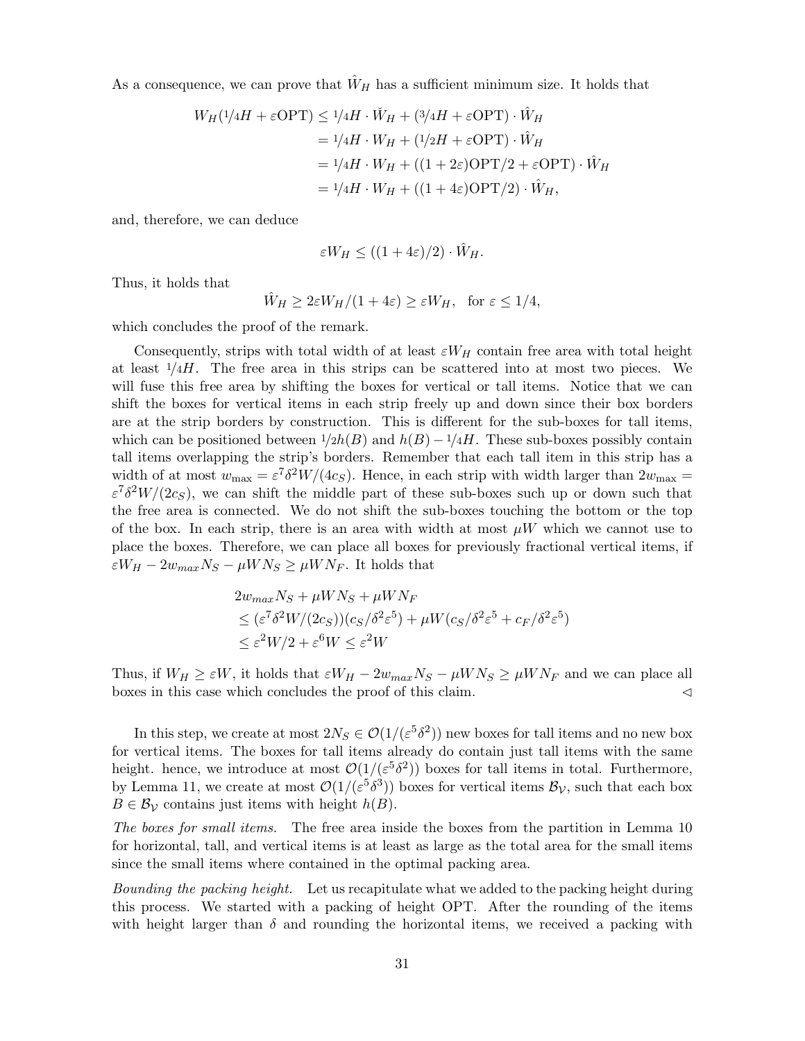As a consequence, we can prove that $\hat{W}_H$ has a sufficient minimum size. It holds that

$$\begin{aligned}
W_H(1/4H + \varepsilon\mathrm{OPT}) &\leq 1/4H \cdot \check{W}_H + (3/4H + \varepsilon\mathrm{OPT}) \cdot \hat{W}_H \\
&= 1/4H \cdot W_H + (1/2H + \varepsilon\mathrm{OPT}) \cdot \hat{W}_H \\
&= 1/4H \cdot W_H + ((1+2\varepsilon)\mathrm{OPT}/2 + \varepsilon\mathrm{OPT}) \cdot \hat{W}_H \\
&= 1/4H \cdot W_H + ((1+4\varepsilon)\mathrm{OPT}/2) \cdot \hat{W}_H,
\end{aligned}$$

and, therefore, we can deduce

$$\varepsilon W_H \leq ((1+4\varepsilon)/2) \cdot \hat{W}_H.$$

Thus, it holds that

$$\hat{W}_H \geq 2\varepsilon W_H/(1+4\varepsilon) \geq \varepsilon W_H, \quad \text{for } \varepsilon \leq 1/4,$$

which concludes the proof of the remark.

Consequently, strips with total width of at least $\varepsilon W_H$ contain free area with total height at least $1/4H$. The free area in this strips can be scattered into at most two pieces. We will fuse this free area by shifting the boxes for vertical or tall items. Notice that we can shift the boxes for vertical items in each strip freely up and down since their box borders are at the strip borders by construction. This is different for the sub-boxes for tall items, which can be positioned between $1/2h(B)$ and $h(B) - 1/4H$. These sub-boxes possibly contain tall items overlapping the strip's borders. Remember that each tall item in this strip has a width of at most $w_{\max} = \varepsilon^7\delta^2 W/(4c_S)$. Hence, in each strip with width larger than $2w_{\max} = \varepsilon^7\delta^2 W/(2c_S)$, we can shift the middle part of these sub-boxes such up or down such that the free area is connected. We do not shift the sub-boxes touching the bottom or the top of the box. In each strip, there is an area with width at most $\mu W$ which we cannot use to place the boxes. Therefore, we can place all boxes for previously fractional vertical items, if $\varepsilon W_H - 2w_{max}N_S - \mu W N_S \geq \mu W N_F$. It holds that

$$\begin{aligned}
&2w_{max}N_S + \mu W N_S + \mu W N_F \\
&\leq (\varepsilon^7\delta^2 W/(2c_S))(c_S/\delta^2\varepsilon^5) + \mu W(c_S/\delta^2\varepsilon^5 + c_F/\delta^2\varepsilon^5) \\
&\leq \varepsilon^2 W/2 + \varepsilon^6 W \leq \varepsilon^2 W
\end{aligned}$$

Thus, if $W_H \geq \varepsilon W$, it holds that $\varepsilon W_H - 2w_{max}N_S - \mu W N_S \geq \mu W N_F$ and we can place all boxes in this case which concludes the proof of this claim. $\lhd$

In this step, we create at most $2N_S \in \mathcal{O}(1/(\varepsilon^5\delta^2))$ new boxes for tall items and no new box for vertical items. The boxes for tall items already do contain just tall items with the same height. hence, we introduce at most $\mathcal{O}(1/(\varepsilon^5\delta^2))$ boxes for tall items in total. Furthermore, by Lemma 11, we create at most $\mathcal{O}(1/(\varepsilon^5\delta^3))$ boxes for vertical items $\mathcal{B}_\mathcal{V}$, such that each box $B \in \mathcal{B}_\mathcal{V}$ contains just items with height $h(B)$.

*The boxes for small items.* The free area inside the boxes from the partition in Lemma 10 for horizontal, tall, and vertical items is at least as large as the total area for the small items since the small items where contained in the optimal packing area.

*Bounding the packing height.* Let us recapitulate what we added to the packing height during this process. We started with a packing of height OPT. After the rounding of the items with height larger than $\delta$ and rounding the horizontal items, we received a packing with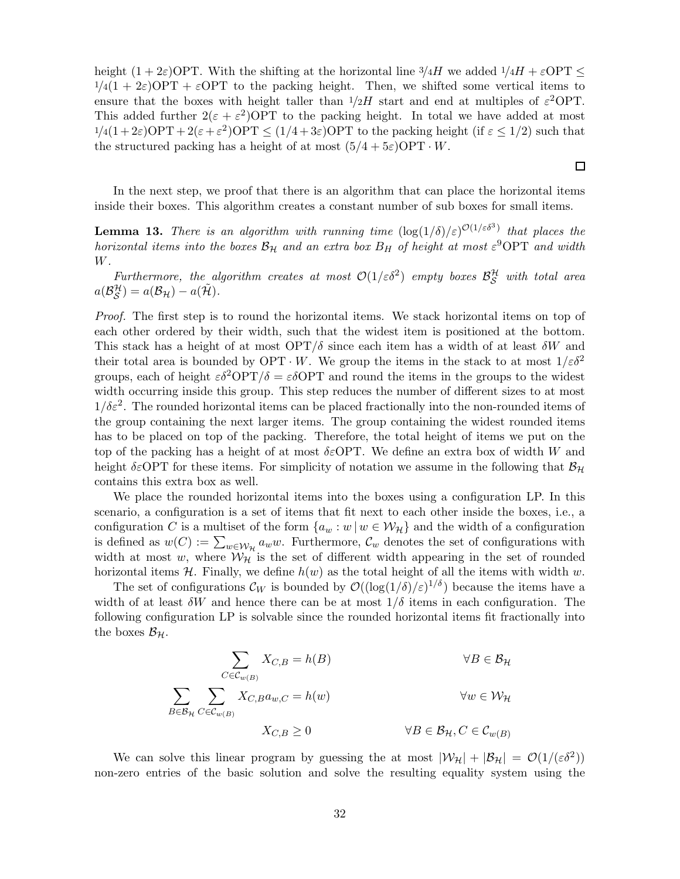height $(1+2\varepsilon)\mathrm{OPT}$. With the shifting at the horizontal line $3/4H$ we added $1/4H + \varepsilon\mathrm{OPT} \leq 1/4(1+2\varepsilon)\mathrm{OPT} + \varepsilon\mathrm{OPT}$ to the packing height. Then, we shifted some vertical items to ensure that the boxes with height taller than $1/2H$ start and end at multiples of $\varepsilon^2\mathrm{OPT}$. This added further $2(\varepsilon+\varepsilon^2)\mathrm{OPT}$ to the packing height. In total we have added at most $1/4(1+2\varepsilon)\mathrm{OPT} + 2(\varepsilon+\varepsilon^2)\mathrm{OPT} \leq (1/4+3\varepsilon)\mathrm{OPT}$ to the packing height (if $\varepsilon \leq 1/2$) such that the structured packing has a height of at most $(5/4+5\varepsilon)\mathrm{OPT}\cdot W$.

□

In the next step, we proof that there is an algorithm that can place the horizontal items inside their boxes. This algorithm creates a constant number of sub boxes for small items.

**Lemma 13.** *There is an algorithm with running time $(\log(1/\delta)/\varepsilon)^{\mathcal{O}(1/\varepsilon\delta^3)}$ that places the horizontal items into the boxes $\mathcal{B}_\mathcal{H}$ and an extra box $B_H$ of height at most $\varepsilon^9\mathrm{OPT}$ and width $W$.*

*Furthermore, the algorithm creates at most $\mathcal{O}(1/\varepsilon\delta^2)$ empty boxes $\mathcal{B}^\mathcal{H}_\mathcal{S}$ with total area $a(\mathcal{B}^\mathcal{H}_\mathcal{S}) = a(\mathcal{B}_\mathcal{H}) - a(\tilde{\mathcal{H}})$.*

*Proof.* The first step is to round the horizontal items. We stack horizontal items on top of each other ordered by their width, such that the widest item is positioned at the bottom. This stack has a height of at most $\mathrm{OPT}/\delta$ since each item has a width of at least $\delta W$ and their total area is bounded by $\mathrm{OPT}\cdot W$. We group the items in the stack to at most $1/\varepsilon\delta^2$ groups, each of height $\varepsilon\delta^2\mathrm{OPT}/\delta = \varepsilon\delta\mathrm{OPT}$ and round the items in the groups to the widest width occurring inside this group. This step reduces the number of different sizes to at most $1/\delta\varepsilon^2$. The rounded horizontal items can be placed fractionally into the non-rounded items of the group containing the next larger items. The group containing the widest rounded items has to be placed on top of the packing. Therefore, the total height of items we put on the top of the packing has a height of at most $\delta\varepsilon\mathrm{OPT}$. We define an extra box of width $W$ and height $\delta\varepsilon\mathrm{OPT}$ for these items. For simplicity of notation we assume in the following that $\mathcal{B}_\mathcal{H}$ contains this extra box as well.

We place the rounded horizontal items into the boxes using a configuration LP. In this scenario, a configuration is a set of items that fit next to each other inside the boxes, i.e., a configuration $C$ is a multiset of the form $\{a_w : w \mid w \in \mathcal{W}_\mathcal{H}\}$ and the width of a configuration is defined as $w(C) := \sum_{w\in\mathcal{W}_\mathcal{H}} a_w w$. Furthermore, $\mathcal{C}_w$ denotes the set of configurations with width at most $w$, where $\mathcal{W}_\mathcal{H}$ is the set of different width appearing in the set of rounded horizontal items $\mathcal{H}$. Finally, we define $h(w)$ as the total height of all the items with width $w$.

The set of configurations $\mathcal{C}_W$ is bounded by $\mathcal{O}((\log(1/\delta)/\varepsilon)^{1/\delta})$ because the items have a width of at least $\delta W$ and hence there can be at most $1/\delta$ items in each configuration. The following configuration LP is solvable since the rounded horizontal items fit fractionally into the boxes $\mathcal{B}_\mathcal{H}$.

$$\sum_{C\in\mathcal{C}_{w(B)}} X_{C,B} = h(B) \qquad \forall B \in \mathcal{B}_\mathcal{H}$$

$$\sum_{B\in\mathcal{B}_\mathcal{H}} \sum_{C\in\mathcal{C}_{w(B)}} X_{C,B}\, a_{w,C} = h(w) \qquad \forall w \in \mathcal{W}_\mathcal{H}$$

$$X_{C,B} \geq 0 \qquad \forall B \in \mathcal{B}_\mathcal{H}, C \in \mathcal{C}_{w(B)}$$

We can solve this linear program by guessing the at most $|\mathcal{W}_\mathcal{H}| + |\mathcal{B}_\mathcal{H}| = \mathcal{O}(1/(\varepsilon\delta^2))$ non-zero entries of the basic solution and solve the resulting equality system using the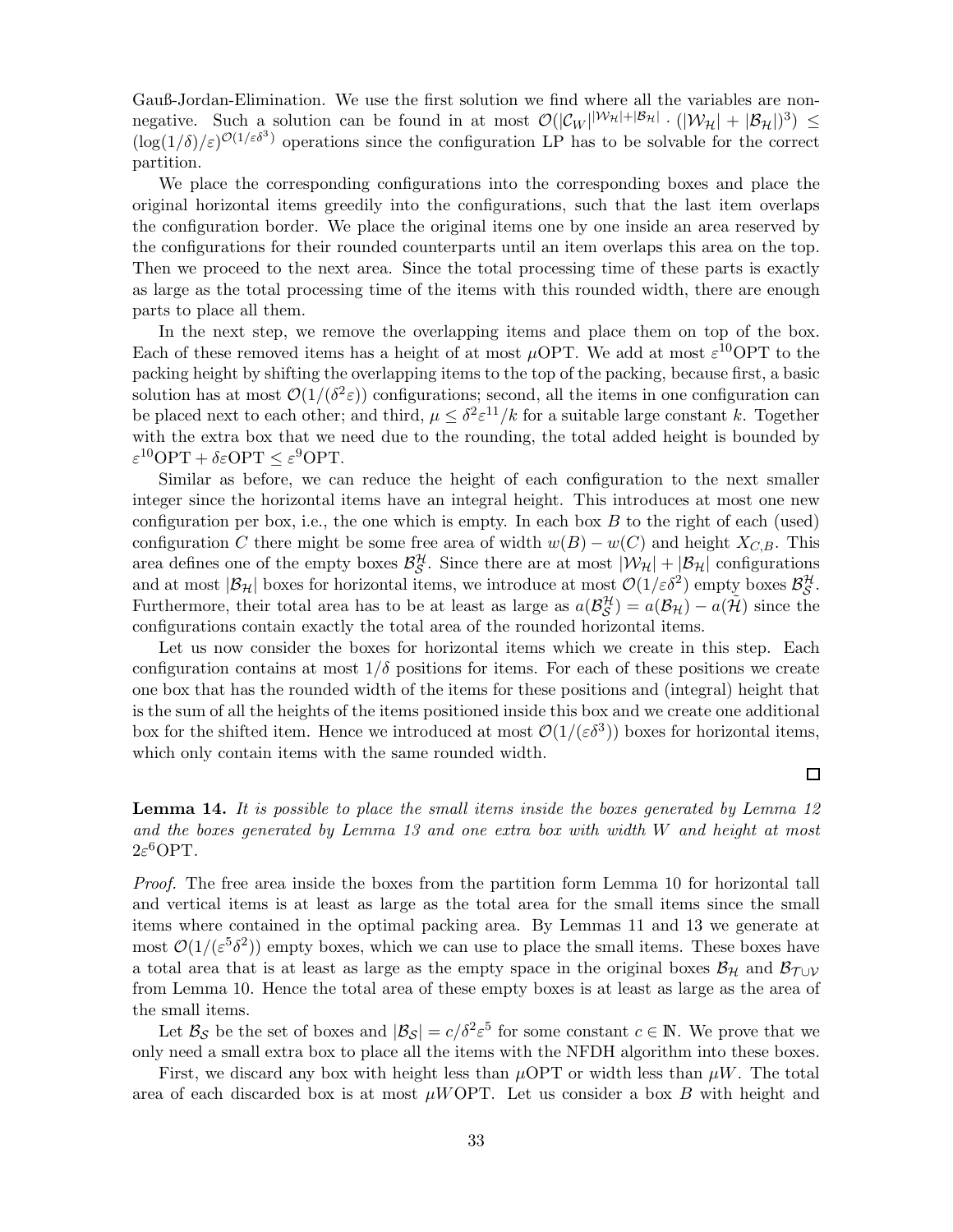Gauß-Jordan-Elimination. We use the first solution we find where all the variables are non-negative. Such a solution can be found in at most $\mathcal{O}(|\mathcal{C}_W|^{|\mathcal{W}_\mathcal{H}|+|\mathcal{B}_\mathcal{H}|} \cdot (|\mathcal{W}_\mathcal{H}| + |\mathcal{B}_\mathcal{H}|)^3) \leq (\log(1/\delta)/\varepsilon)^{\mathcal{O}(1/\varepsilon\delta^3)}$ operations since the configuration LP has to be solvable for the correct partition.

We place the corresponding configurations into the corresponding boxes and place the original horizontal items greedily into the configurations, such that the last item overlaps the configuration border. We place the original items one by one inside an area reserved by the configurations for their rounded counterparts until an item overlaps this area on the top. Then we proceed to the next area. Since the total processing time of these parts is exactly as large as the total processing time of the items with this rounded width, there are enough parts to place all them.

In the next step, we remove the overlapping items and place them on top of the box. Each of these removed items has a height of at most $\mu\mathrm{OPT}$. We add at most $\varepsilon^{10}\mathrm{OPT}$ to the packing height by shifting the overlapping items to the top of the packing, because first, a basic solution has at most $\mathcal{O}(1/(\delta^2\varepsilon))$ configurations; second, all the items in one configuration can be placed next to each other; and third, $\mu \leq \delta^2\varepsilon^{11}/k$ for a suitable large constant $k$. Together with the extra box that we need due to the rounding, the total added height is bounded by $\varepsilon^{10}\mathrm{OPT} + \delta\varepsilon\mathrm{OPT} \leq \varepsilon^9\mathrm{OPT}$.

Similar as before, we can reduce the height of each configuration to the next smaller integer since the horizontal items have an integral height. This introduces at most one new configuration per box, i.e., the one which is empty. In each box $B$ to the right of each (used) configuration $C$ there might be some free area of width $w(B) - w(C)$ and height $X_{C,B}$. This area defines one of the empty boxes $\mathcal{B}_\mathcal{S}^\mathcal{H}$. Since there are at most $|\mathcal{W}_\mathcal{H}| + |\mathcal{B}_\mathcal{H}|$ configurations and at most $|\mathcal{B}_\mathcal{H}|$ boxes for horizontal items, we introduce at most $\mathcal{O}(1/\varepsilon\delta^2)$ empty boxes $\mathcal{B}_\mathcal{S}^\mathcal{H}$. Furthermore, their total area has to be at least as large as $a(\mathcal{B}_\mathcal{S}^\mathcal{H}) = a(\mathcal{B}_\mathcal{H}) - a(\tilde{\mathcal{H}})$ since the configurations contain exactly the total area of the rounded horizontal items.

Let us now consider the boxes for horizontal items which we create in this step. Each configuration contains at most $1/\delta$ positions for items. For each of these positions we create one box that has the rounded width of the items for these positions and (integral) height that is the sum of all the heights of the items positioned inside this box and we create one additional box for the shifted item. Hence we introduced at most $\mathcal{O}(1/(\varepsilon\delta^3))$ boxes for horizontal items, which only contain items with the same rounded width. □

**Lemma 14.** *It is possible to place the small items inside the boxes generated by Lemma 12 and the boxes generated by Lemma 13 and one extra box with width $W$ and height at most $2\varepsilon^6\mathrm{OPT}$.*

*Proof.* The free area inside the boxes from the partition form Lemma 10 for horizontal tall and vertical items is at least as large as the total area for the small items since the small items where contained in the optimal packing area. By Lemmas 11 and 13 we generate at most $\mathcal{O}(1/(\varepsilon^5\delta^2))$ empty boxes, which we can use to place the small items. These boxes have a total area that is at least as large as the empty space in the original boxes $\mathcal{B}_\mathcal{H}$ and $\mathcal{B}_{\mathcal{T}\cup\mathcal{V}}$ from Lemma 10. Hence the total area of these empty boxes is at least as large as the area of the small items.

Let $\mathcal{B}_\mathcal{S}$ be the set of boxes and $|\mathcal{B}_\mathcal{S}| = c/\delta^2\varepsilon^5$ for some constant $c \in \mathbb{N}$. We prove that we only need a small extra box to place all the items with the NFDH algorithm into these boxes.

First, we discard any box with height less than $\mu\mathrm{OPT}$ or width less than $\mu W$. The total area of each discarded box is at most $\mu W\mathrm{OPT}$. Let us consider a box $B$ with height and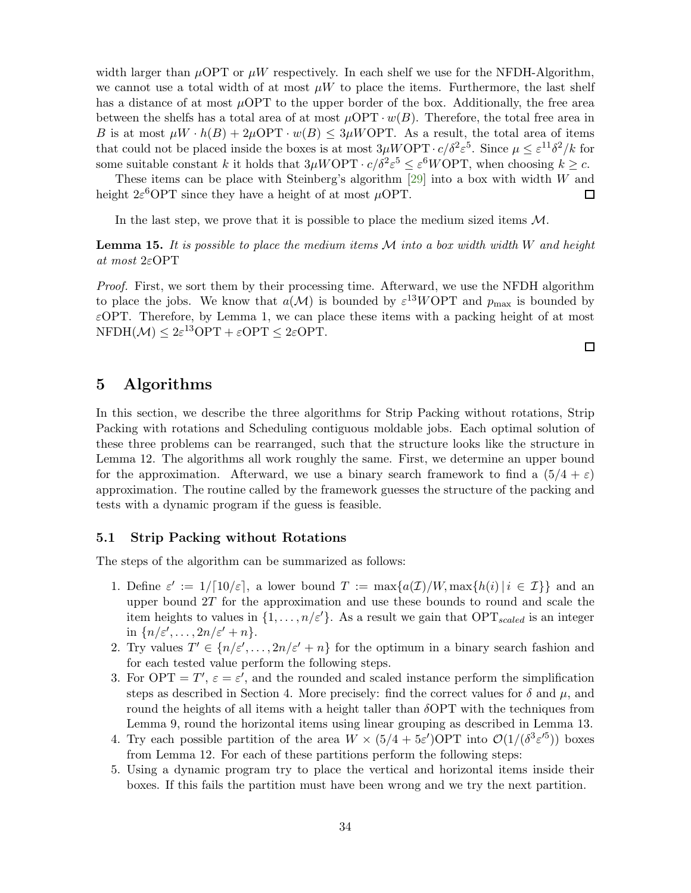width larger than $\mu\mathrm{OPT}$ or $\mu W$ respectively. In each shelf we use for the NFDH-Algorithm, we cannot use a total width of at most $\mu W$ to place the items. Furthermore, the last shelf has a distance of at most $\mu\mathrm{OPT}$ to the upper border of the box. Additionally, the free area between the shelfs has a total area of at most $\mu\mathrm{OPT} \cdot w(B)$. Therefore, the total free area in $B$ is at most $\mu W \cdot h(B) + 2\mu\mathrm{OPT} \cdot w(B) \leq 3\mu W\mathrm{OPT}$. As a result, the total area of items that could not be placed inside the boxes is at most $3\mu W\mathrm{OPT} \cdot c/\delta^2\varepsilon^5$. Since $\mu \leq \varepsilon^{11}\delta^2/k$ for some suitable constant $k$ it holds that $3\mu W\mathrm{OPT} \cdot c/\delta^2\varepsilon^5 \leq \varepsilon^6 W\mathrm{OPT}$, when choosing $k \geq c$.

These items can be place with Steinberg's algorithm [29] into a box with width $W$ and height $2\varepsilon^6\mathrm{OPT}$ since they have a height of at most $\mu\mathrm{OPT}$. □

In the last step, we prove that it is possible to place the medium sized items $\mathcal{M}$.

**Lemma 15.** *It is possible to place the medium items $\mathcal{M}$ into a box width width $W$ and height at most $2\varepsilon\mathrm{OPT}$*

*Proof.* First, we sort them by their processing time. Afterward, we use the NFDH algorithm to place the jobs. We know that $a(\mathcal{M})$ is bounded by $\varepsilon^{13}W\mathrm{OPT}$ and $p_{\max}$ is bounded by $\varepsilon\mathrm{OPT}$. Therefore, by Lemma 1, we can place these items with a packing height of at most $\mathrm{NFDH}(\mathcal{M}) \leq 2\varepsilon^{13}\mathrm{OPT} + \varepsilon\mathrm{OPT} \leq 2\varepsilon\mathrm{OPT}$. □

## 5 Algorithms

In this section, we describe the three algorithms for Strip Packing without rotations, Strip Packing with rotations and Scheduling contiguous moldable jobs. Each optimal solution of these three problems can be rearranged, such that the structure looks like the structure in Lemma 12. The algorithms all work roughly the same. First, we determine an upper bound for the approximation. Afterward, we use a binary search framework to find a $(5/4 + \varepsilon)$ approximation. The routine called by the framework guesses the structure of the packing and tests with a dynamic program if the guess is feasible.

### 5.1 Strip Packing without Rotations

The steps of the algorithm can be summarized as follows:

1. Define $\varepsilon' := 1/\lceil 10/\varepsilon\rceil$, a lower bound $T := \max\{a(\mathcal{I})/W, \max\{h(i) \,|\, i \in \mathcal{I}\}\}$ and an upper bound $2T$ for the approximation and use these bounds to round and scale the item heights to values in $\{1, \ldots, n/\varepsilon'\}$. As a result we gain that $\mathrm{OPT}_{scaled}$ is an integer in $\{n/\varepsilon', \ldots, 2n/\varepsilon' + n\}$.
2. Try values $T' \in \{n/\varepsilon', \ldots, 2n/\varepsilon' + n\}$ for the optimum in a binary search fashion and for each tested value perform the following steps.
3. For $\mathrm{OPT} = T'$, $\varepsilon = \varepsilon'$, and the rounded and scaled instance perform the simplification steps as described in Section 4. More precisely: find the correct values for $\delta$ and $\mu$, and round the heights of all items with a height taller than $\delta\mathrm{OPT}$ with the techniques from Lemma 9, round the horizontal items using linear grouping as described in Lemma 13.
4. Try each possible partition of the area $W \times (5/4 + 5\varepsilon')\mathrm{OPT}$ into $\mathcal{O}(1/(\delta^3\varepsilon'^5))$ boxes from Lemma 12. For each of these partitions perform the following steps:
5. Using a dynamic program try to place the vertical and horizontal items inside their boxes. If this fails the partition must have been wrong and we try the next partition.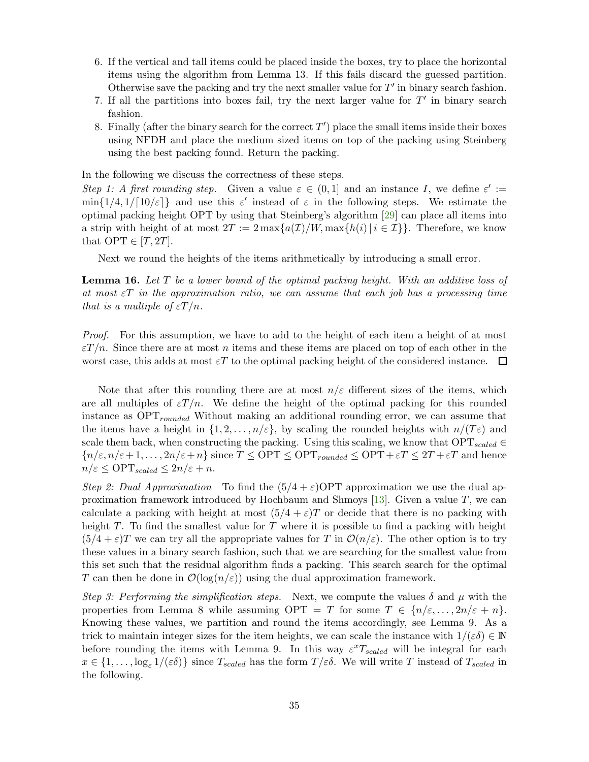6. If the vertical and tall items could be placed inside the boxes, try to place the horizontal items using the algorithm from Lemma 13. If this fails discard the guessed partition. Otherwise save the packing and try the next smaller value for $T'$ in binary search fashion.
7. If all the partitions into boxes fail, try the next larger value for $T'$ in binary search fashion.
8. Finally (after the binary search for the correct $T'$) place the small items inside their boxes using NFDH and place the medium sized items on top of the packing using Steinberg using the best packing found. Return the packing.

In the following we discuss the correctness of these steps.

*Step 1: A first rounding step.* Given a value $\varepsilon \in (0, 1]$ and an instance $I$, we define $\varepsilon' := \min\{1/4, 1/\lceil 10/\varepsilon \rceil\}$ and use this $\varepsilon'$ instead of $\varepsilon$ in the following steps. We estimate the optimal packing height OPT by using that Steinberg's algorithm [29] can place all items into a strip with height of at most $2T := 2\max\{a(\mathcal{I})/W, \max\{h(i) \,|\, i \in \mathcal{I}\}\}$. Therefore, we know that $\mathrm{OPT} \in [T, 2T]$.

Next we round the heights of the items arithmetically by introducing a small error.

**Lemma 16.** *Let $T$ be a lower bound of the optimal packing height. With an additive loss of at most $\varepsilon T$ in the approximation ratio, we can assume that each job has a processing time that is a multiple of $\varepsilon T/n$.*

*Proof.* For this assumption, we have to add to the height of each item a height of at most $\varepsilon T/n$. Since there are at most $n$ items and these items are placed on top of each other in the worst case, this adds at most $\varepsilon T$ to the optimal packing height of the considered instance. $\square$

Note that after this rounding there are at most $n/\varepsilon$ different sizes of the items, which are all multiples of $\varepsilon T/n$. We define the height of the optimal packing for this rounded instance as $\mathrm{OPT}_{rounded}$ Without making an additional rounding error, we can assume that the items have a height in $\{1, 2, \ldots, n/\varepsilon\}$, by scaling the rounded heights with $n/(T\varepsilon)$ and scale them back, when constructing the packing. Using this scaling, we know that $\mathrm{OPT}_{scaled} \in \{n/\varepsilon, n/\varepsilon + 1, \ldots, 2n/\varepsilon + n\}$ since $T \leq \mathrm{OPT} \leq \mathrm{OPT}_{rounded} \leq \mathrm{OPT} + \varepsilon T \leq 2T + \varepsilon T$ and hence $n/\varepsilon \leq \mathrm{OPT}_{scaled} \leq 2n/\varepsilon + n$.

*Step 2: Dual Approximation* To find the $(5/4 + \varepsilon)\mathrm{OPT}$ approximation we use the dual approximation framework introduced by Hochbaum and Shmoys [13]. Given a value $T$, we can calculate a packing with height at most $(5/4 + \varepsilon)T$ or decide that there is no packing with height $T$. To find the smallest value for $T$ where it is possible to find a packing with height $(5/4 + \varepsilon)T$ we can try all the appropriate values for $T$ in $\mathcal{O}(n/\varepsilon)$. The other option is to try these values in a binary search fashion, such that we are searching for the smallest value from this set such that the residual algorithm finds a packing. This search search for the optimal $T$ can then be done in $\mathcal{O}(\log(n/\varepsilon))$ using the dual approximation framework.

*Step 3: Performing the simplification steps.* Next, we compute the values $\delta$ and $\mu$ with the properties from Lemma 8 while assuming $\mathrm{OPT} = T$ for some $T \in \{n/\varepsilon, \ldots, 2n/\varepsilon + n\}$. Knowing these values, we partition and round the items accordingly, see Lemma 9. As a trick to maintain integer sizes for the item heights, we can scale the instance with $1/(\varepsilon\delta) \in \mathbb{N}$ before rounding the items with Lemma 9. In this way $\varepsilon^x T_{scaled}$ will be integral for each $x \in \{1, \ldots, \log_\varepsilon 1/(\varepsilon\delta)\}$ since $T_{scaled}$ has the form $T/\varepsilon\delta$. We will write $T$ instead of $T_{scaled}$ in the following.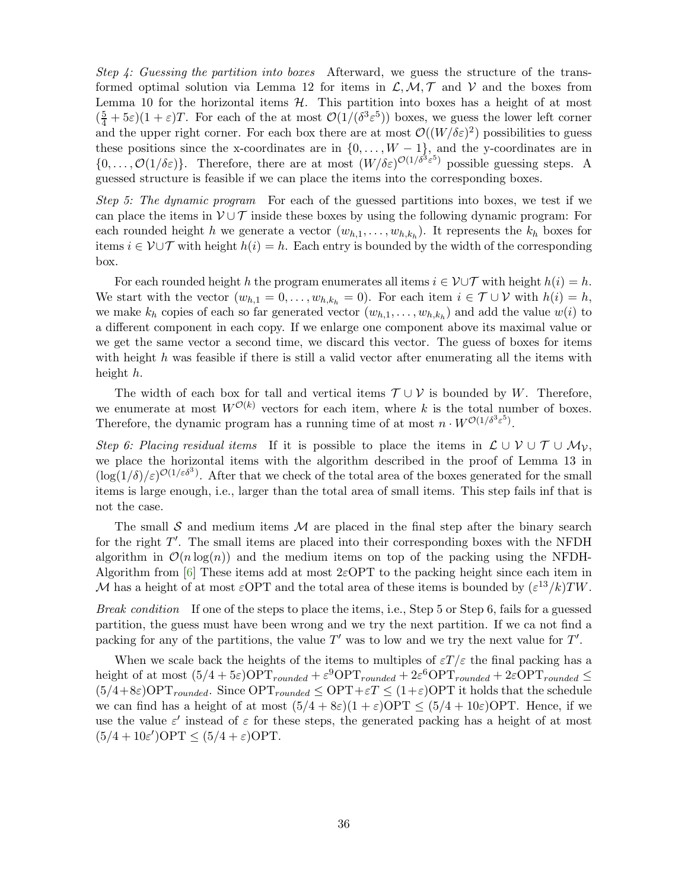*Step 4: Guessing the partition into boxes* Afterward, we guess the structure of the transformed optimal solution via Lemma 12 for items in $\mathcal{L}, \mathcal{M}, \mathcal{T}$ and $\mathcal{V}$ and the boxes from Lemma 10 for the horizontal items $\mathcal{H}$. This partition into boxes has a height of at most $(\frac{5}{4} + 5\varepsilon)(1 + \varepsilon)T$. For each of the at most $\mathcal{O}(1/(\delta^3\varepsilon^5))$ boxes, we guess the lower left corner and the upper right corner. For each box there are at most $\mathcal{O}((W/\delta\varepsilon)^2)$ possibilities to guess these positions since the x-coordinates are in $\{0, \ldots, W-1\}$, and the y-coordinates are in $\{0, \ldots, \mathcal{O}(1/\delta\varepsilon)\}$. Therefore, there are at most $(W/\delta\varepsilon)^{\mathcal{O}(1/\delta^3\varepsilon^5)}$ possible guessing steps. A guessed structure is feasible if we can place the items into the corresponding boxes.

*Step 5: The dynamic program* For each of the guessed partitions into boxes, we test if we can place the items in $\mathcal{V} \cup \mathcal{T}$ inside these boxes by using the following dynamic program: For each rounded height $h$ we generate a vector $(w_{h,1}, \ldots, w_{h,k_h})$. It represents the $k_h$ boxes for items $i \in \mathcal{V} \cup \mathcal{T}$ with height $h(i) = h$. Each entry is bounded by the width of the corresponding box.

For each rounded height $h$ the program enumerates all items $i \in \mathcal{V} \cup \mathcal{T}$ with height $h(i) = h$. We start with the vector $(w_{h,1} = 0, \ldots, w_{h,k_h} = 0)$. For each item $i \in \mathcal{T} \cup \mathcal{V}$ with $h(i) = h$, we make $k_h$ copies of each so far generated vector $(w_{h,1}, \ldots, w_{h,k_h})$ and add the value $w(i)$ to a different component in each copy. If we enlarge one component above its maximal value or we get the same vector a second time, we discard this vector. The guess of boxes for items with height $h$ was feasible if there is still a valid vector after enumerating all the items with height $h$.

The width of each box for tall and vertical items $\mathcal{T} \cup \mathcal{V}$ is bounded by $W$. Therefore, we enumerate at most $W^{\mathcal{O}(k)}$ vectors for each item, where $k$ is the total number of boxes. Therefore, the dynamic program has a running time of at most $n \cdot W^{\mathcal{O}(1/\delta^3\varepsilon^5)}$.

*Step 6: Placing residual items* If it is possible to place the items in $\mathcal{L} \cup \mathcal{V} \cup \mathcal{T} \cup \mathcal{M}_{\mathcal{V}}$, we place the horizontal items with the algorithm described in the proof of Lemma 13 in $(\log(1/\delta)/\varepsilon)^{\mathcal{O}(1/\varepsilon\delta^3)}$. After that we check of the total area of the boxes generated for the small items is large enough, i.e., larger than the total area of small items. This step fails inf that is not the case.

The small $\mathcal{S}$ and medium items $\mathcal{M}$ are placed in the final step after the binary search for the right $T'$. The small items are placed into their corresponding boxes with the NFDH algorithm in $\mathcal{O}(n\log(n))$ and the medium items on top of the packing using the NFDH-Algorithm from [6] These items add at most $2\varepsilon\mathrm{OPT}$ to the packing height since each item in $\mathcal{M}$ has a height of at most $\varepsilon\mathrm{OPT}$ and the total area of these items is bounded by $(\varepsilon^{13}/k)TW$.

*Break condition* If one of the steps to place the items, i.e., Step 5 or Step 6, fails for a guessed partition, the guess must have been wrong and we try the next partition. If we ca not find a packing for any of the partitions, the value $T'$ was to low and we try the next value for $T'$.

When we scale back the heights of the items to multiples of $\varepsilon T/\varepsilon$ the final packing has a height of at most $(5/4 + 5\varepsilon)\mathrm{OPT}_{rounded} + \varepsilon^9\mathrm{OPT}_{rounded} + 2\varepsilon^6\mathrm{OPT}_{rounded} + 2\varepsilon\mathrm{OPT}_{rounded} \leq (5/4+8\varepsilon)\mathrm{OPT}_{rounded}$. Since $\mathrm{OPT}_{rounded} \leq \mathrm{OPT}+\varepsilon T \leq (1+\varepsilon)\mathrm{OPT}$ it holds that the schedule we can find has a height of at most $(5/4 + 8\varepsilon)(1 + \varepsilon)\mathrm{OPT} \leq (5/4 + 10\varepsilon)\mathrm{OPT}$. Hence, if we use the value $\varepsilon'$ instead of $\varepsilon$ for these steps, the generated packing has a height of at most $(5/4 + 10\varepsilon')\mathrm{OPT} \leq (5/4 + \varepsilon)\mathrm{OPT}$.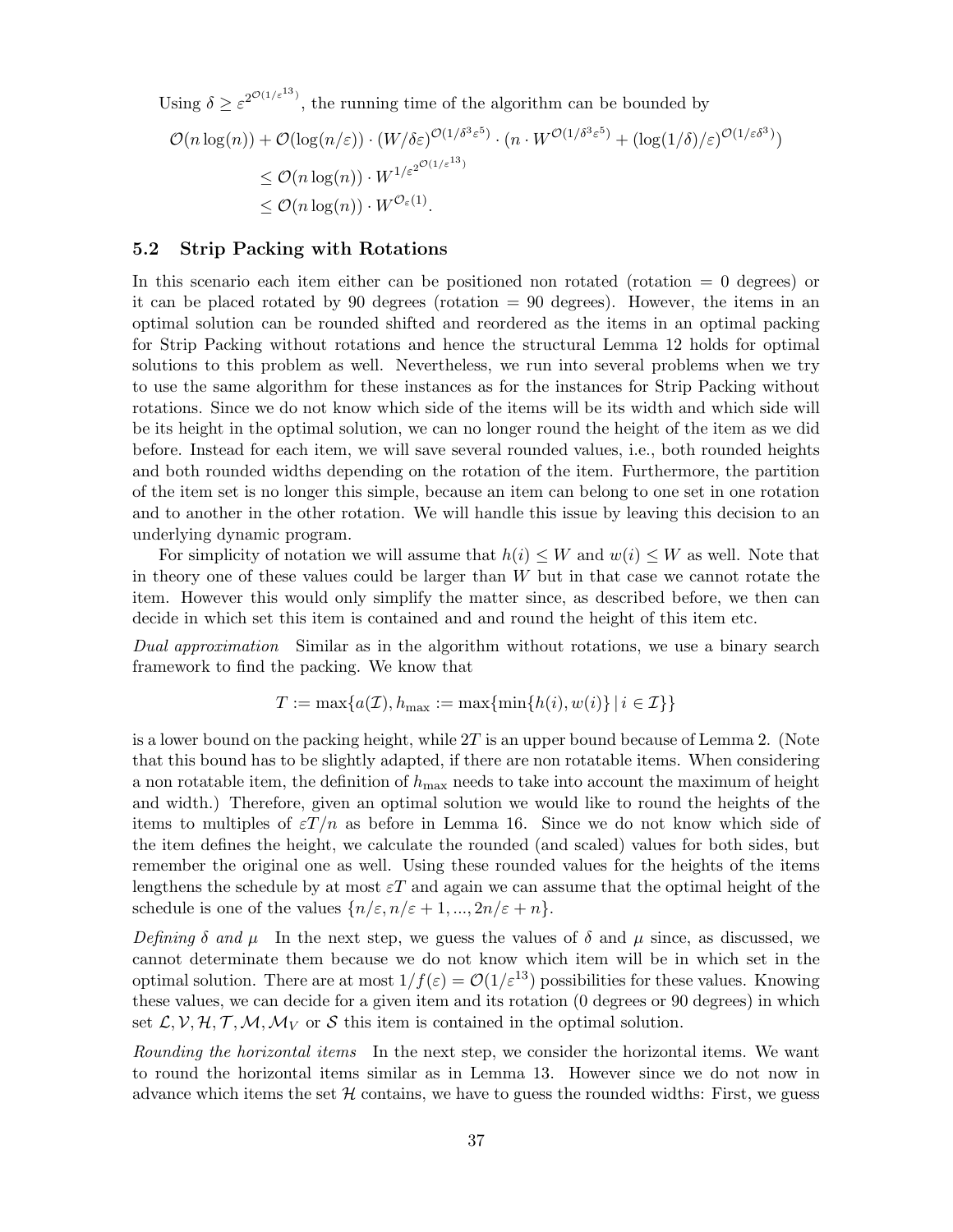Using $\delta \geq \varepsilon^{2^{\mathcal{O}(1/\varepsilon^{13})}}$, the running time of the algorithm can be bounded by

$$
\begin{aligned}
\mathcal{O}(n\log(n)) + \mathcal{O}(\log(n/\varepsilon)) \cdot (W/\delta\varepsilon)^{\mathcal{O}(1/\delta^3\varepsilon^5)} \cdot (n \cdot W^{\mathcal{O}(1/\delta^3\varepsilon^5)} + (\log(1/\delta)/\varepsilon)^{\mathcal{O}(1/\varepsilon\delta^3)}) \\
\leq \mathcal{O}(n\log(n)) \cdot W^{1/\varepsilon^{2^{\mathcal{O}(1/\varepsilon^{13})}}} \\
\leq \mathcal{O}(n\log(n)) \cdot W^{\mathcal{O}_\varepsilon(1)}.
\end{aligned}
$$

### 5.2 Strip Packing with Rotations

In this scenario each item either can be positioned non rotated (rotation = 0 degrees) or it can be placed rotated by 90 degrees (rotation = 90 degrees). However, the items in an optimal solution can be rounded shifted and reordered as the items in an optimal packing for Strip Packing without rotations and hence the structural Lemma 12 holds for optimal solutions to this problem as well. Nevertheless, we run into several problems when we try to use the same algorithm for these instances as for the instances for Strip Packing without rotations. Since we do not know which side of the items will be its width and which side will be its height in the optimal solution, we can no longer round the height of the item as we did before. Instead for each item, we will save several rounded values, i.e., both rounded heights and both rounded widths depending on the rotation of the item. Furthermore, the partition of the item set is no longer this simple, because an item can belong to one set in one rotation and to another in the other rotation. We will handle this issue by leaving this decision to an underlying dynamic program.

For simplicity of notation we will assume that $h(i) \leq W$ and $w(i) \leq W$ as well. Note that in theory one of these values could be larger than $W$ but in that case we cannot rotate the item. However this would only simplify the matter since, as described before, we then can decide in which set this item is contained and and round the height of this item etc.

*Dual approximation* Similar as in the algorithm without rotations, we use a binary search framework to find the packing. We know that

$$T := \max\{a(\mathcal{I}), h_{\max} := \max\{\min\{h(i), w(i)\} \,|\, i \in \mathcal{I}\}\}$$

is a lower bound on the packing height, while $2T$ is an upper bound because of Lemma 2. (Note that this bound has to be slightly adapted, if there are non rotatable items. When considering a non rotatable item, the definition of $h_{\max}$ needs to take into account the maximum of height and width.) Therefore, given an optimal solution we would like to round the heights of the items to multiples of $\varepsilon T/n$ as before in Lemma 16. Since we do not know which side of the item defines the height, we calculate the rounded (and scaled) values for both sides, but remember the original one as well. Using these rounded values for the heights of the items lengthens the schedule by at most $\varepsilon T$ and again we can assume that the optimal height of the schedule is one of the values $\{n/\varepsilon, n/\varepsilon + 1, ..., 2n/\varepsilon + n\}$.

*Defining $\delta$ and $\mu$* In the next step, we guess the values of $\delta$ and $\mu$ since, as discussed, we cannot determinate them because we do not know which item will be in which set in the optimal solution. There are at most $1/f(\varepsilon) = \mathcal{O}(1/\varepsilon^{13})$ possibilities for these values. Knowing these values, we can decide for a given item and its rotation (0 degrees or 90 degrees) in which set $\mathcal{L}, \mathcal{V}, \mathcal{H}, \mathcal{T}, \mathcal{M}, \mathcal{M}_V$ or $\mathcal{S}$ this item is contained in the optimal solution.

*Rounding the horizontal items* In the next step, we consider the horizontal items. We want to round the horizontal items similar as in Lemma 13. However since we do not now in advance which items the set $\mathcal{H}$ contains, we have to guess the rounded widths: First, we guess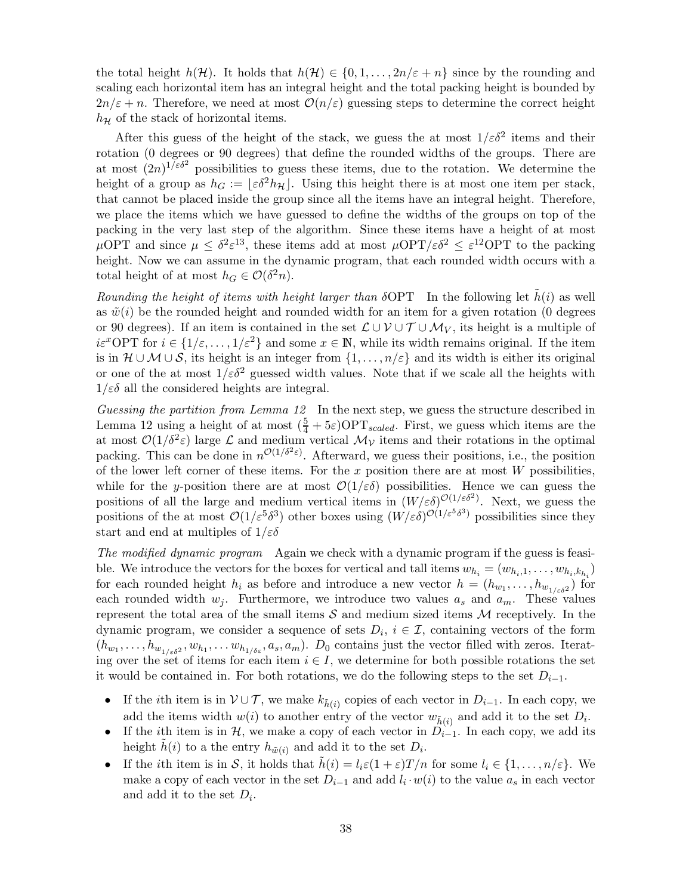the total height $h(\mathcal{H})$. It holds that $h(\mathcal{H}) \in \{0, 1, \ldots, 2n/\varepsilon + n\}$ since by the rounding and scaling each horizontal item has an integral height and the total packing height is bounded by $2n/\varepsilon + n$. Therefore, we need at most $\mathcal{O}(n/\varepsilon)$ guessing steps to determine the correct height $h_{\mathcal{H}}$ of the stack of horizontal items.

After this guess of the height of the stack, we guess the at most $1/\varepsilon\delta^2$ items and their rotation (0 degrees or 90 degrees) that define the rounded widths of the groups. There are at most $(2n)^{1/\varepsilon\delta^2}$ possibilities to guess these items, due to the rotation. We determine the height of a group as $h_G := \lfloor \varepsilon\delta^2 h_{\mathcal{H}} \rfloor$. Using this height there is at most one item per stack, that cannot be placed inside the group since all the items have an integral height. Therefore, we place the items which we have guessed to define the widths of the groups on top of the packing in the very last step of the algorithm. Since these items have a height of at most $\mu\mathrm{OPT}$ and since $\mu \leq \delta^2\varepsilon^{13}$, these items add at most $\mu\mathrm{OPT}/\varepsilon\delta^2 \leq \varepsilon^{12}\mathrm{OPT}$ to the packing height. Now we can assume in the dynamic program, that each rounded width occurs with a total height of at most $h_G \in \mathcal{O}(\delta^2 n)$.

*Rounding the height of items with height larger than $\delta\mathrm{OPT}$* In the following let $\tilde{h}(i)$ as well as $\tilde{w}(i)$ be the rounded height and rounded width for an item for a given rotation (0 degrees or 90 degrees). If an item is contained in the set $\mathcal{L} \cup \mathcal{V} \cup \mathcal{T} \cup \mathcal{M}_V$, its height is a multiple of $i\varepsilon^x\mathrm{OPT}$ for $i \in \{1/\varepsilon, \ldots, 1/\varepsilon^2\}$ and some $x \in \mathbb{N}$, while its width remains original. If the item is in $\mathcal{H} \cup \mathcal{M} \cup \mathcal{S}$, its height is an integer from $\{1, \ldots, n/\varepsilon\}$ and its width is either its original or one of the at most $1/\varepsilon\delta^2$ guessed width values. Note that if we scale all the heights with $1/\varepsilon\delta$ all the considered heights are integral.

*Guessing the partition from Lemma 12* In the next step, we guess the structure described in Lemma 12 using a height of at most $(\frac{5}{4} + 5\varepsilon)\mathrm{OPT}_{scaled}$. First, we guess which items are the at most $\mathcal{O}(1/\delta^2\varepsilon)$ large $\mathcal{L}$ and medium vertical $\mathcal{M}_{\mathcal{V}}$ items and their rotations in the optimal packing. This can be done in $n^{\mathcal{O}(1/\delta^2\varepsilon)}$. Afterward, we guess their positions, i.e., the position of the lower left corner of these items. For the $x$ position there are at most $W$ possibilities, while for the $y$-position there are at most $\mathcal{O}(1/\varepsilon\delta)$ possibilities. Hence we can guess the positions of all the large and medium vertical items in $(W/\varepsilon\delta)^{\mathcal{O}(1/\varepsilon\delta^2)}$. Next, we guess the positions of the at most $\mathcal{O}(1/\varepsilon^5\delta^3)$ other boxes using $(W/\varepsilon\delta)^{\mathcal{O}(1/\varepsilon^5\delta^3)}$ possibilities since they start and end at multiples of $1/\varepsilon\delta$

*The modified dynamic program* Again we check with a dynamic program if the guess is feasible. We introduce the vectors for the boxes for vertical and tall items $w_{h_i} = (w_{h_i,1}, \ldots, w_{h_i,k_{h_i}})$ for each rounded height $h_i$ as before and introduce a new vector $h = (h_{w_1}, \ldots, h_{w_{1/\varepsilon\delta^2}})$ for each rounded width $w_j$. Furthermore, we introduce two values $a_s$ and $a_m$. These values represent the total area of the small items $\mathcal{S}$ and medium sized items $\mathcal{M}$ receptively. In the dynamic program, we consider a sequence of sets $D_i$, $i \in \mathcal{I}$, containing vectors of the form $(h_{w_1}, \ldots, h_{w_{1/\varepsilon\delta^2}}, w_{h_1}, \ldots w_{h_{1/\delta\varepsilon}}, a_s, a_m)$. $D_0$ contains just the vector filled with zeros. Iterating over the set of items for each item $i \in I$, we determine for both possible rotations the set it would be contained in. For both rotations, we do the following steps to the set $D_{i-1}$.

- If the $i$th item is in $\mathcal{V} \cup \mathcal{T}$, we make $k_{\tilde{h}(i)}$ copies of each vector in $D_{i-1}$. In each copy, we add the items width $w(i)$ to another entry of the vector $w_{\tilde{h}(i)}$ and add it to the set $D_i$.
- If the $i$th item is in $\mathcal{H}$, we make a copy of each vector in $D_{i-1}$. In each copy, we add its height $\tilde{h}(i)$ to a the entry $h_{\tilde{w}(i)}$ and add it to the set $D_i$.
- If the $i$th item is in $\mathcal{S}$, it holds that $\tilde{h}(i) = l_i\varepsilon(1+\varepsilon)T/n$ for some $l_i \in \{1, \ldots, n/\varepsilon\}$. We make a copy of each vector in the set $D_{i-1}$ and add $l_i \cdot w(i)$ to the value $a_s$ in each vector and add it to the set $D_i$.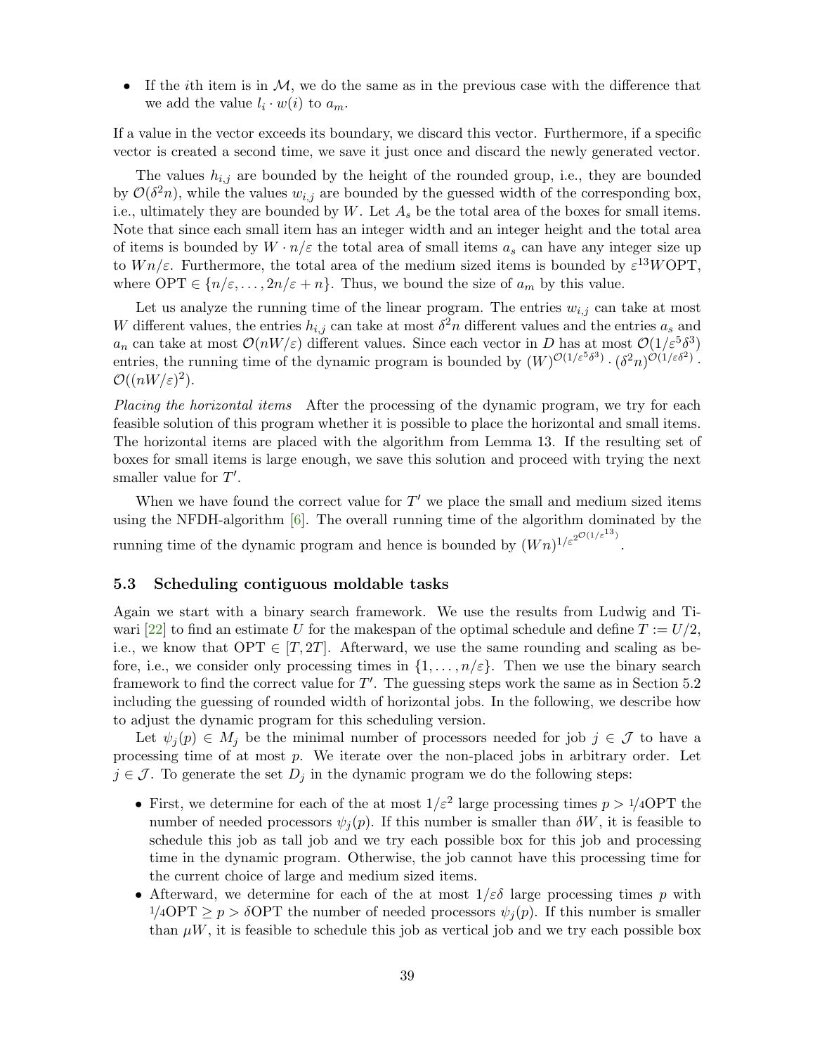- If the $i$th item is in $\mathcal{M}$, we do the same as in the previous case with the difference that we add the value $l_i \cdot w(i)$ to $a_m$.

If a value in the vector exceeds its boundary, we discard this vector. Furthermore, if a specific vector is created a second time, we save it just once and discard the newly generated vector.

The values $h_{i,j}$ are bounded by the height of the rounded group, i.e., they are bounded by $\mathcal{O}(\delta^2 n)$, while the values $w_{i,j}$ are bounded by the guessed width of the corresponding box, i.e., ultimately they are bounded by $W$. Let $A_s$ be the total area of the boxes for small items. Note that since each small item has an integer width and an integer height and the total area of items is bounded by $W \cdot n/\varepsilon$ the total area of small items $a_s$ can have any integer size up to $Wn/\varepsilon$. Furthermore, the total area of the medium sized items is bounded by $\varepsilon^{13} W\mathrm{OPT}$, where $\mathrm{OPT} \in \{n/\varepsilon, \dots, 2n/\varepsilon + n\}$. Thus, we bound the size of $a_m$ by this value.

Let us analyze the running time of the linear program. The entries $w_{i,j}$ can take at most $W$ different values, the entries $h_{i,j}$ can take at most $\delta^2 n$ different values and the entries $a_s$ and $a_n$ can take at most $\mathcal{O}(nW/\varepsilon)$ different values. Since each vector in $D$ has at most $\mathcal{O}(1/\varepsilon^5\delta^3)$ entries, the running time of the dynamic program is bounded by $(W)^{\mathcal{O}(1/\varepsilon^5\delta^3)} \cdot (\delta^2 n)^{\mathcal{O}(1/\varepsilon\delta^2)} \cdot \mathcal{O}((nW/\varepsilon)^2)$.

*Placing the horizontal items* After the processing of the dynamic program, we try for each feasible solution of this program whether it is possible to place the horizontal and small items. The horizontal items are placed with the algorithm from Lemma 13. If the resulting set of boxes for small items is large enough, we save this solution and proceed with trying the next smaller value for $T'$.

When we have found the correct value for $T'$ we place the small and medium sized items using the NFDH-algorithm [6]. The overall running time of the algorithm dominated by the running time of the dynamic program and hence is bounded by $(Wn)^{1/\varepsilon^{2^{\mathcal{O}(1/\varepsilon^{13})}}}$.

### 5.3 Scheduling contiguous moldable tasks

Again we start with a binary search framework. We use the results from Ludwig and Tiwari [22] to find an estimate $U$ for the makespan of the optimal schedule and define $T := U/2$, i.e., we know that $\mathrm{OPT} \in [T, 2T]$. Afterward, we use the same rounding and scaling as before, i.e., we consider only processing times in $\{1, \dots, n/\varepsilon\}$. Then we use the binary search framework to find the correct value for $T'$. The guessing steps work the same as in Section 5.2 including the guessing of rounded width of horizontal jobs. In the following, we describe how to adjust the dynamic program for this scheduling version.

Let $\psi_j(p) \in M_j$ be the minimal number of processors needed for job $j \in \mathcal{J}$ to have a processing time of at most $p$. We iterate over the non-placed jobs in arbitrary order. Let $j \in \mathcal{J}$. To generate the set $D_j$ in the dynamic program we do the following steps:

- First, we determine for each of the at most $1/\varepsilon^2$ large processing times $p > 1/4\mathrm{OPT}$ the number of needed processors $\psi_j(p)$. If this number is smaller than $\delta W$, it is feasible to schedule this job as tall job and we try each possible box for this job and processing time in the dynamic program. Otherwise, the job cannot have this processing time for the current choice of large and medium sized items.
- Afterward, we determine for each of the at most $1/\varepsilon\delta$ large processing times $p$ with $1/4\mathrm{OPT} \geq p > \delta\mathrm{OPT}$ the number of needed processors $\psi_j(p)$. If this number is smaller than $\mu W$, it is feasible to schedule this job as vertical job and we try each possible box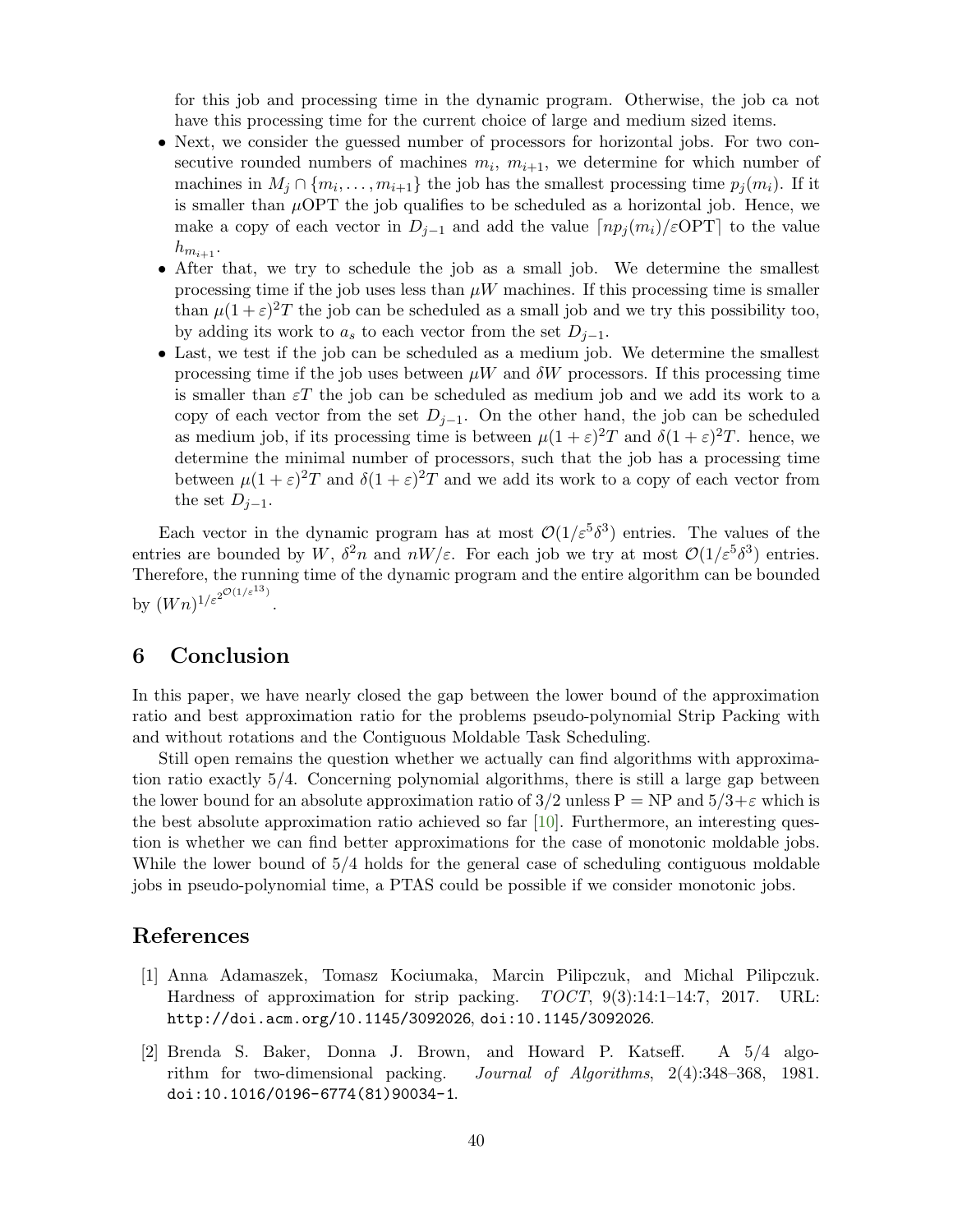for this job and processing time in the dynamic program. Otherwise, the job ca not have this processing time for the current choice of large and medium sized items.

- Next, we consider the guessed number of processors for horizontal jobs. For two consecutive rounded numbers of machines $m_i$, $m_{i+1}$, we determine for which number of machines in $M_j \cap \{m_i, \dots, m_{i+1}\}$ the job has the smallest processing time $p_j(m_i)$. If it is smaller than $\mu\mathrm{OPT}$ the job qualifies to be scheduled as a horizontal job. Hence, we make a copy of each vector in $D_{j-1}$ and add the value $\lceil np_j(m_i)/\varepsilon\mathrm{OPT}\rceil$ to the value $h_{m_{i+1}}$.
- After that, we try to schedule the job as a small job. We determine the smallest processing time if the job uses less than $\mu W$ machines. If this processing time is smaller than $\mu(1+\varepsilon)^2T$ the job can be scheduled as a small job and we try this possibility too, by adding its work to $a_s$ to each vector from the set $D_{j-1}$.
- Last, we test if the job can be scheduled as a medium job. We determine the smallest processing time if the job uses between $\mu W$ and $\delta W$ processors. If this processing time is smaller than $\varepsilon T$ the job can be scheduled as medium job and we add its work to a copy of each vector from the set $D_{j-1}$. On the other hand, the job can be scheduled as medium job, if its processing time is between $\mu(1+\varepsilon)^2T$ and $\delta(1+\varepsilon)^2T$. hence, we determine the minimal number of processors, such that the job has a processing time between $\mu(1+\varepsilon)^2T$ and $\delta(1+\varepsilon)^2T$ and we add its work to a copy of each vector from the set $D_{j-1}$.

Each vector in the dynamic program has at most $\mathcal{O}(1/\varepsilon^5\delta^3)$ entries. The values of the entries are bounded by $W$, $\delta^2 n$ and $nW/\varepsilon$. For each job we try at most $\mathcal{O}(1/\varepsilon^5\delta^3)$ entries. Therefore, the running time of the dynamic program and the entire algorithm can be bounded by $(Wn)^{1/\varepsilon^{2^{\mathcal{O}(1/\varepsilon^{13})}}}$.

## 6 Conclusion

In this paper, we have nearly closed the gap between the lower bound of the approximation ratio and best approximation ratio for the problems pseudo-polynomial Strip Packing with and without rotations and the Contiguous Moldable Task Scheduling.

Still open remains the question whether we actually can find algorithms with approximation ratio exactly 5/4. Concerning polynomial algorithms, there is still a large gap between the lower bound for an absolute approximation ratio of 3/2 unless P = NP and $5/3+\varepsilon$ which is the best absolute approximation ratio achieved so far [10]. Furthermore, an interesting question is whether we can find better approximations for the case of monotonic moldable jobs. While the lower bound of 5/4 holds for the general case of scheduling contiguous moldable jobs in pseudo-polynomial time, a PTAS could be possible if we consider monotonic jobs.

## References

[1] Anna Adamaszek, Tomasz Kociumaka, Marcin Pilipczuk, and Michal Pilipczuk. Hardness of approximation for strip packing. *TOCT*, 9(3):14:1–14:7, 2017. URL: http://doi.acm.org/10.1145/3092026, doi:10.1145/3092026.

[2] Brenda S. Baker, Donna J. Brown, and Howard P. Katseff. A 5/4 algorithm for two-dimensional packing. *Journal of Algorithms*, 2(4):348–368, 1981. doi:10.1016/0196-6774(81)90034-1.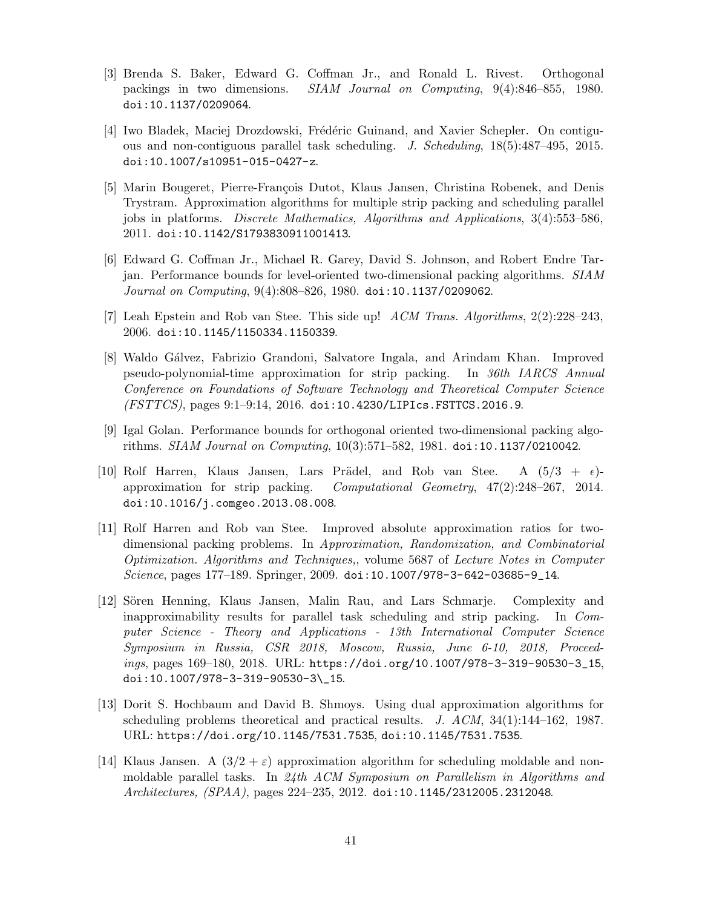[3] Brenda S. Baker, Edward G. Coffman Jr., and Ronald L. Rivest. Orthogonal packings in two dimensions. *SIAM Journal on Computing*, 9(4):846–855, 1980. doi:10.1137/0209064.

[4] Iwo Bladek, Maciej Drozdowski, Frédéric Guinand, and Xavier Schepler. On contiguous and non-contiguous parallel task scheduling. *J. Scheduling*, 18(5):487–495, 2015. doi:10.1007/s10951-015-0427-z.

[5] Marin Bougeret, Pierre-François Dutot, Klaus Jansen, Christina Robenek, and Denis Trystram. Approximation algorithms for multiple strip packing and scheduling parallel jobs in platforms. *Discrete Mathematics, Algorithms and Applications*, 3(4):553–586, 2011. doi:10.1142/S1793830911001413.

[6] Edward G. Coffman Jr., Michael R. Garey, David S. Johnson, and Robert Endre Tarjan. Performance bounds for level-oriented two-dimensional packing algorithms. *SIAM Journal on Computing*, 9(4):808–826, 1980. doi:10.1137/0209062.

[7] Leah Epstein and Rob van Stee. This side up! *ACM Trans. Algorithms*, 2(2):228–243, 2006. doi:10.1145/1150334.1150339.

[8] Waldo Gálvez, Fabrizio Grandoni, Salvatore Ingala, and Arindam Khan. Improved pseudo-polynomial-time approximation for strip packing. In *36th IARCS Annual Conference on Foundations of Software Technology and Theoretical Computer Science (FSTTCS)*, pages 9:1–9:14, 2016. doi:10.4230/LIPIcs.FSTTCS.2016.9.

[9] Igal Golan. Performance bounds for orthogonal oriented two-dimensional packing algorithms. *SIAM Journal on Computing*, 10(3):571–582, 1981. doi:10.1137/0210042.

[10] Rolf Harren, Klaus Jansen, Lars Prädel, and Rob van Stee. A $(5/3 + \epsilon)$-approximation for strip packing. *Computational Geometry*, 47(2):248–267, 2014. doi:10.1016/j.comgeo.2013.08.008.

[11] Rolf Harren and Rob van Stee. Improved absolute approximation ratios for two-dimensional packing problems. In *Approximation, Randomization, and Combinatorial Optimization. Algorithms and Techniques,*, volume 5687 of *Lecture Notes in Computer Science*, pages 177–189. Springer, 2009. doi:10.1007/978-3-642-03685-9_14.

[12] Sören Henning, Klaus Jansen, Malin Rau, and Lars Schmarje. Complexity and inapproximability results for parallel task scheduling and strip packing. In *Computer Science - Theory and Applications - 13th International Computer Science Symposium in Russia, CSR 2018, Moscow, Russia, June 6-10, 2018, Proceedings*, pages 169–180, 2018. URL: https://doi.org/10.1007/978-3-319-90530-3_15, doi:10.1007/978-3-319-90530-3\_15.

[13] Dorit S. Hochbaum and David B. Shmoys. Using dual approximation algorithms for scheduling problems theoretical and practical results. *J. ACM*, 34(1):144–162, 1987. URL: https://doi.org/10.1145/7531.7535, doi:10.1145/7531.7535.

[14] Klaus Jansen. A $(3/2 + \varepsilon)$ approximation algorithm for scheduling moldable and non-moldable parallel tasks. In *24th ACM Symposium on Parallelism in Algorithms and Architectures, (SPAA)*, pages 224–235, 2012. doi:10.1145/2312005.2312048.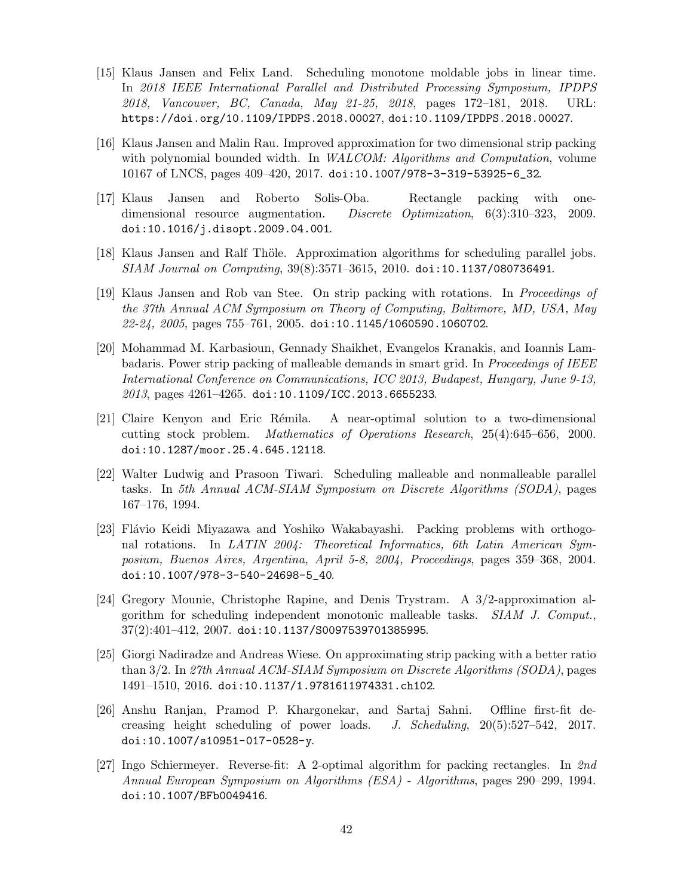[15] Klaus Jansen and Felix Land. Scheduling monotone moldable jobs in linear time. In *2018 IEEE International Parallel and Distributed Processing Symposium, IPDPS 2018, Vancouver, BC, Canada, May 21-25, 2018*, pages 172–181, 2018. URL: `https://doi.org/10.1109/IPDPS.2018.00027`, `doi:10.1109/IPDPS.2018.00027`.

[16] Klaus Jansen and Malin Rau. Improved approximation for two dimensional strip packing with polynomial bounded width. In *WALCOM: Algorithms and Computation*, volume 10167 of LNCS, pages 409–420, 2017. `doi:10.1007/978-3-319-53925-6_32`.

[17] Klaus Jansen and Roberto Solis-Oba. Rectangle packing with one-dimensional resource augmentation. *Discrete Optimization*, 6(3):310–323, 2009. `doi:10.1016/j.disopt.2009.04.001`.

[18] Klaus Jansen and Ralf Thöle. Approximation algorithms for scheduling parallel jobs. *SIAM Journal on Computing*, 39(8):3571–3615, 2010. `doi:10.1137/080736491`.

[19] Klaus Jansen and Rob van Stee. On strip packing with rotations. In *Proceedings of the 37th Annual ACM Symposium on Theory of Computing, Baltimore, MD, USA, May 22-24, 2005*, pages 755–761, 2005. `doi:10.1145/1060590.1060702`.

[20] Mohammad M. Karbasioun, Gennady Shaikhet, Evangelos Kranakis, and Ioannis Lambadaris. Power strip packing of malleable demands in smart grid. In *Proceedings of IEEE International Conference on Communications, ICC 2013, Budapest, Hungary, June 9-13, 2013*, pages 4261–4265. `doi:10.1109/ICC.2013.6655233`.

[21] Claire Kenyon and Eric Rémila. A near-optimal solution to a two-dimensional cutting stock problem. *Mathematics of Operations Research*, 25(4):645–656, 2000. `doi:10.1287/moor.25.4.645.12118`.

[22] Walter Ludwig and Prasoon Tiwari. Scheduling malleable and nonmalleable parallel tasks. In *5th Annual ACM-SIAM Symposium on Discrete Algorithms (SODA)*, pages 167–176, 1994.

[23] Flávio Keidi Miyazawa and Yoshiko Wakabayashi. Packing problems with orthogonal rotations. In *LATIN 2004: Theoretical Informatics, 6th Latin American Symposium, Buenos Aires, Argentina, April 5-8, 2004, Proceedings*, pages 359–368, 2004. `doi:10.1007/978-3-540-24698-5_40`.

[24] Gregory Mounie, Christophe Rapine, and Denis Trystram. A 3/2-approximation algorithm for scheduling independent monotonic malleable tasks. *SIAM J. Comput.*, 37(2):401–412, 2007. `doi:10.1137/S0097539701385995`.

[25] Giorgi Nadiradze and Andreas Wiese. On approximating strip packing with a better ratio than 3/2. In *27th Annual ACM-SIAM Symposium on Discrete Algorithms (SODA)*, pages 1491–1510, 2016. `doi:10.1137/1.9781611974331.ch102`.

[26] Anshu Ranjan, Pramod P. Khargonekar, and Sartaj Sahni. Offline first-fit decreasing height scheduling of power loads. *J. Scheduling*, 20(5):527–542, 2017. `doi:10.1007/s10951-017-0528-y`.

[27] Ingo Schiermeyer. Reverse-fit: A 2-optimal algorithm for packing rectangles. In *2nd Annual European Symposium on Algorithms (ESA) - Algorithms*, pages 290–299, 1994. `doi:10.1007/BFb0049416`.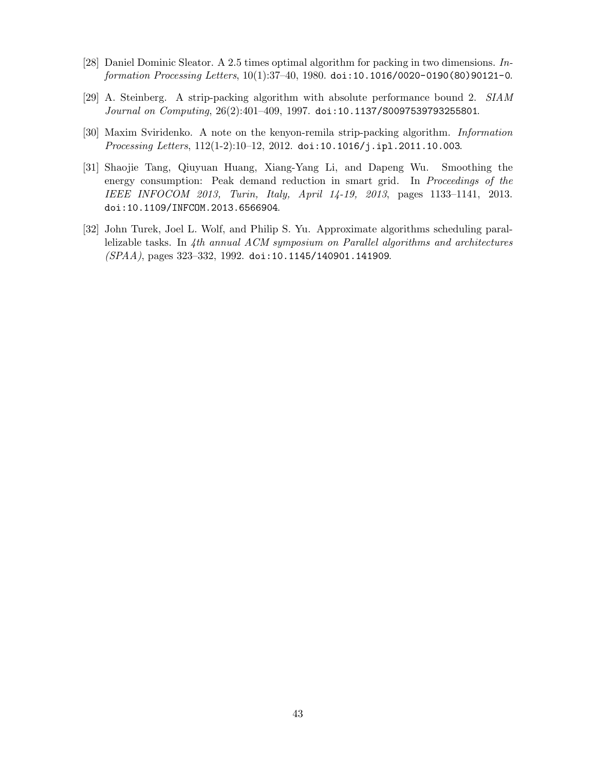[28] Daniel Dominic Sleator. A 2.5 times optimal algorithm for packing in two dimensions. *Information Processing Letters*, 10(1):37–40, 1980. doi:10.1016/0020-0190(80)90121-0.

[29] A. Steinberg. A strip-packing algorithm with absolute performance bound 2. *SIAM Journal on Computing*, 26(2):401–409, 1997. doi:10.1137/S0097539793255801.

[30] Maxim Sviridenko. A note on the kenyon-remila strip-packing algorithm. *Information Processing Letters*, 112(1-2):10–12, 2012. doi:10.1016/j.ipl.2011.10.003.

[31] Shaojie Tang, Qiuyuan Huang, Xiang-Yang Li, and Dapeng Wu. Smoothing the energy consumption: Peak demand reduction in smart grid. In *Proceedings of the IEEE INFOCOM 2013, Turin, Italy, April 14-19, 2013*, pages 1133–1141, 2013. doi:10.1109/INFCOM.2013.6566904.

[32] John Turek, Joel L. Wolf, and Philip S. Yu. Approximate algorithms scheduling parallelizable tasks. In *4th annual ACM symposium on Parallel algorithms and architectures (SPAA)*, pages 323–332, 1992. doi:10.1145/140901.141909.